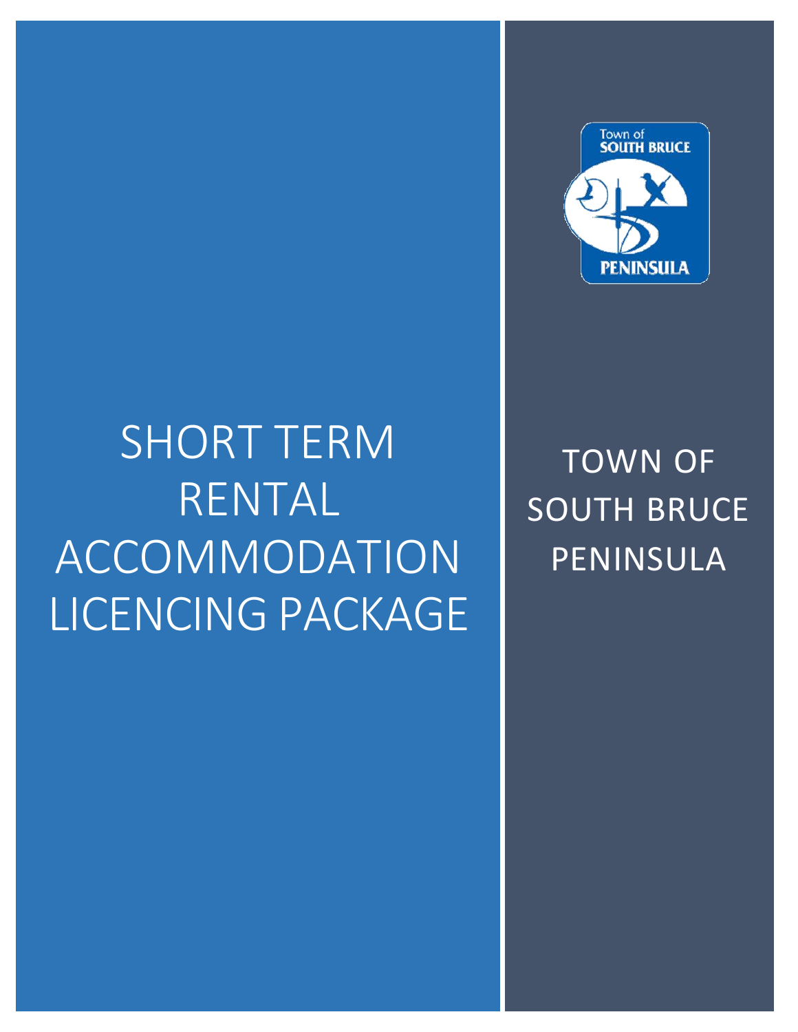# SHORT TERM RENTAL ACCOMMODATION LICENCING PACKAGE

TOWN OF SOUTH BRUCE PENINSULA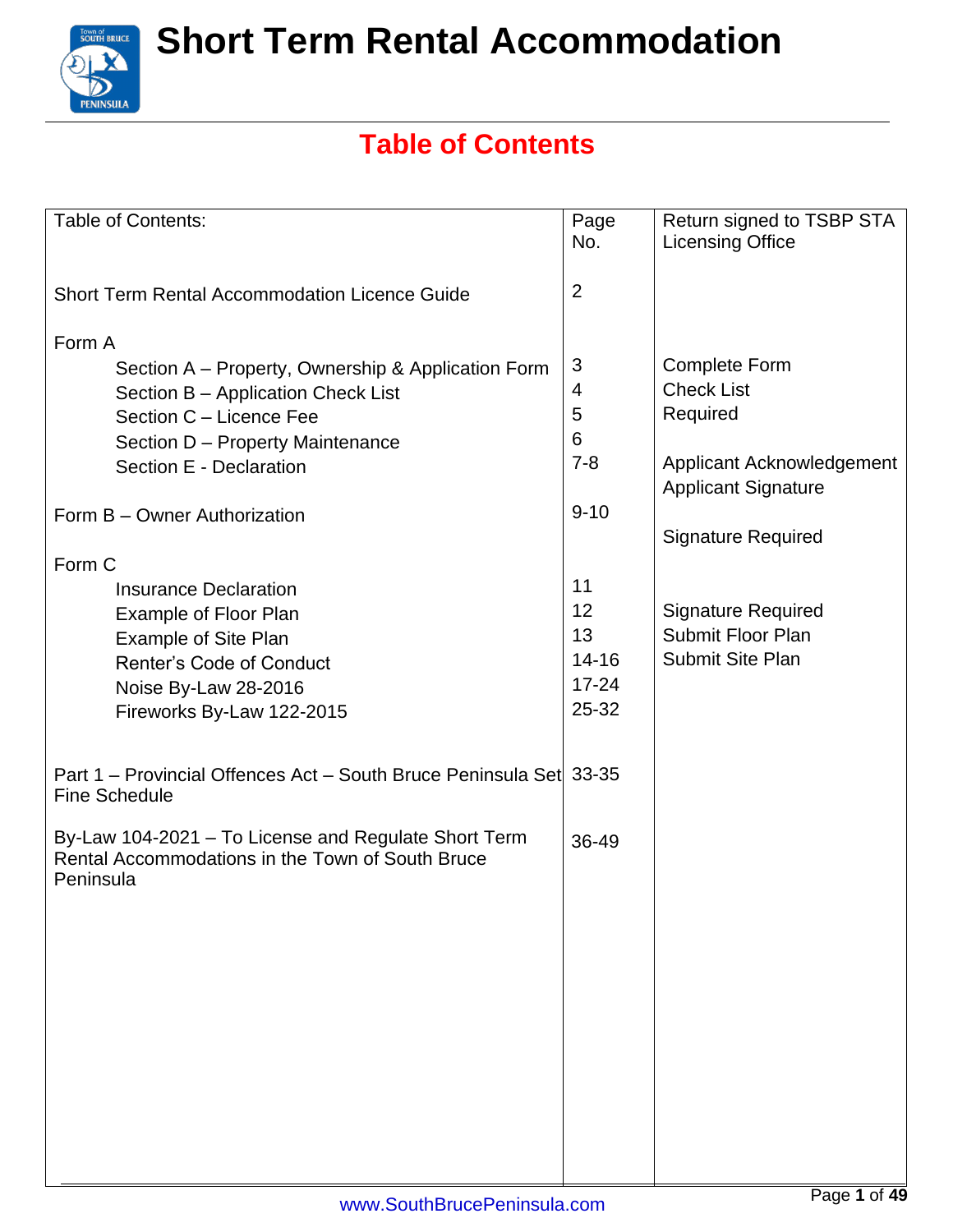# Short Term Rental Accommodation

## Table of Contents

| Table of Contents: | Page No. | Return signed to TSBP STA Licensing Office |
|---|---|---|
| Short Term Rental Accommodation Licence Guide | 2 | |
| **Form A** | | |
| Section A – Property, Ownership & Application Form | 3 | Complete Form |
| Section B – Application Check List | 4 | Check List |
| Section C – Licence Fee | 5 | Required |
| Section D – Property Maintenance | 6 | |
| Section E - Declaration | 7-8 | Applicant Acknowledgement<br>Applicant Signature |
| Form B – Owner Authorization | 9-10 | Signature Required |
| **Form C** | | |
| Insurance Declaration | 11 | Signature Required |
| Example of Floor Plan | 12 | Submit Floor Plan |
| Example of Site Plan | 13 | Submit Site Plan |
| Renter's Code of Conduct | 14-16 | |
| Noise By-Law 28-2016 | 17-24 | |
| Fireworks By-Law 122-2015 | 25-32 | |
| Part 1 – Provincial Offences Act – South Bruce Peninsula Set Fine Schedule | 33-35 | |
| By-Law 104-2021 – To License and Regulate Short Term Rental Accommodations in the Town of South Bruce Peninsula | 36-49 | |

www.SouthBrucePeninsula.com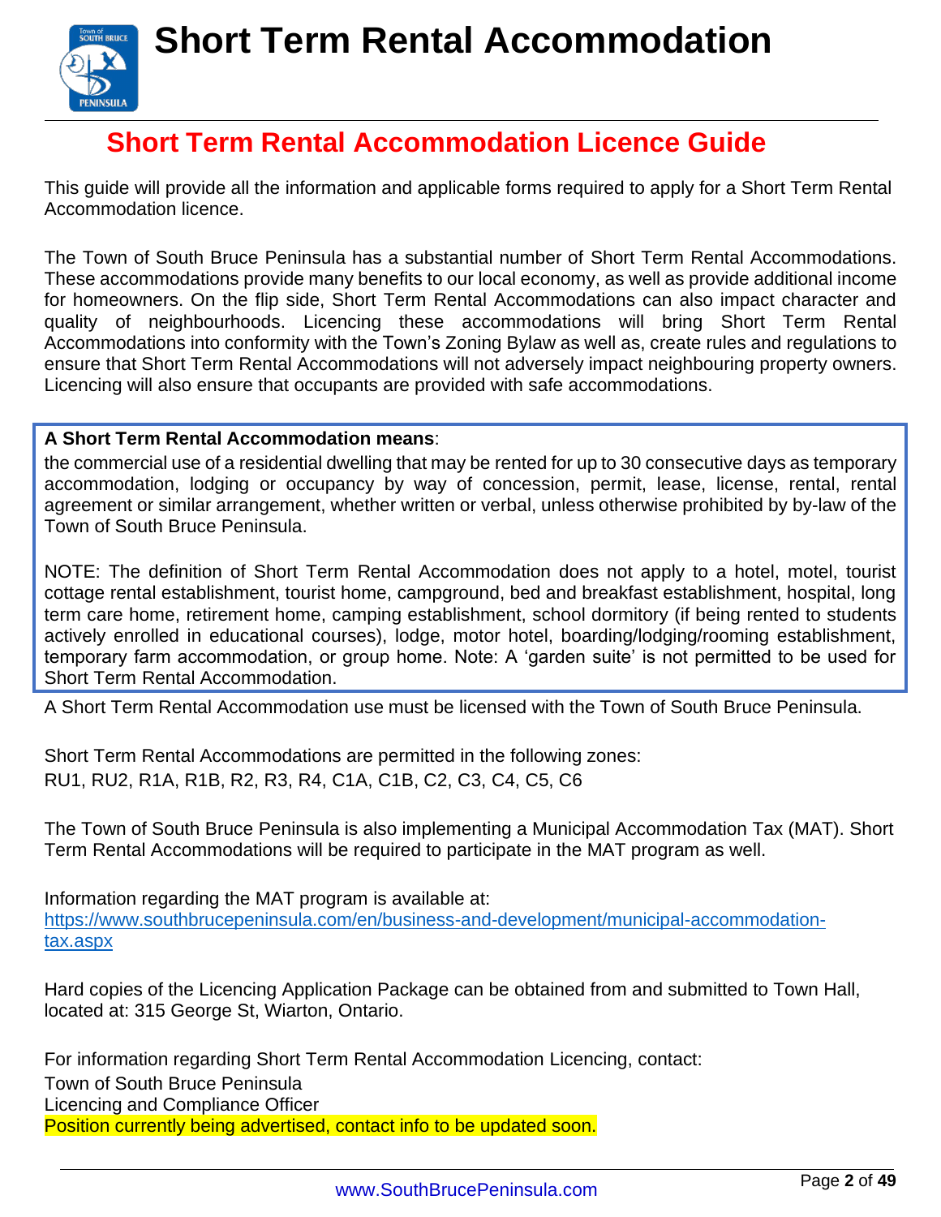# Short Term Rental Accommodation

## Short Term Rental Accommodation Licence Guide

This guide will provide all the information and applicable forms required to apply for a Short Term Rental Accommodation licence.

The Town of South Bruce Peninsula has a substantial number of Short Term Rental Accommodations. These accommodations provide many benefits to our local economy, as well as provide additional income for homeowners. On the flip side, Short Term Rental Accommodations can also impact character and quality of neighbourhoods. Licencing these accommodations will bring Short Term Rental Accommodations into conformity with the Town's Zoning Bylaw as well as, create rules and regulations to ensure that Short Term Rental Accommodations will not adversely impact neighbouring property owners. Licencing will also ensure that occupants are provided with safe accommodations.

**A Short Term Rental Accommodation means**:
the commercial use of a residential dwelling that may be rented for up to 30 consecutive days as temporary accommodation, lodging or occupancy by way of concession, permit, lease, license, rental, rental agreement or similar arrangement, whether written or verbal, unless otherwise prohibited by by-law of the Town of South Bruce Peninsula.

NOTE: The definition of Short Term Rental Accommodation does not apply to a hotel, motel, tourist cottage rental establishment, tourist home, campground, bed and breakfast establishment, hospital, long term care home, retirement home, camping establishment, school dormitory (if being rented to students actively enrolled in educational courses), lodge, motor hotel, boarding/lodging/rooming establishment, temporary farm accommodation, or group home. Note: A 'garden suite' is not permitted to be used for Short Term Rental Accommodation.

A Short Term Rental Accommodation use must be licensed with the Town of South Bruce Peninsula.

Short Term Rental Accommodations are permitted in the following zones:
RU1, RU2, R1A, R1B, R2, R3, R4, C1A, C1B, C2, C3, C4, C5, C6

The Town of South Bruce Peninsula is also implementing a Municipal Accommodation Tax (MAT). Short Term Rental Accommodations will be required to participate in the MAT program as well.

Information regarding the MAT program is available at:
https://www.southbrucepeninsula.com/en/business-and-development/municipal-accommodation-tax.aspx

Hard copies of the Licencing Application Package can be obtained from and submitted to Town Hall, located at: 315 George St, Wiarton, Ontario.

For information regarding Short Term Rental Accommodation Licencing, contact:
Town of South Bruce Peninsula
Licencing and Compliance Officer
Position currently being advertised, contact info to be updated soon.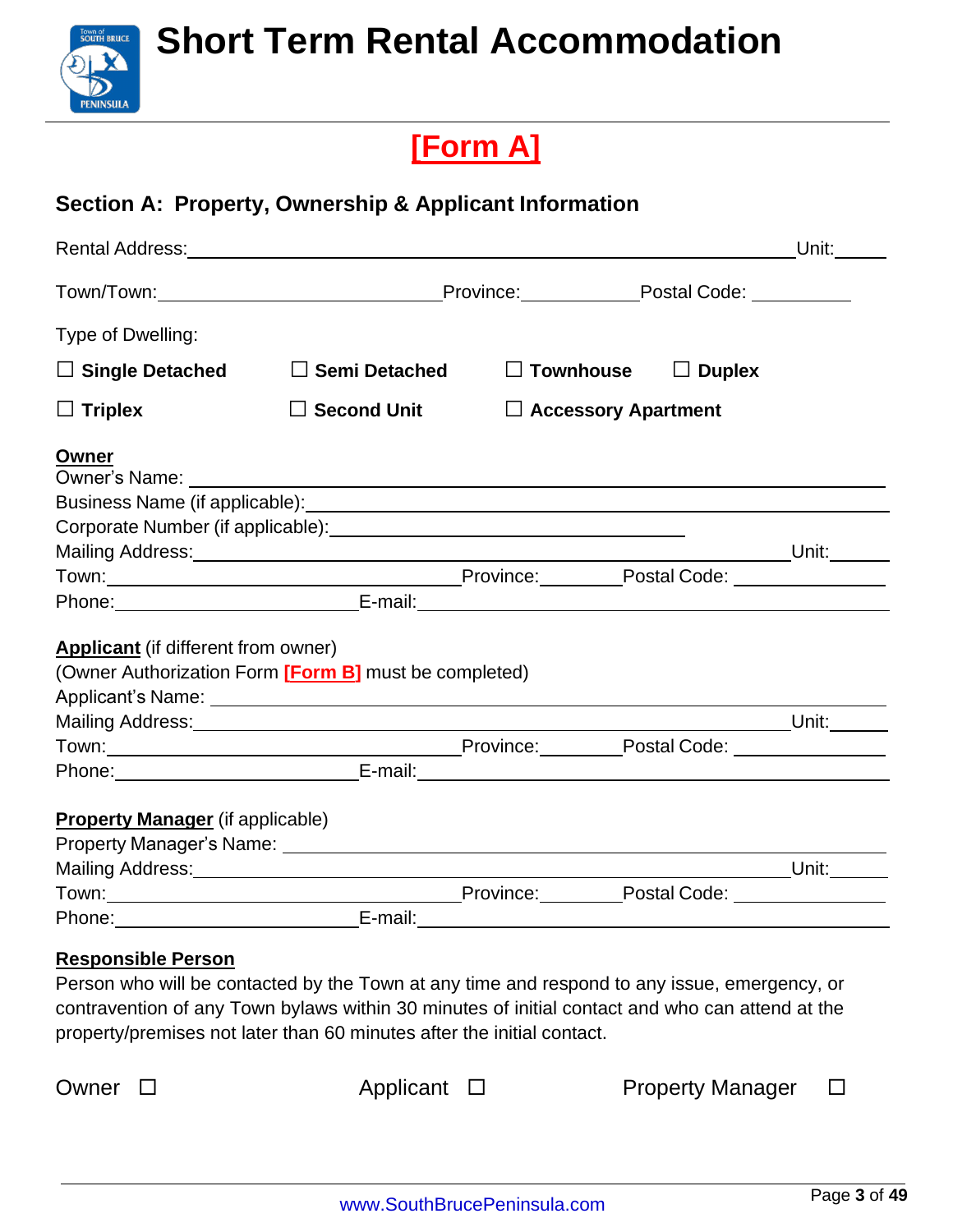# Short Term Rental Accommodation

## [Form A]

### Section A: Property, Ownership & Applicant Information

Rental Address:______________________________________________________________Unit:______

Town/Town:______________________________Province:____________Postal Code: __________

Type of Dwelling:

☐ **Single Detached** ☐ **Semi Detached** ☐ **Townhouse** ☐ **Duplex**

☐ **Triplex** ☐ **Second Unit** ☐ **Accessory Apartment**

**Owner**

Owner's Name: ____________________________________________________________________

Business Name (if applicable):______________________________________________________

Corporate Number (if applicable):__________________________________________

Mailing Address:_________________________________________________________Unit:______

Town:____________________________________Province:_________Postal Code: ______________

Phone:___________________________E-mail:__________________________________________

**Applicant** (if different from owner)
(Owner Authorization Form **[Form B]** must be completed)

Applicant's Name: _________________________________________________________________

Mailing Address:_________________________________________________________Unit:______

Town:____________________________________Province:_________Postal Code: ______________

Phone:___________________________E-mail:__________________________________________

**Property Manager** (if applicable)

Property Manager's Name: __________________________________________________________

Mailing Address:_________________________________________________________Unit:______

Town:____________________________________Province:_________Postal Code: ______________

Phone:___________________________E-mail:__________________________________________

**Responsible Person**

Person who will be contacted by the Town at any time and respond to any issue, emergency, or contravention of any Town bylaws within 30 minutes of initial contact and who can attend at the property/premises not later than 60 minutes after the initial contact.

Owner ☐ Applicant ☐ Property Manager ☐

www.SouthBrucePeninsula.com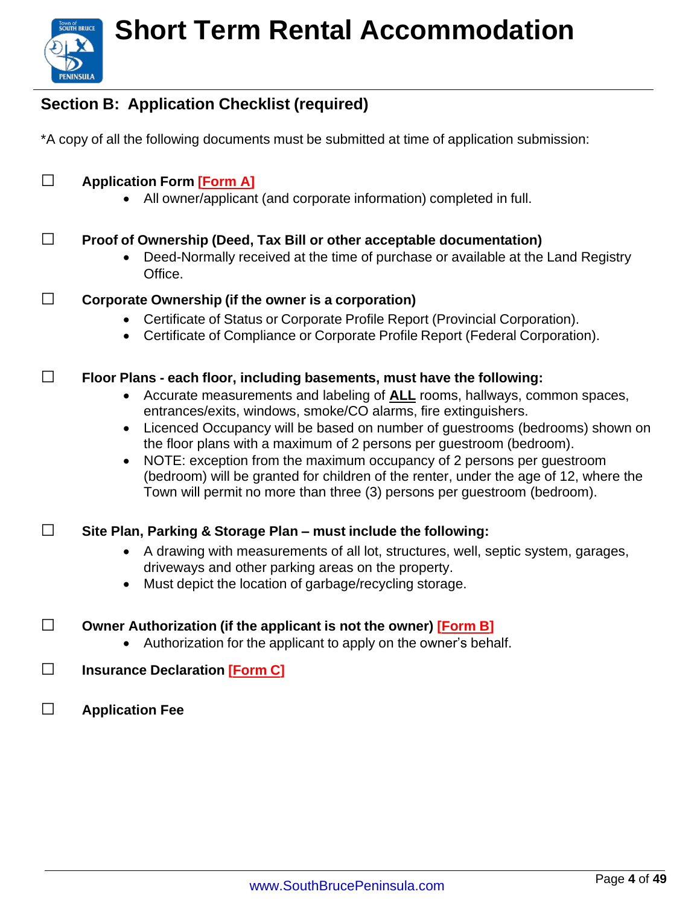# Short Term Rental Accommodation

## Section B: Application Checklist (required)

*A copy of all the following documents must be submitted at time of application submission:

☐ **Application Form [Form A]**
- All owner/applicant (and corporate information) completed in full.

☐ **Proof of Ownership (Deed, Tax Bill or other acceptable documentation)**
- Deed-Normally received at the time of purchase or available at the Land Registry Office.

☐ **Corporate Ownership (if the owner is a corporation)**
- Certificate of Status or Corporate Profile Report (Provincial Corporation).
- Certificate of Compliance or Corporate Profile Report (Federal Corporation).

☐ **Floor Plans - each floor, including basements, must have the following:**
- Accurate measurements and labeling of **ALL** rooms, hallways, common spaces, entrances/exits, windows, smoke/CO alarms, fire extinguishers.
- Licenced Occupancy will be based on number of guestrooms (bedrooms) shown on the floor plans with a maximum of 2 persons per guestroom (bedroom).
- NOTE: exception from the maximum occupancy of 2 persons per guestroom (bedroom) will be granted for children of the renter, under the age of 12, where the Town will permit no more than three (3) persons per guestroom (bedroom).

☐ **Site Plan, Parking & Storage Plan – must include the following:**
- A drawing with measurements of all lot, structures, well, septic system, garages, driveways and other parking areas on the property.
- Must depict the location of garbage/recycling storage.

☐ **Owner Authorization (if the applicant is not the owner) [Form B]**
- Authorization for the applicant to apply on the owner's behalf.

☐ **Insurance Declaration [Form C]**

☐ **Application Fee**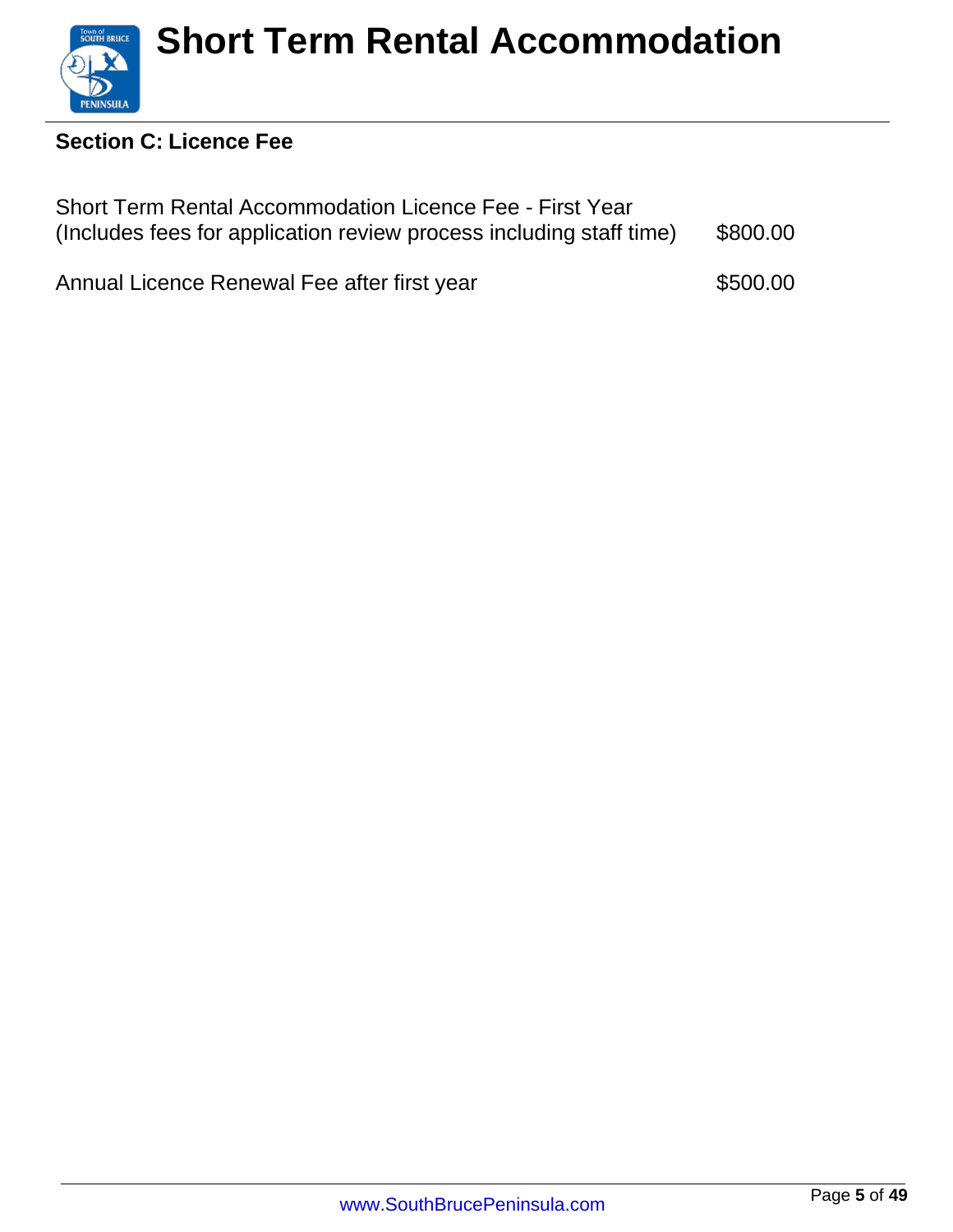## Section C: Licence Fee

| | |
|---|---|
| Short Term Rental Accommodation Licence Fee - First Year (Includes fees for application review process including staff time) | $800.00 |
| Annual Licence Renewal Fee after first year | $500.00 |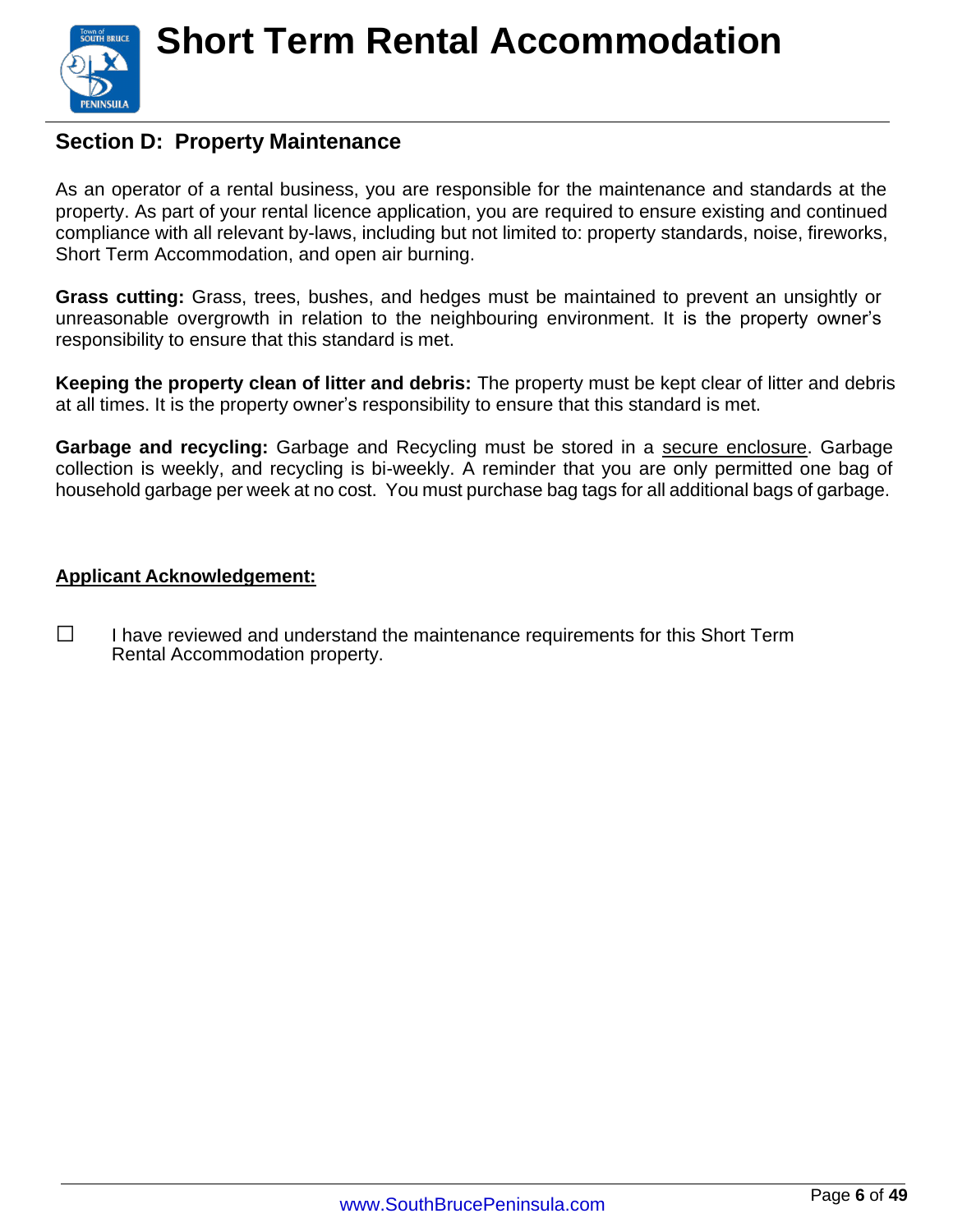# Short Term Rental Accommodation

## Section D: Property Maintenance

As an operator of a rental business, you are responsible for the maintenance and standards at the property. As part of your rental licence application, you are required to ensure existing and continued compliance with all relevant by-laws, including but not limited to: property standards, noise, fireworks, Short Term Accommodation, and open air burning.

**Grass cutting:** Grass, trees, bushes, and hedges must be maintained to prevent an unsightly or unreasonable overgrowth in relation to the neighbouring environment. It is the property owner's responsibility to ensure that this standard is met.

**Keeping the property clean of litter and debris:** The property must be kept clear of litter and debris at all times. It is the property owner's responsibility to ensure that this standard is met.

**Garbage and recycling:** Garbage and Recycling must be stored in a secure enclosure. Garbage collection is weekly, and recycling is bi-weekly. A reminder that you are only permitted one bag of household garbage per week at no cost. You must purchase bag tags for all additional bags of garbage.

**Applicant Acknowledgement:**

☐ I have reviewed and understand the maintenance requirements for this Short Term Rental Accommodation property.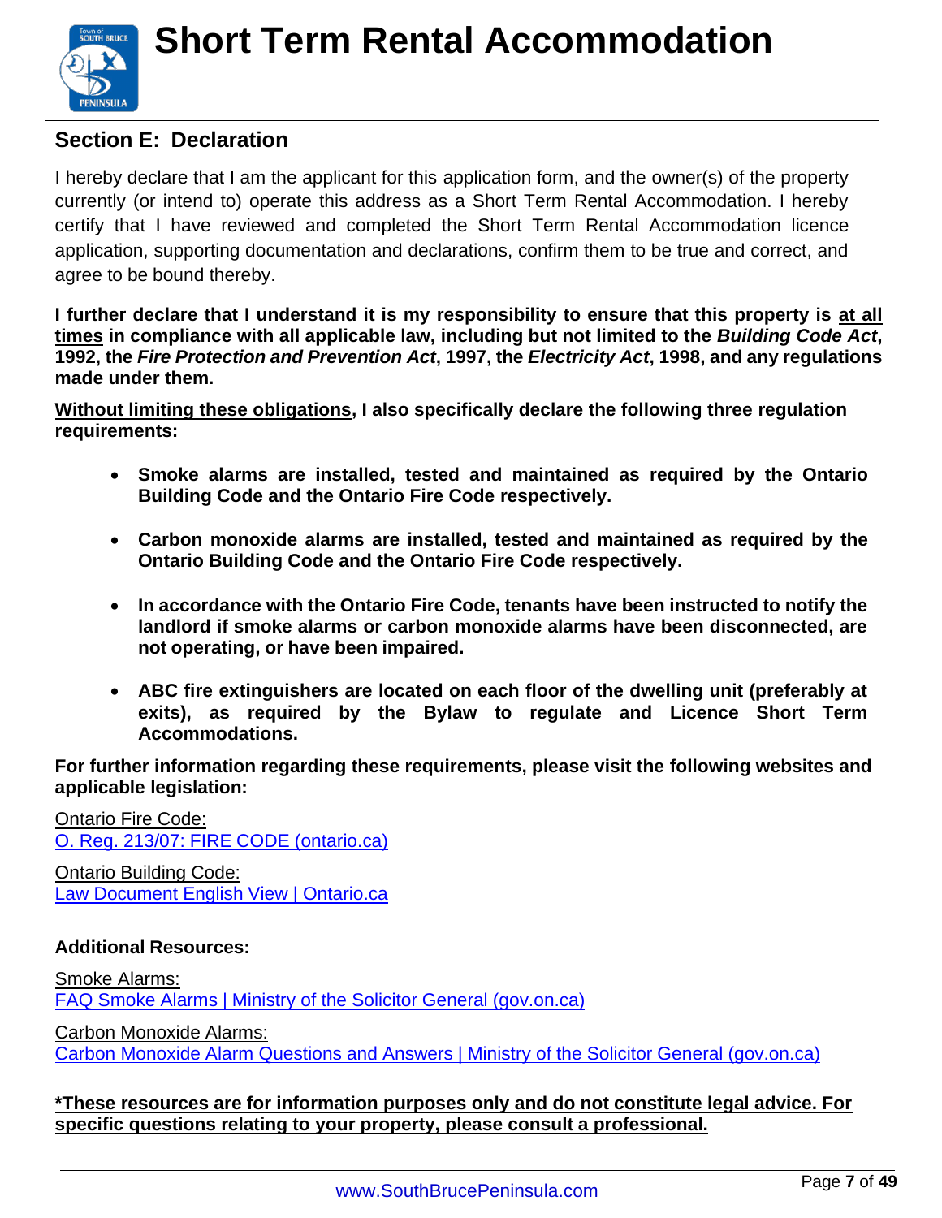# Short Term Rental Accommodation

## Section E: Declaration

I hereby declare that I am the applicant for this application form, and the owner(s) of the property currently (or intend to) operate this address as a Short Term Rental Accommodation. I hereby certify that I have reviewed and completed the Short Term Rental Accommodation licence application, supporting documentation and declarations, confirm them to be true and correct, and agree to be bound thereby.

**I further declare that I understand it is my responsibility to ensure that this property is <u>at all times</u> in compliance with all applicable law, including but not limited to the *Building Code Act*, 1992, the *Fire Protection and Prevention Act*, 1997, the *Electricity Act*, 1998, and any regulations made under them.**

**<u>Without limiting these obligations</u>, I also specifically declare the following three regulation requirements:**

- **Smoke alarms are installed, tested and maintained as required by the Ontario Building Code and the Ontario Fire Code respectively.**
- **Carbon monoxide alarms are installed, tested and maintained as required by the Ontario Building Code and the Ontario Fire Code respectively.**
- **In accordance with the Ontario Fire Code, tenants have been instructed to notify the landlord if smoke alarms or carbon monoxide alarms have been disconnected, are not operating, or have been impaired.**
- **ABC fire extinguishers are located on each floor of the dwelling unit (preferably at exits), as required by the Bylaw to regulate and Licence Short Term Accommodations.**

**For further information regarding these requirements, please visit the following websites and applicable legislation:**

<u>Ontario Fire Code:</u>
[O. Reg. 213/07: FIRE CODE (ontario.ca)]()

<u>Ontario Building Code:</u>
[Law Document English View | Ontario.ca]()

**Additional Resources:**

<u>Smoke Alarms:</u>
[FAQ Smoke Alarms | Ministry of the Solicitor General (gov.on.ca)]()

<u>Carbon Monoxide Alarms:</u>
[Carbon Monoxide Alarm Questions and Answers | Ministry of the Solicitor General (gov.on.ca)]()

**<u>*These resources are for information purposes only and do not constitute legal advice. For specific questions relating to your property, please consult a professional.</u>**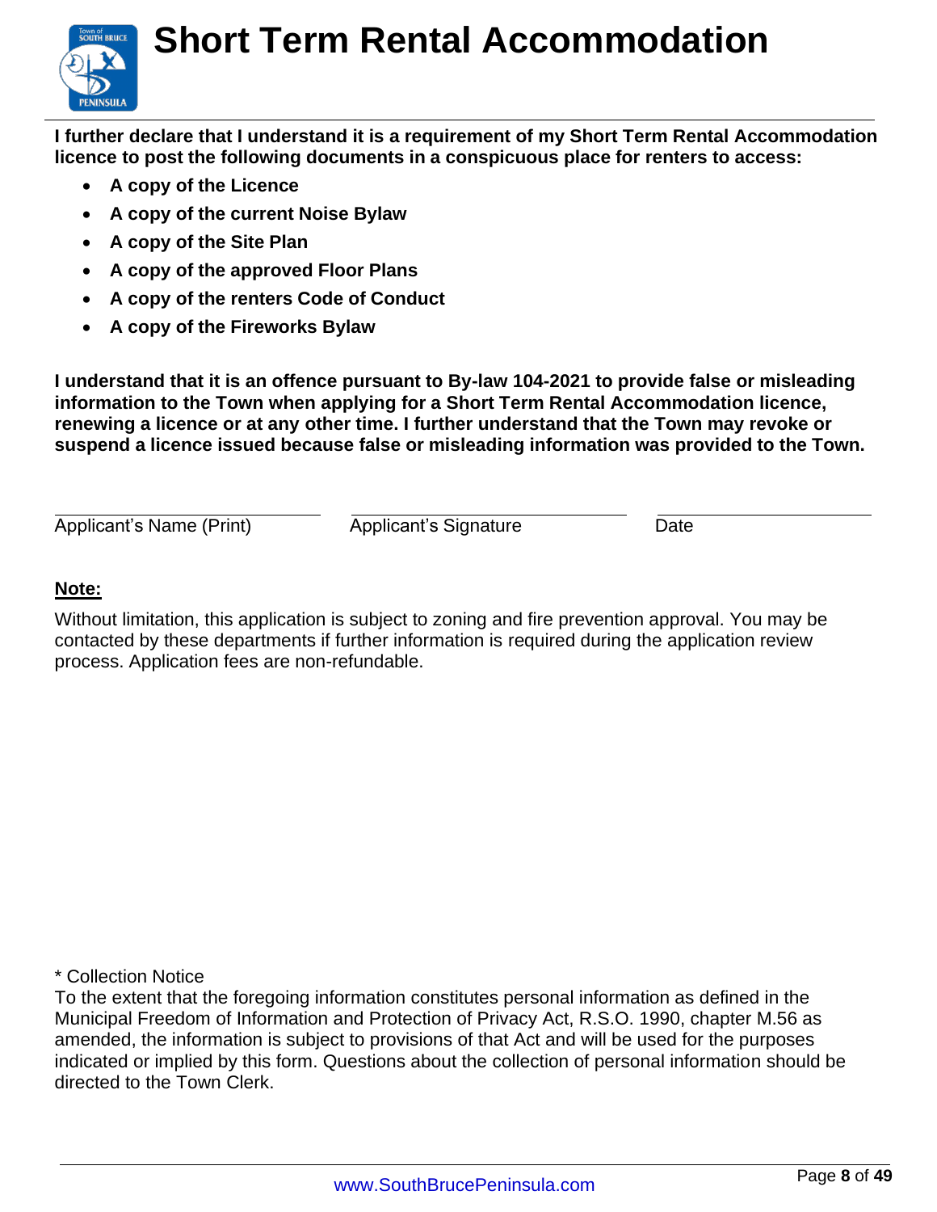**I further declare that I understand it is a requirement of my Short Term Rental Accommodation licence to post the following documents in a conspicuous place for renters to access:**

- **A copy of the Licence**
- **A copy of the current Noise Bylaw**
- **A copy of the Site Plan**
- **A copy of the approved Floor Plans**
- **A copy of the renters Code of Conduct**
- **A copy of the Fireworks Bylaw**

**I understand that it is an offence pursuant to By-law 104-2021 to provide false or misleading information to the Town when applying for a Short Term Rental Accommodation licence, renewing a licence or at any other time. I further understand that the Town may revoke or suspend a licence issued because false or misleading information was provided to the Town.**

| _______________________ | _______________________ | _______________________ |
|---|---|---|
| Applicant's Name (Print) | Applicant's Signature | Date |

**Note:**

Without limitation, this application is subject to zoning and fire prevention approval. You may be contacted by these departments if further information is required during the application review process. Application fees are non-refundable.

* Collection Notice
To the extent that the foregoing information constitutes personal information as defined in the Municipal Freedom of Information and Protection of Privacy Act, R.S.O. 1990, chapter M.56 as amended, the information is subject to provisions of that Act and will be used for the purposes indicated or implied by this form. Questions about the collection of personal information should be directed to the Town Clerk.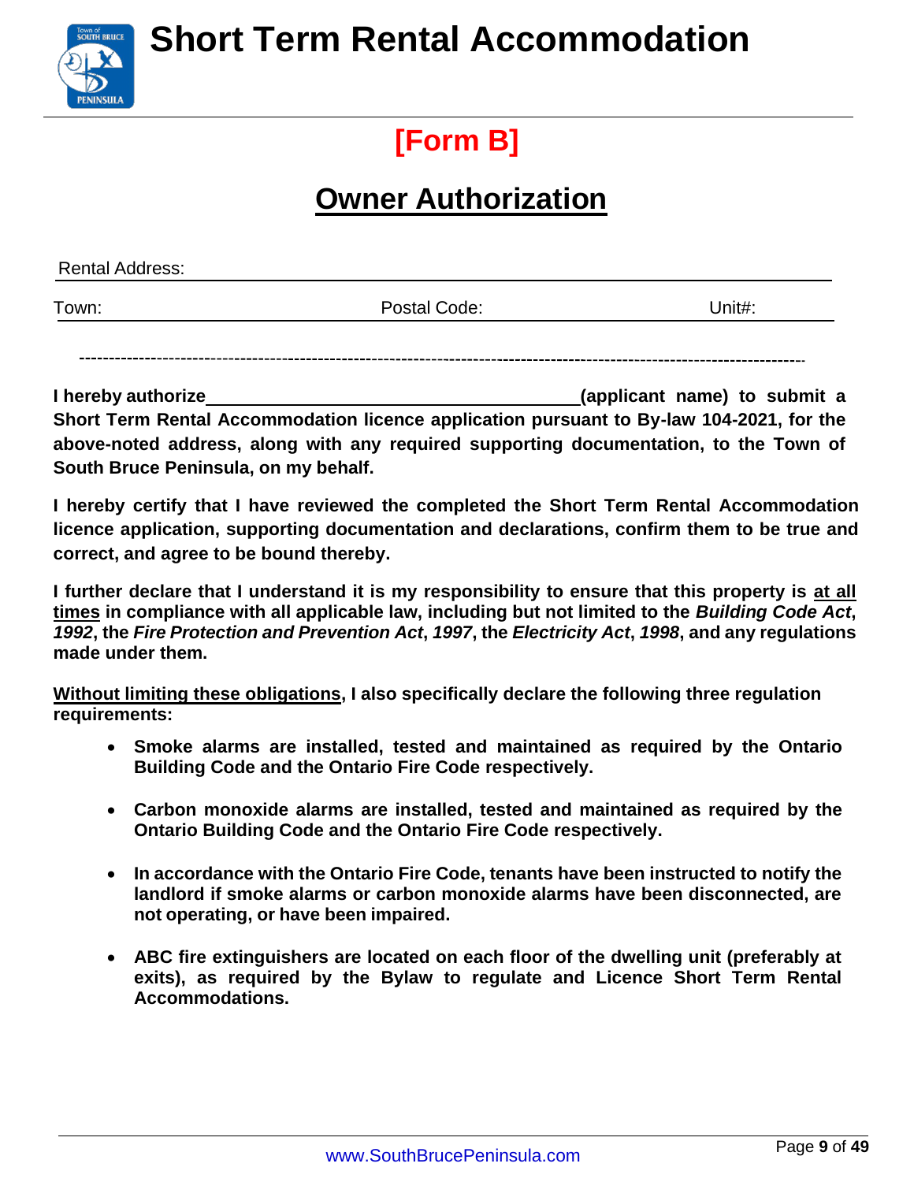# Short Term Rental Accommodation

## [Form B]

## Owner Authorization

Rental Address: ______________________________________________

Town: ____________________ Postal Code: ____________________ Unit#: __________

---

**I hereby authorize ______________________________ (applicant name) to submit a Short Term Rental Accommodation licence application pursuant to By-law 104-2021, for the above-noted address, along with any required supporting documentation, to the Town of South Bruce Peninsula, on my behalf.**

**I hereby certify that I have reviewed the completed the Short Term Rental Accommodation licence application, supporting documentation and declarations, confirm them to be true and correct, and agree to be bound thereby.**

**I further declare that I understand it is my responsibility to ensure that this property is <u>at all times</u> in compliance with all applicable law, including but not limited to the *Building Code Act*, *1992*, the *Fire Protection and Prevention Act*, *1997*, the *Electricity Act*, *1998*, and any regulations made under them.**

**<u>Without limiting these obligations</u>, I also specifically declare the following three regulation requirements:**

- **Smoke alarms are installed, tested and maintained as required by the Ontario Building Code and the Ontario Fire Code respectively.**
- **Carbon monoxide alarms are installed, tested and maintained as required by the Ontario Building Code and the Ontario Fire Code respectively.**
- **In accordance with the Ontario Fire Code, tenants have been instructed to notify the landlord if smoke alarms or carbon monoxide alarms have been disconnected, are not operating, or have been impaired.**
- **ABC fire extinguishers are located on each floor of the dwelling unit (preferably at exits), as required by the Bylaw to regulate and Licence Short Term Rental Accommodations.**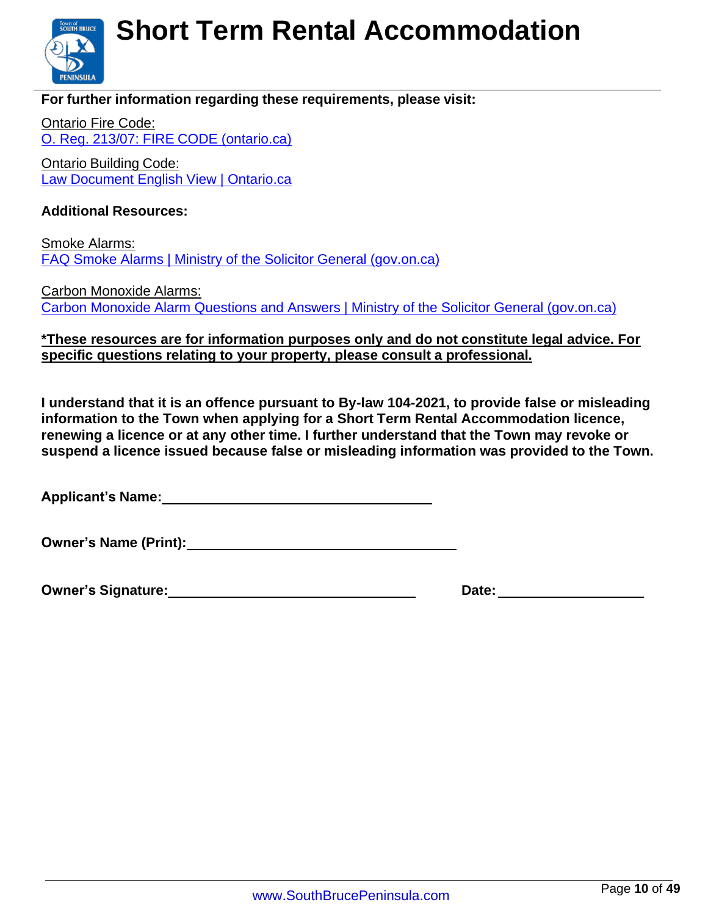**For further information regarding these requirements, please visit:**

Ontario Fire Code:
[O. Reg. 213/07: FIRE CODE (ontario.ca)]

Ontario Building Code:
[Law Document English View | Ontario.ca]

**Additional Resources:**

Smoke Alarms:
[FAQ Smoke Alarms | Ministry of the Solicitor General (gov.on.ca)]

Carbon Monoxide Alarms:
[Carbon Monoxide Alarm Questions and Answers | Ministry of the Solicitor General (gov.on.ca)]

**\*These resources are for information purposes only and do not constitute legal advice. For specific questions relating to your property, please consult a professional.**

**I understand that it is an offence pursuant to By-law 104-2021, to provide false or misleading information to the Town when applying for a Short Term Rental Accommodation licence, renewing a licence or at any other time. I further understand that the Town may revoke or suspend a licence issued because false or misleading information was provided to the Town.**

**Applicant's Name:** ______________________________

**Owner's Name (Print):** ______________________________

**Owner's Signature:** ______________________________ **Date:** ____________________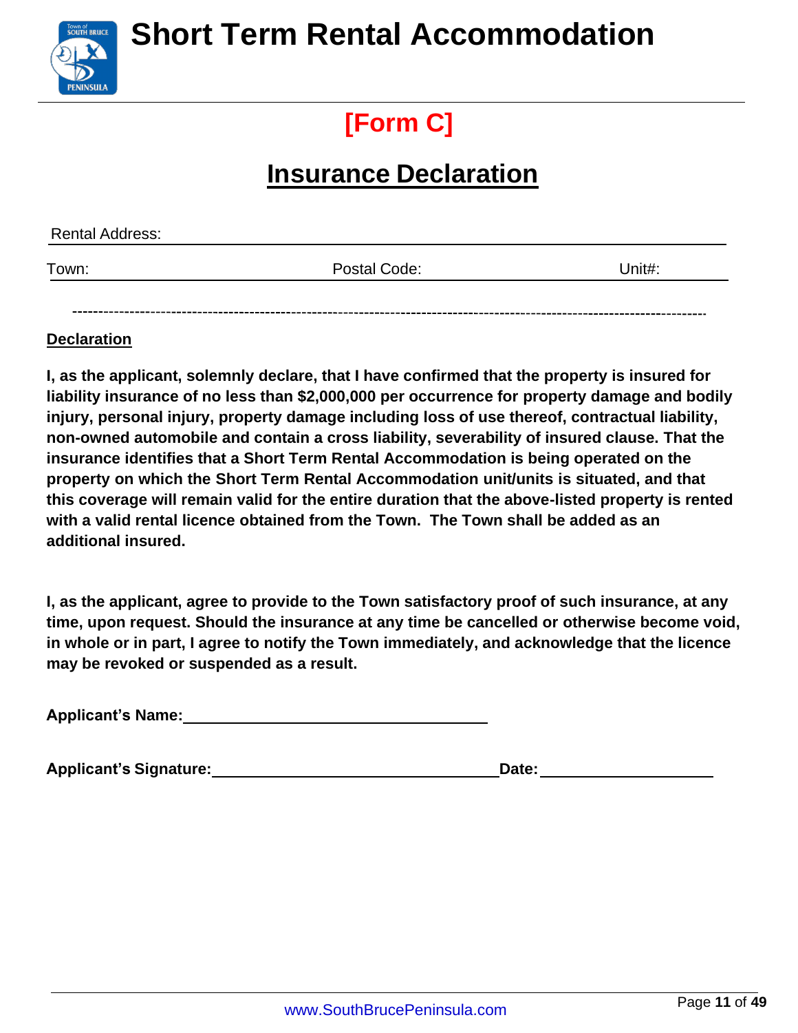# Short Term Rental Accommodation

## [Form C]

## Insurance Declaration

Rental Address: \_\_\_\_\_\_\_\_\_\_\_\_\_\_\_\_\_\_\_\_\_\_\_\_\_\_\_\_\_\_\_\_\_\_\_\_\_\_\_\_

Town: \_\_\_\_\_\_\_\_\_\_\_\_\_\_\_\_ Postal Code: \_\_\_\_\_\_\_\_\_\_\_\_\_\_\_\_ Unit#: \_\_\_\_\_\_\_\_

---

**Declaration**

**I, as the applicant, solemnly declare, that I have confirmed that the property is insured for liability insurance of no less than $2,000,000 per occurrence for property damage and bodily injury, personal injury, property damage including loss of use thereof, contractual liability, non-owned automobile and contain a cross liability, severability of insured clause. That the insurance identifies that a Short Term Rental Accommodation is being operated on the property on which the Short Term Rental Accommodation unit/units is situated, and that this coverage will remain valid for the entire duration that the above-listed property is rented with a valid rental licence obtained from the Town. The Town shall be added as an additional insured.**

**I, as the applicant, agree to provide to the Town satisfactory proof of such insurance, at any time, upon request. Should the insurance at any time be cancelled or otherwise become void, in whole or in part, I agree to notify the Town immediately, and acknowledge that the licence may be revoked or suspended as a result.**

**Applicant's Name:** \_\_\_\_\_\_\_\_\_\_\_\_\_\_\_\_\_\_\_\_\_\_\_\_\_\_\_\_

**Applicant's Signature:** \_\_\_\_\_\_\_\_\_\_\_\_\_\_\_\_\_\_\_\_\_\_\_\_\_\_\_\_ **Date:** \_\_\_\_\_\_\_\_\_\_\_\_\_\_\_\_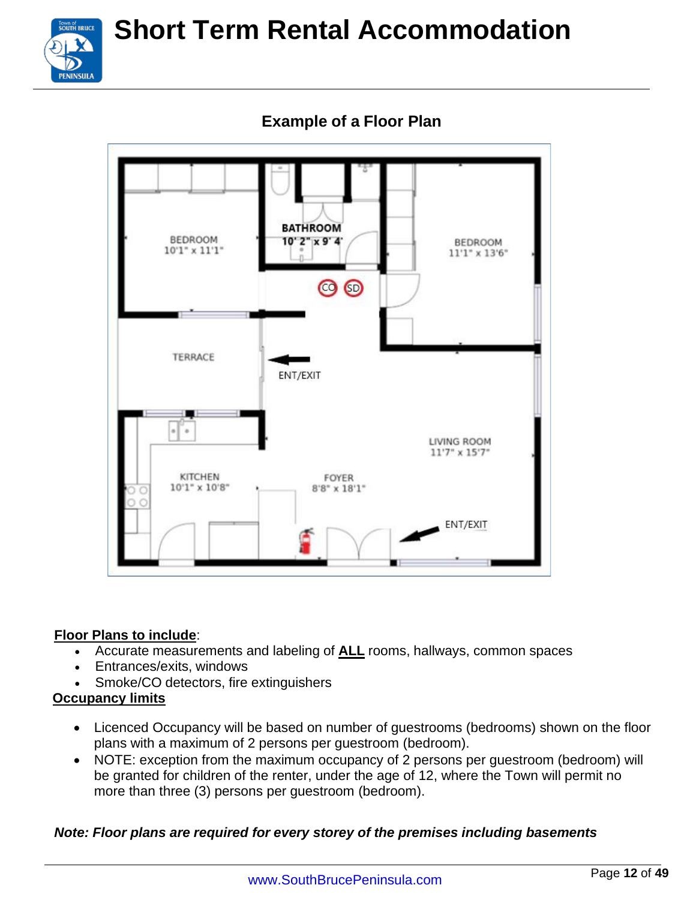## Example of a Floor Plan

BEDROOM
10'1" x 11'1"

BATHROOM
10' 2" x 9' 4"

BEDROOM
11'1" x 13'6"

CO SD

TERRACE

ENT/EXIT

LIVING ROOM
11'7" x 15'7"

KITCHEN
10'1" x 10'8"

FOYER
8'8" x 18'1"

ENT/EXIT

**Floor Plans to include**:

- Accurate measurements and labeling of **ALL** rooms, hallways, common spaces
- Entrances/exits, windows
- Smoke/CO detectors, fire extinguishers

**Occupancy limits**

- Licenced Occupancy will be based on number of guestrooms (bedrooms) shown on the floor plans with a maximum of 2 persons per guestroom (bedroom).
- NOTE: exception from the maximum occupancy of 2 persons per guestroom (bedroom) will be granted for children of the renter, under the age of 12, where the Town will permit no more than three (3) persons per guestroom (bedroom).

***Note: Floor plans are required for every storey of the premises including basements***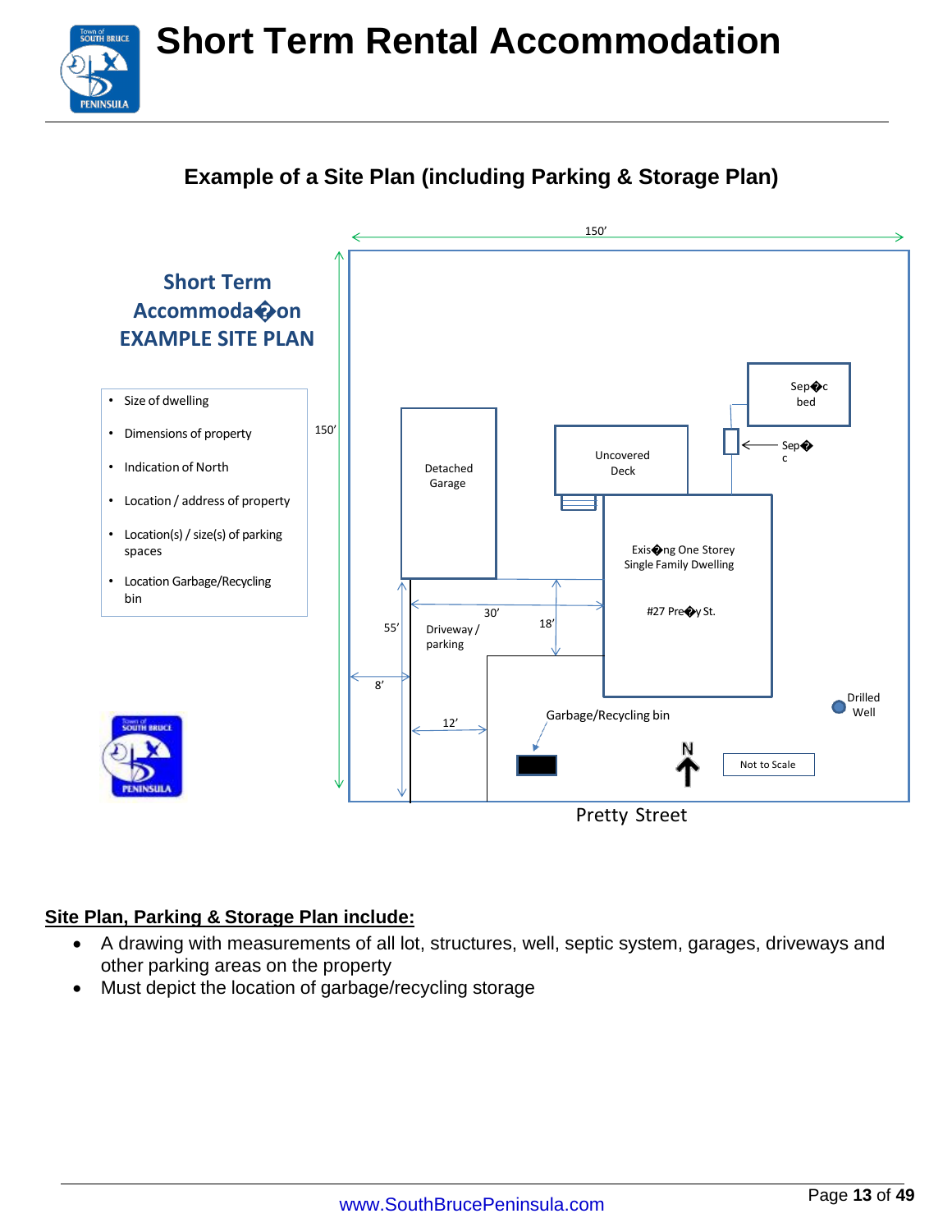## Example of a Site Plan (including Parking & Storage Plan)

**Short Term Accommoda�on EXAMPLE SITE PLAN**

- Size of dwelling
- Dimensions of property
- Indication of North
- Location / address of property
- Location(s) / size(s) of parking spaces
- Location Garbage/Recycling bin

150’

150’

Detached Garage

Uncovered Deck

Sep�c bed

Sep�c

Exis�ng One Storey Single Family Dwelling

#27 Pre�y St.

30’

18’

55’

Driveway / parking

8’

12’

Garbage/Recycling bin

N

Not to Scale

Drilled Well

Pretty Street

**Site Plan, Parking & Storage Plan include:**

- A drawing with measurements of all lot, structures, well, septic system, garages, driveways and other parking areas on the property
- Must depict the location of garbage/recycling storage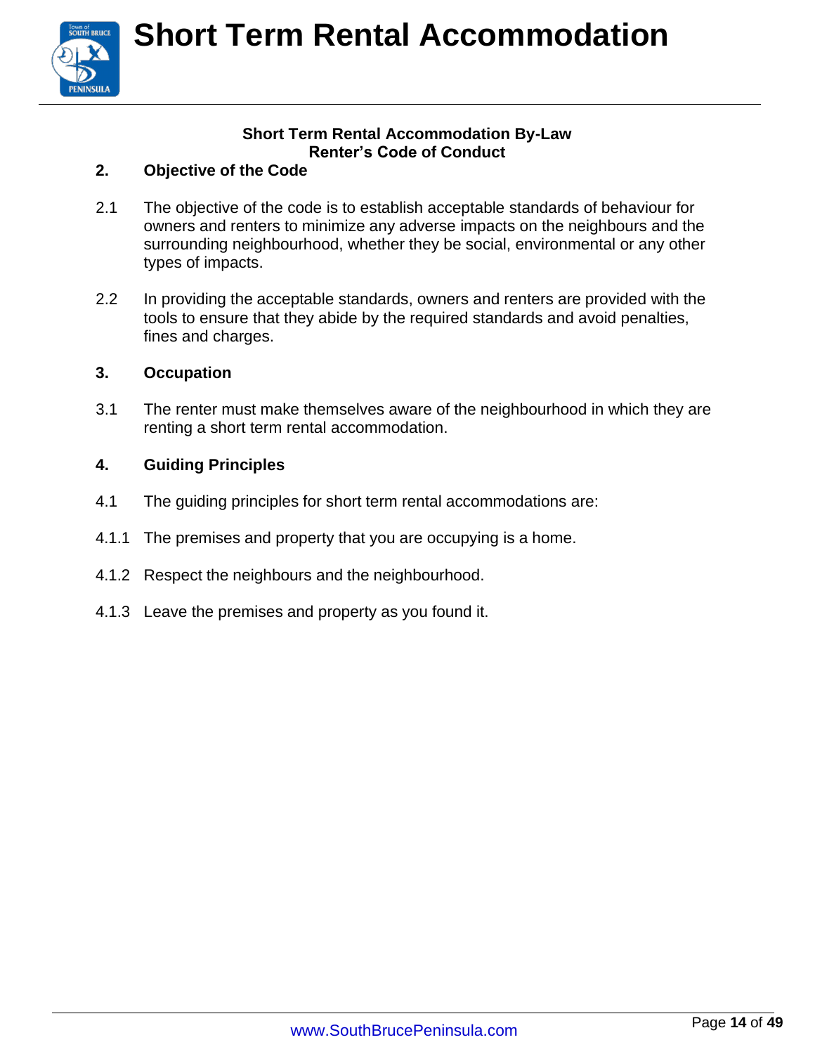**Short Term Rental Accommodation By-Law**
**Renter's Code of Conduct**

## 2. Objective of the Code

2.1 The objective of the code is to establish acceptable standards of behaviour for owners and renters to minimize any adverse impacts on the neighbours and the surrounding neighbourhood, whether they be social, environmental or any other types of impacts.

2.2 In providing the acceptable standards, owners and renters are provided with the tools to ensure that they abide by the required standards and avoid penalties, fines and charges.

## 3. Occupation

3.1 The renter must make themselves aware of the neighbourhood in which they are renting a short term rental accommodation.

## 4. Guiding Principles

4.1 The guiding principles for short term rental accommodations are:

4.1.1 The premises and property that you are occupying is a home.

4.1.2 Respect the neighbours and the neighbourhood.

4.1.3 Leave the premises and property as you found it.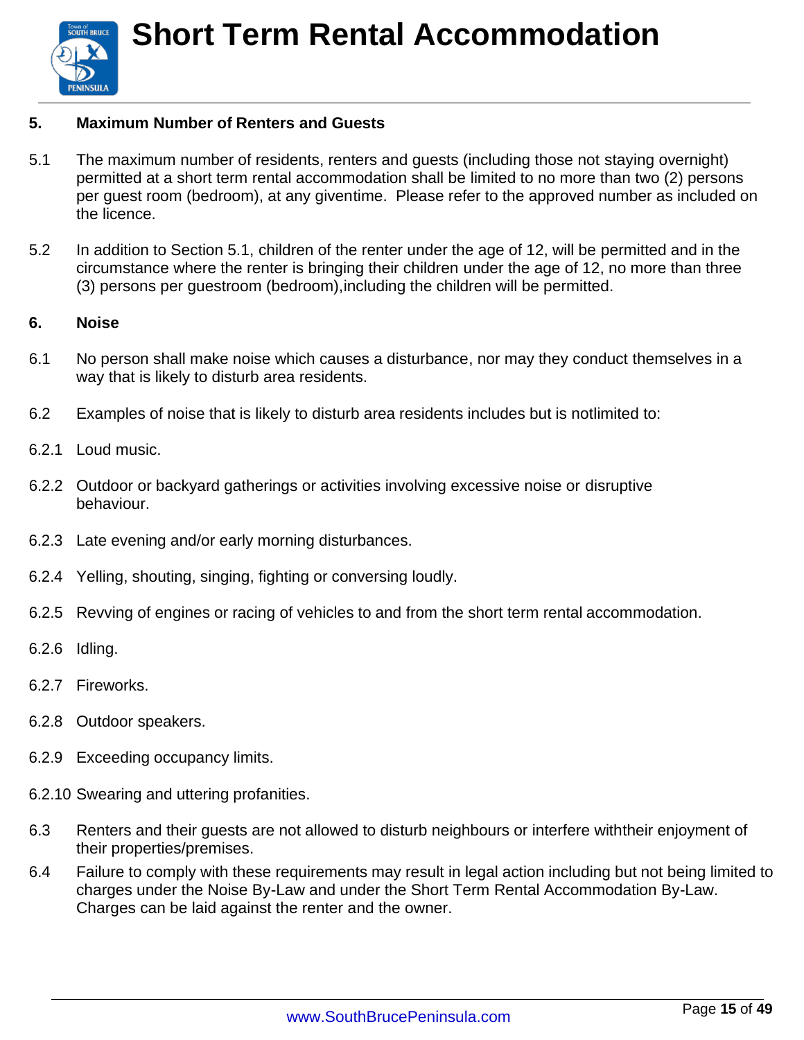## 5. Maximum Number of Renters and Guests

5.1 The maximum number of residents, renters and guests (including those not staying overnight) permitted at a short term rental accommodation shall be limited to no more than two (2) persons per guest room (bedroom), at any giventime. Please refer to the approved number as included on the licence.

5.2 In addition to Section 5.1, children of the renter under the age of 12, will be permitted and in the circumstance where the renter is bringing their children under the age of 12, no more than three (3) persons per guestroom (bedroom),including the children will be permitted.

## 6. Noise

6.1 No person shall make noise which causes a disturbance, nor may they conduct themselves in a way that is likely to disturb area residents.

6.2 Examples of noise that is likely to disturb area residents includes but is notlimited to:

6.2.1 Loud music.

6.2.2 Outdoor or backyard gatherings or activities involving excessive noise or disruptive behaviour.

6.2.3 Late evening and/or early morning disturbances.

6.2.4 Yelling, shouting, singing, fighting or conversing loudly.

6.2.5 Revving of engines or racing of vehicles to and from the short term rental accommodation.

6.2.6 Idling.

6.2.7 Fireworks.

6.2.8 Outdoor speakers.

6.2.9 Exceeding occupancy limits.

6.2.10 Swearing and uttering profanities.

6.3 Renters and their guests are not allowed to disturb neighbours or interfere withtheir enjoyment of their properties/premises.

6.4 Failure to comply with these requirements may result in legal action including but not being limited to charges under the Noise By-Law and under the Short Term Rental Accommodation By-Law. Charges can be laid against the renter and the owner.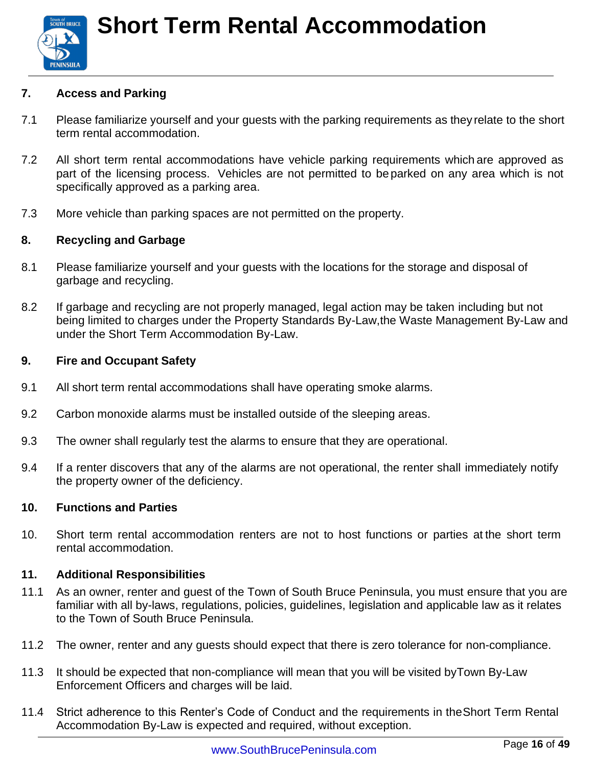## 7. Access and Parking

7.1 Please familiarize yourself and your guests with the parking requirements as they relate to the short term rental accommodation.

7.2 All short term rental accommodations have vehicle parking requirements which are approved as part of the licensing process. Vehicles are not permitted to be parked on any area which is not specifically approved as a parking area.

7.3 More vehicle than parking spaces are not permitted on the property.

## 8. Recycling and Garbage

8.1 Please familiarize yourself and your guests with the locations for the storage and disposal of garbage and recycling.

8.2 If garbage and recycling are not properly managed, legal action may be taken including but not being limited to charges under the Property Standards By-Law, the Waste Management By-Law and under the Short Term Accommodation By-Law.

## 9. Fire and Occupant Safety

9.1 All short term rental accommodations shall have operating smoke alarms.

9.2 Carbon monoxide alarms must be installed outside of the sleeping areas.

9.3 The owner shall regularly test the alarms to ensure that they are operational.

9.4 If a renter discovers that any of the alarms are not operational, the renter shall immediately notify the property owner of the deficiency.

## 10. Functions and Parties

10. Short term rental accommodation renters are not to host functions or parties at the short term rental accommodation.

## 11. Additional Responsibilities

11.1 As an owner, renter and guest of the Town of South Bruce Peninsula, you must ensure that you are familiar with all by-laws, regulations, policies, guidelines, legislation and applicable law as it relates to the Town of South Bruce Peninsula.

11.2 The owner, renter and any guests should expect that there is zero tolerance for non-compliance.

11.3 It should be expected that non-compliance will mean that you will be visited by Town By-Law Enforcement Officers and charges will be laid.

11.4 Strict adherence to this Renter's Code of Conduct and the requirements in the Short Term Rental Accommodation By-Law is expected and required, without exception.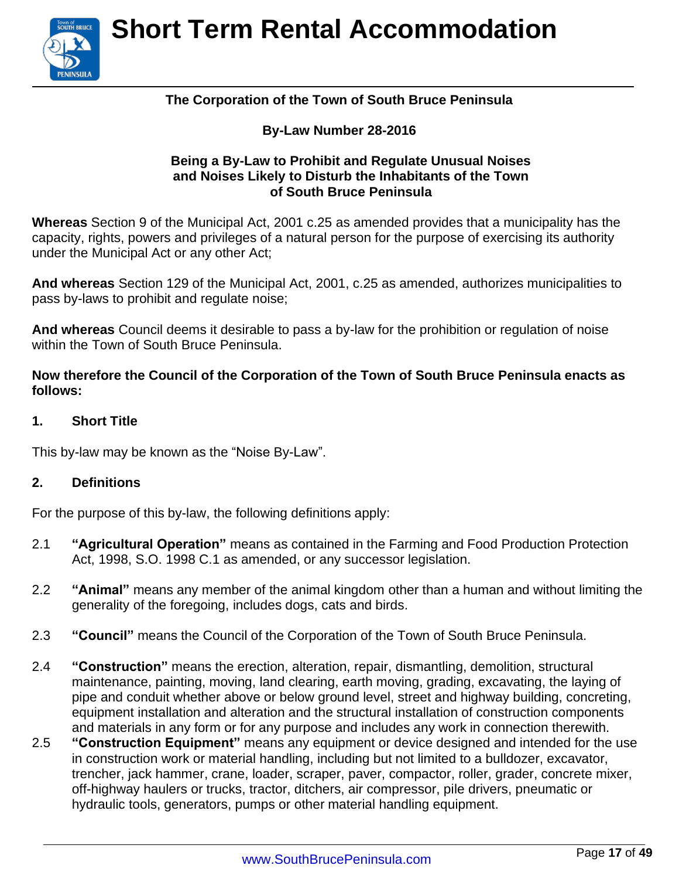**The Corporation of the Town of South Bruce Peninsula**

**By-Law Number 28-2016**

**Being a By-Law to Prohibit and Regulate Unusual Noises and Noises Likely to Disturb the Inhabitants of the Town of South Bruce Peninsula**

**Whereas** Section 9 of the Municipal Act, 2001 c.25 as amended provides that a municipality has the capacity, rights, powers and privileges of a natural person for the purpose of exercising its authority under the Municipal Act or any other Act;

**And whereas** Section 129 of the Municipal Act, 2001, c.25 as amended, authorizes municipalities to pass by-laws to prohibit and regulate noise;

**And whereas** Council deems it desirable to pass a by-law for the prohibition or regulation of noise within the Town of South Bruce Peninsula.

**Now therefore the Council of the Corporation of the Town of South Bruce Peninsula enacts as follows:**

## 1. Short Title

This by-law may be known as the "Noise By-Law".

## 2. Definitions

For the purpose of this by-law, the following definitions apply:

2.1 **"Agricultural Operation"** means as contained in the Farming and Food Production Protection Act, 1998, S.O. 1998 C.1 as amended, or any successor legislation.

2.2 **"Animal"** means any member of the animal kingdom other than a human and without limiting the generality of the foregoing, includes dogs, cats and birds.

2.3 **"Council"** means the Council of the Corporation of the Town of South Bruce Peninsula.

2.4 **"Construction"** means the erection, alteration, repair, dismantling, demolition, structural maintenance, painting, moving, land clearing, earth moving, grading, excavating, the laying of pipe and conduit whether above or below ground level, street and highway building, concreting, equipment installation and alteration and the structural installation of construction components and materials in any form or for any purpose and includes any work in connection therewith.

2.5 **"Construction Equipment"** means any equipment or device designed and intended for the use in construction work or material handling, including but not limited to a bulldozer, excavator, trencher, jack hammer, crane, loader, scraper, paver, compactor, roller, grader, concrete mixer, off-highway haulers or trucks, tractor, ditchers, air compressor, pile drivers, pneumatic or hydraulic tools, generators, pumps or other material handling equipment.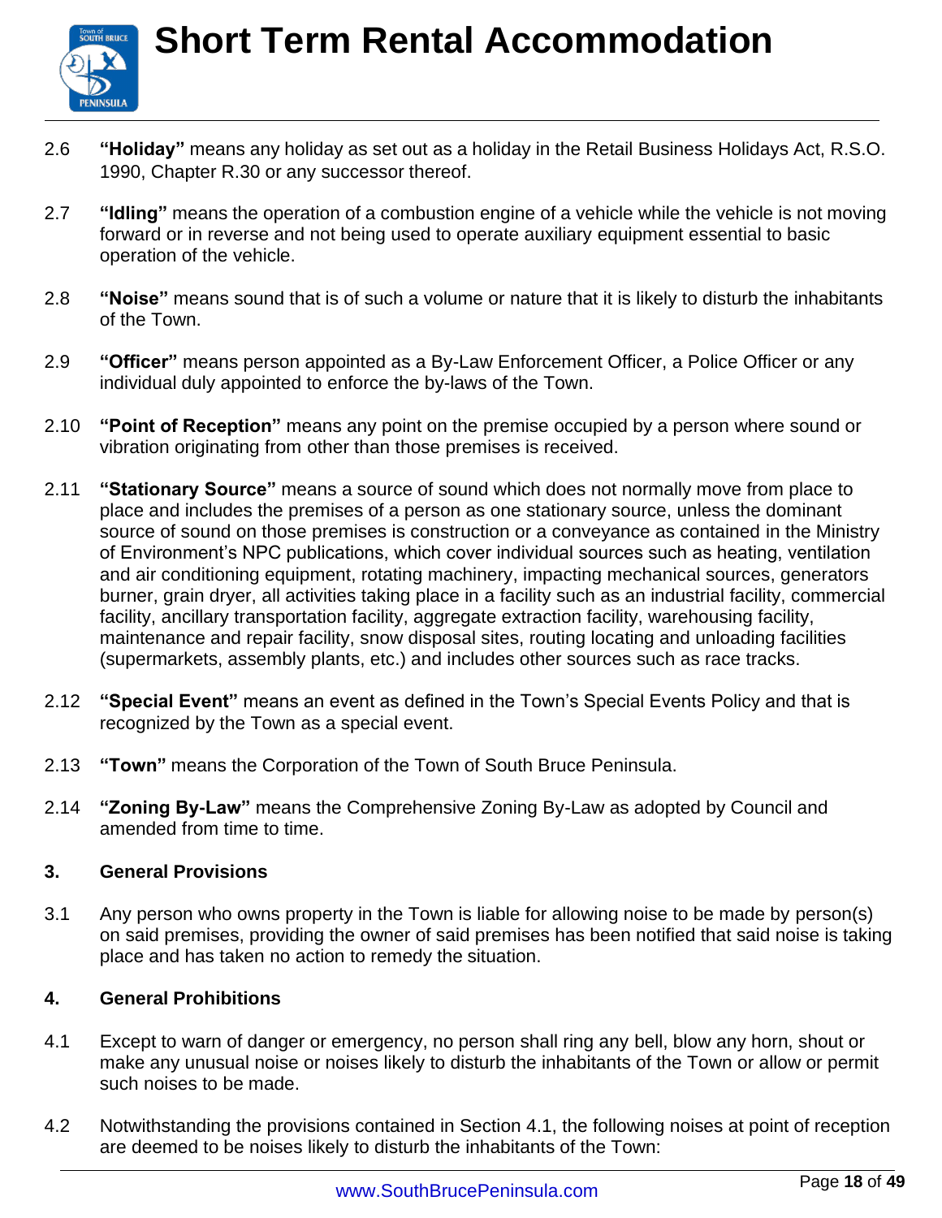2.6 **"Holiday"** means any holiday as set out as a holiday in the Retail Business Holidays Act, R.S.O. 1990, Chapter R.30 or any successor thereof.

2.7 **"Idling"** means the operation of a combustion engine of a vehicle while the vehicle is not moving forward or in reverse and not being used to operate auxiliary equipment essential to basic operation of the vehicle.

2.8 **"Noise"** means sound that is of such a volume or nature that it is likely to disturb the inhabitants of the Town.

2.9 **"Officer"** means person appointed as a By-Law Enforcement Officer, a Police Officer or any individual duly appointed to enforce the by-laws of the Town.

2.10 **"Point of Reception"** means any point on the premise occupied by a person where sound or vibration originating from other than those premises is received.

2.11 **"Stationary Source"** means a source of sound which does not normally move from place to place and includes the premises of a person as one stationary source, unless the dominant source of sound on those premises is construction or a conveyance as contained in the Ministry of Environment's NPC publications, which cover individual sources such as heating, ventilation and air conditioning equipment, rotating machinery, impacting mechanical sources, generators burner, grain dryer, all activities taking place in a facility such as an industrial facility, commercial facility, ancillary transportation facility, aggregate extraction facility, warehousing facility, maintenance and repair facility, snow disposal sites, routing locating and unloading facilities (supermarkets, assembly plants, etc.) and includes other sources such as race tracks.

2.12 **"Special Event"** means an event as defined in the Town's Special Events Policy and that is recognized by the Town as a special event.

2.13 **"Town"** means the Corporation of the Town of South Bruce Peninsula.

2.14 **"Zoning By-Law"** means the Comprehensive Zoning By-Law as adopted by Council and amended from time to time.

## 3. General Provisions

3.1 Any person who owns property in the Town is liable for allowing noise to be made by person(s) on said premises, providing the owner of said premises has been notified that said noise is taking place and has taken no action to remedy the situation.

## 4. General Prohibitions

4.1 Except to warn of danger or emergency, no person shall ring any bell, blow any horn, shout or make any unusual noise or noises likely to disturb the inhabitants of the Town or allow or permit such noises to be made.

4.2 Notwithstanding the provisions contained in Section 4.1, the following noises at point of reception are deemed to be noises likely to disturb the inhabitants of the Town: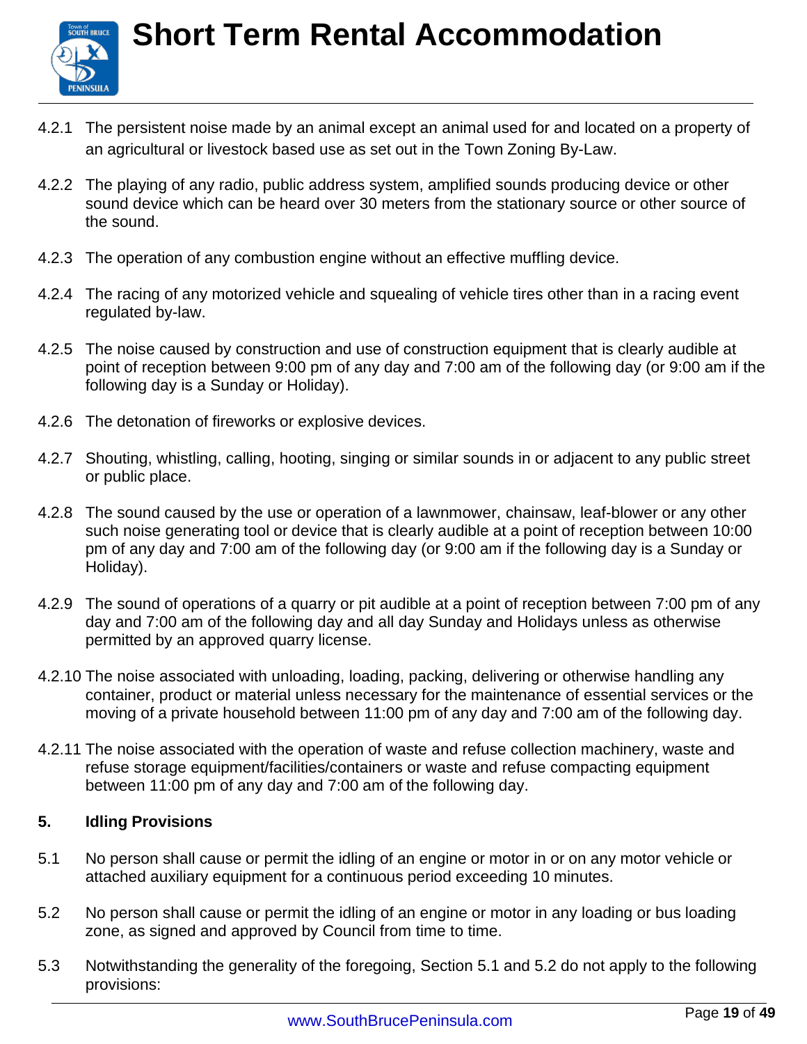4.2.1 The persistent noise made by an animal except an animal used for and located on a property of an agricultural or livestock based use as set out in the Town Zoning By-Law.

4.2.2 The playing of any radio, public address system, amplified sounds producing device or other sound device which can be heard over 30 meters from the stationary source or other source of the sound.

4.2.3 The operation of any combustion engine without an effective muffling device.

4.2.4 The racing of any motorized vehicle and squealing of vehicle tires other than in a racing event regulated by-law.

4.2.5 The noise caused by construction and use of construction equipment that is clearly audible at point of reception between 9:00 pm of any day and 7:00 am of the following day (or 9:00 am if the following day is a Sunday or Holiday).

4.2.6 The detonation of fireworks or explosive devices.

4.2.7 Shouting, whistling, calling, hooting, singing or similar sounds in or adjacent to any public street or public place.

4.2.8 The sound caused by the use or operation of a lawnmower, chainsaw, leaf-blower or any other such noise generating tool or device that is clearly audible at a point of reception between 10:00 pm of any day and 7:00 am of the following day (or 9:00 am if the following day is a Sunday or Holiday).

4.2.9 The sound of operations of a quarry or pit audible at a point of reception between 7:00 pm of any day and 7:00 am of the following day and all day Sunday and Holidays unless as otherwise permitted by an approved quarry license.

4.2.10 The noise associated with unloading, loading, packing, delivering or otherwise handling any container, product or material unless necessary for the maintenance of essential services or the moving of a private household between 11:00 pm of any day and 7:00 am of the following day.

4.2.11 The noise associated with the operation of waste and refuse collection machinery, waste and refuse storage equipment/facilities/containers or waste and refuse compacting equipment between 11:00 pm of any day and 7:00 am of the following day.

## 5. Idling Provisions

5.1 No person shall cause or permit the idling of an engine or motor in or on any motor vehicle or attached auxiliary equipment for a continuous period exceeding 10 minutes.

5.2 No person shall cause or permit the idling of an engine or motor in any loading or bus loading zone, as signed and approved by Council from time to time.

5.3 Notwithstanding the generality of the foregoing, Section 5.1 and 5.2 do not apply to the following provisions: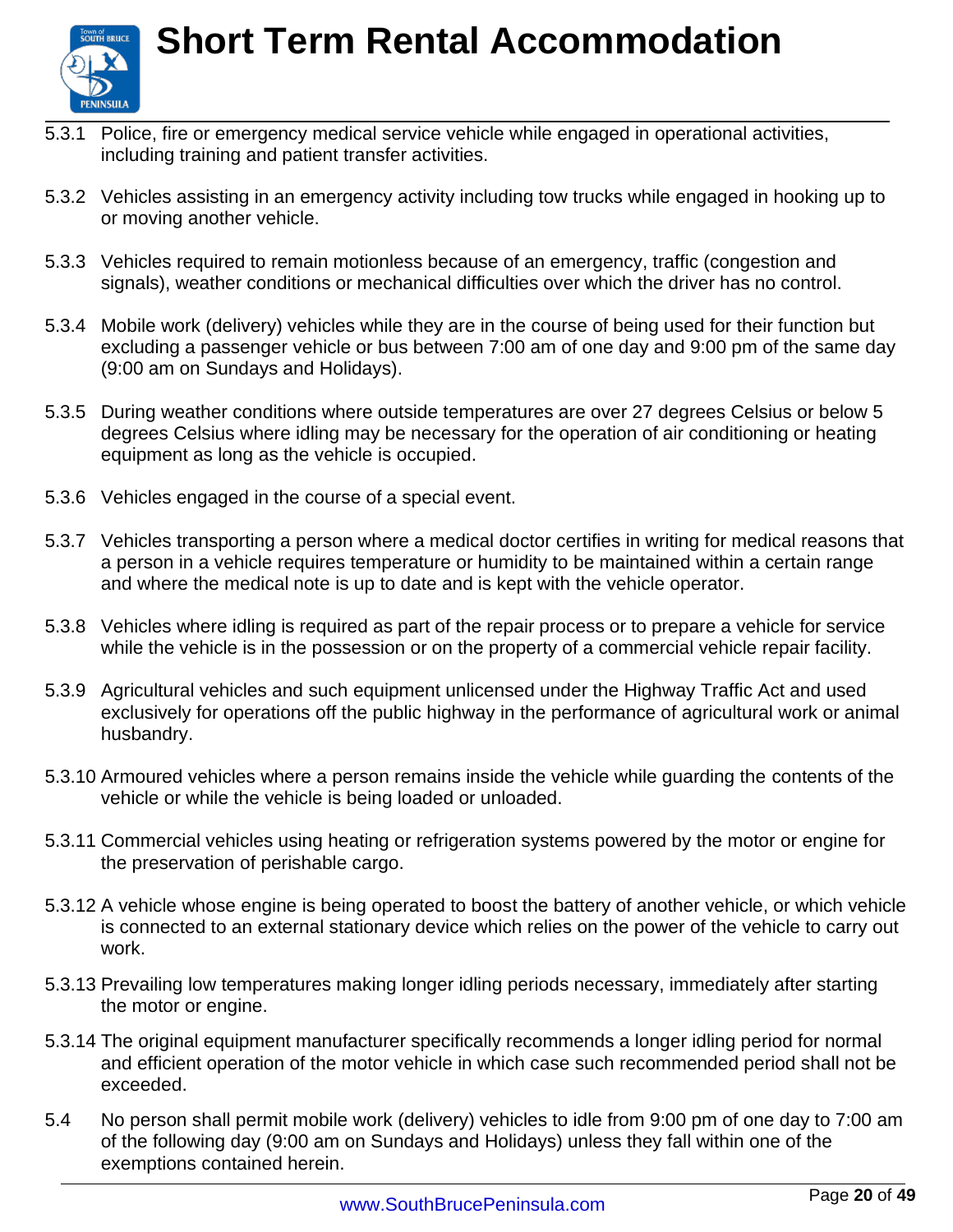5.3.1 Police, fire or emergency medical service vehicle while engaged in operational activities, including training and patient transfer activities.

5.3.2 Vehicles assisting in an emergency activity including tow trucks while engaged in hooking up to or moving another vehicle.

5.3.3 Vehicles required to remain motionless because of an emergency, traffic (congestion and signals), weather conditions or mechanical difficulties over which the driver has no control.

5.3.4 Mobile work (delivery) vehicles while they are in the course of being used for their function but excluding a passenger vehicle or bus between 7:00 am of one day and 9:00 pm of the same day (9:00 am on Sundays and Holidays).

5.3.5 During weather conditions where outside temperatures are over 27 degrees Celsius or below 5 degrees Celsius where idling may be necessary for the operation of air conditioning or heating equipment as long as the vehicle is occupied.

5.3.6 Vehicles engaged in the course of a special event.

5.3.7 Vehicles transporting a person where a medical doctor certifies in writing for medical reasons that a person in a vehicle requires temperature or humidity to be maintained within a certain range and where the medical note is up to date and is kept with the vehicle operator.

5.3.8 Vehicles where idling is required as part of the repair process or to prepare a vehicle for service while the vehicle is in the possession or on the property of a commercial vehicle repair facility.

5.3.9 Agricultural vehicles and such equipment unlicensed under the Highway Traffic Act and used exclusively for operations off the public highway in the performance of agricultural work or animal husbandry.

5.3.10 Armoured vehicles where a person remains inside the vehicle while guarding the contents of the vehicle or while the vehicle is being loaded or unloaded.

5.3.11 Commercial vehicles using heating or refrigeration systems powered by the motor or engine for the preservation of perishable cargo.

5.3.12 A vehicle whose engine is being operated to boost the battery of another vehicle, or which vehicle is connected to an external stationary device which relies on the power of the vehicle to carry out work.

5.3.13 Prevailing low temperatures making longer idling periods necessary, immediately after starting the motor or engine.

5.3.14 The original equipment manufacturer specifically recommends a longer idling period for normal and efficient operation of the motor vehicle in which case such recommended period shall not be exceeded.

5.4 No person shall permit mobile work (delivery) vehicles to idle from 9:00 pm of one day to 7:00 am of the following day (9:00 am on Sundays and Holidays) unless they fall within one of the exemptions contained herein.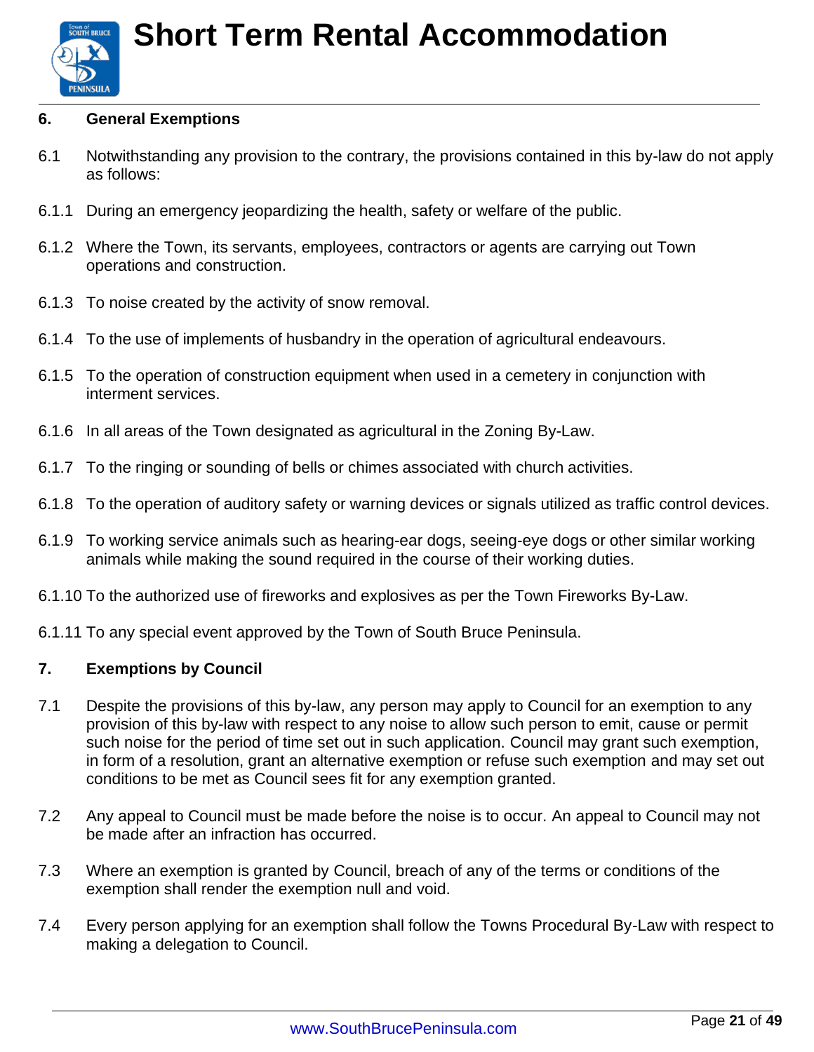## 6. General Exemptions

6.1 Notwithstanding any provision to the contrary, the provisions contained in this by-law do not apply as follows:

6.1.1 During an emergency jeopardizing the health, safety or welfare of the public.

6.1.2 Where the Town, its servants, employees, contractors or agents are carrying out Town operations and construction.

6.1.3 To noise created by the activity of snow removal.

6.1.4 To the use of implements of husbandry in the operation of agricultural endeavours.

6.1.5 To the operation of construction equipment when used in a cemetery in conjunction with interment services.

6.1.6 In all areas of the Town designated as agricultural in the Zoning By-Law.

6.1.7 To the ringing or sounding of bells or chimes associated with church activities.

6.1.8 To the operation of auditory safety or warning devices or signals utilized as traffic control devices.

6.1.9 To working service animals such as hearing-ear dogs, seeing-eye dogs or other similar working animals while making the sound required in the course of their working duties.

6.1.10 To the authorized use of fireworks and explosives as per the Town Fireworks By-Law.

6.1.11 To any special event approved by the Town of South Bruce Peninsula.

## 7. Exemptions by Council

7.1 Despite the provisions of this by-law, any person may apply to Council for an exemption to any provision of this by-law with respect to any noise to allow such person to emit, cause or permit such noise for the period of time set out in such application. Council may grant such exemption, in form of a resolution, grant an alternative exemption or refuse such exemption and may set out conditions to be met as Council sees fit for any exemption granted.

7.2 Any appeal to Council must be made before the noise is to occur. An appeal to Council may not be made after an infraction has occurred.

7.3 Where an exemption is granted by Council, breach of any of the terms or conditions of the exemption shall render the exemption null and void.

7.4 Every person applying for an exemption shall follow the Towns Procedural By-Law with respect to making a delegation to Council.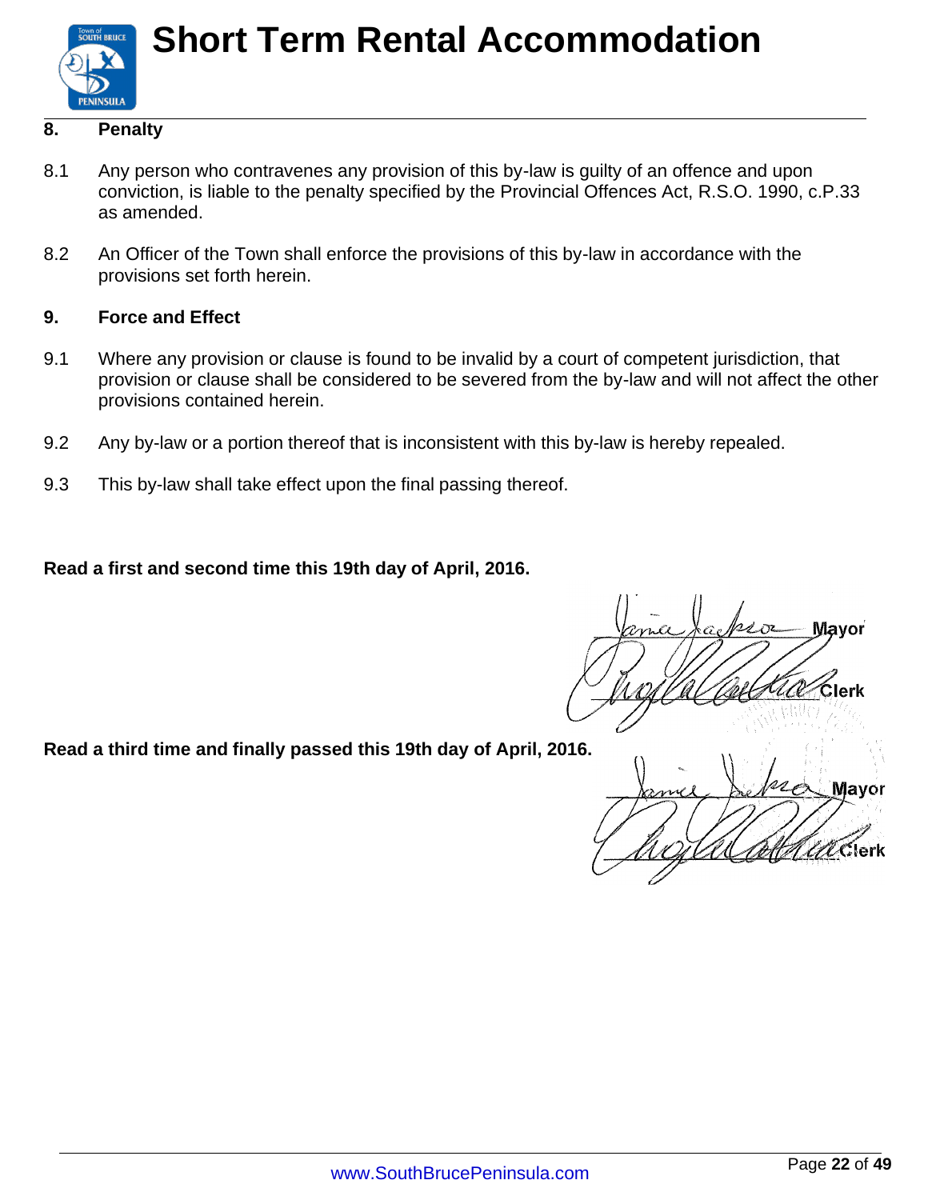## 8. Penalty

8.1 Any person who contravenes any provision of this by-law is guilty of an offence and upon conviction, is liable to the penalty specified by the Provincial Offences Act, R.S.O. 1990, c.P.33 as amended.

8.2 An Officer of the Town shall enforce the provisions of this by-law in accordance with the provisions set forth herein.

## 9. Force and Effect

9.1 Where any provision or clause is found to be invalid by a court of competent jurisdiction, that provision or clause shall be considered to be severed from the by-law and will not affect the other provisions contained herein.

9.2 Any by-law or a portion thereof that is inconsistent with this by-law is hereby repealed.

9.3 This by-law shall take effect upon the final passing thereof.

**Read a first and second time this 19th day of April, 2016.**

Mayor

Clerk

**Read a third time and finally passed this 19th day of April, 2016.**

Mayor

Clerk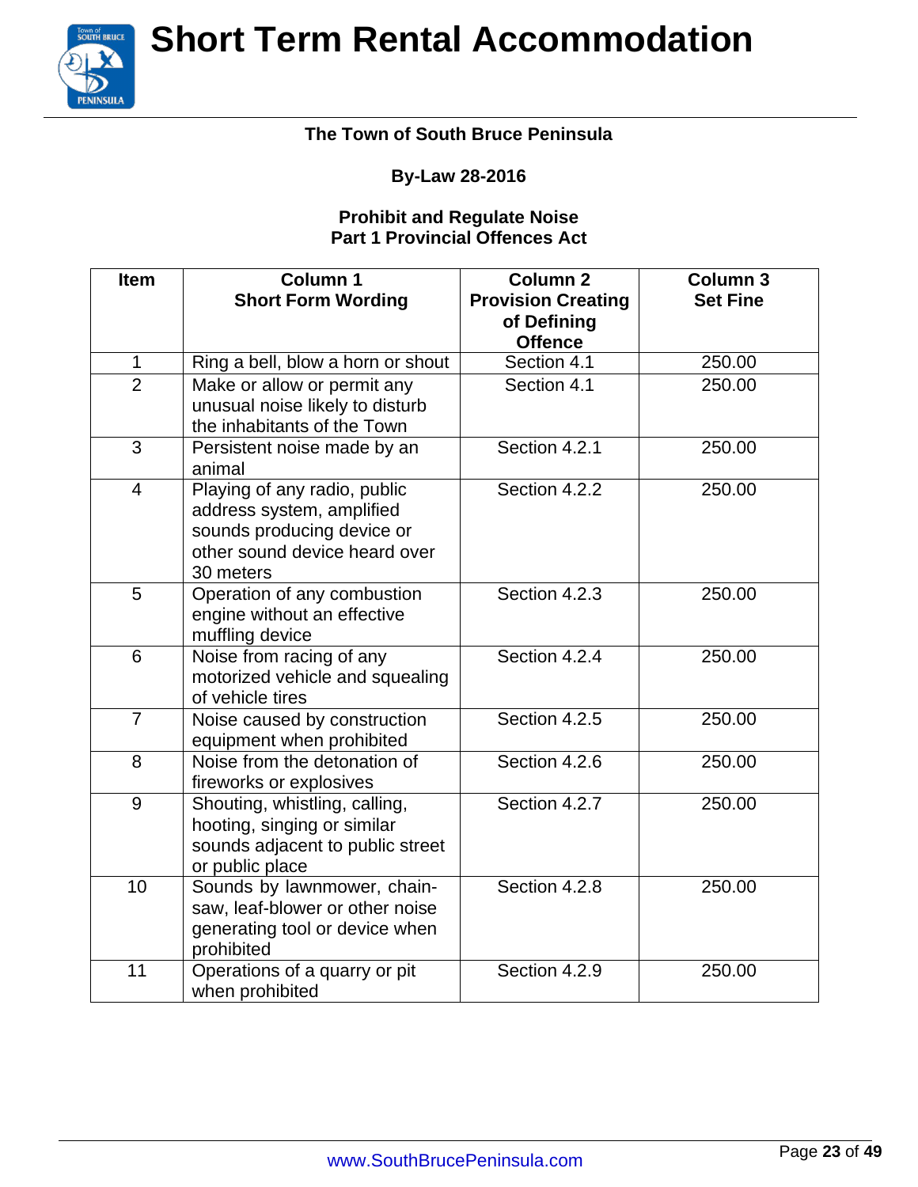**The Town of South Bruce Peninsula**

**By-Law 28-2016**

**Prohibit and Regulate Noise**
**Part 1 Provincial Offences Act**

| Item | Column 1 Short Form Wording | Column 2 Provision Creating of Defining Offence | Column 3 Set Fine |
|---|---|---|---|
| 1 | Ring a bell, blow a horn or shout | Section 4.1 | 250.00 |
| 2 | Make or allow or permit any unusual noise likely to disturb the inhabitants of the Town | Section 4.1 | 250.00 |
| 3 | Persistent noise made by an animal | Section 4.2.1 | 250.00 |
| 4 | Playing of any radio, public address system, amplified sounds producing device or other sound device heard over 30 meters | Section 4.2.2 | 250.00 |
| 5 | Operation of any combustion engine without an effective muffling device | Section 4.2.3 | 250.00 |
| 6 | Noise from racing of any motorized vehicle and squealing of vehicle tires | Section 4.2.4 | 250.00 |
| 7 | Noise caused by construction equipment when prohibited | Section 4.2.5 | 250.00 |
| 8 | Noise from the detonation of fireworks or explosives | Section 4.2.6 | 250.00 |
| 9 | Shouting, whistling, calling, hooting, singing or similar sounds adjacent to public street or public place | Section 4.2.7 | 250.00 |
| 10 | Sounds by lawnmower, chain-saw, leaf-blower or other noise generating tool or device when prohibited | Section 4.2.8 | 250.00 |
| 11 | Operations of a quarry or pit when prohibited | Section 4.2.9 | 250.00 |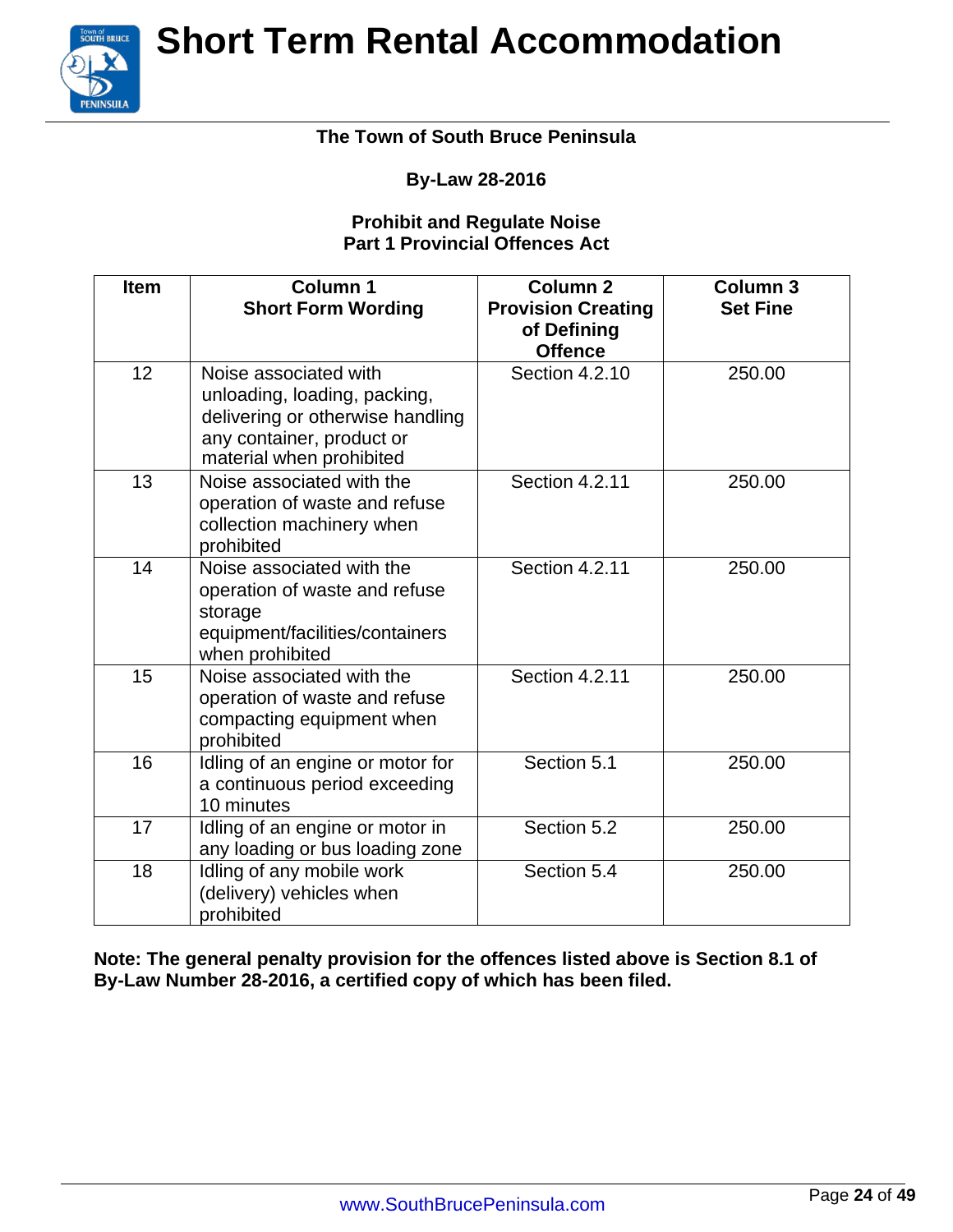**The Town of South Bruce Peninsula**

**By-Law 28-2016**

**Prohibit and Regulate Noise**
**Part 1 Provincial Offences Act**

| Item | Column 1 Short Form Wording | Column 2 Provision Creating of Defining Offence | Column 3 Set Fine |
|---|---|---|---|
| 12 | Noise associated with unloading, loading, packing, delivering or otherwise handling any container, product or material when prohibited | Section 4.2.10 | 250.00 |
| 13 | Noise associated with the operation of waste and refuse collection machinery when prohibited | Section 4.2.11 | 250.00 |
| 14 | Noise associated with the operation of waste and refuse storage equipment/facilities/containers when prohibited | Section 4.2.11 | 250.00 |
| 15 | Noise associated with the operation of waste and refuse compacting equipment when prohibited | Section 4.2.11 | 250.00 |
| 16 | Idling of an engine or motor for a continuous period exceeding 10 minutes | Section 5.1 | 250.00 |
| 17 | Idling of an engine or motor in any loading or bus loading zone | Section 5.2 | 250.00 |
| 18 | Idling of any mobile work (delivery) vehicles when prohibited | Section 5.4 | 250.00 |

**Note: The general penalty provision for the offences listed above is Section 8.1 of By-Law Number 28-2016, a certified copy of which has been filed.**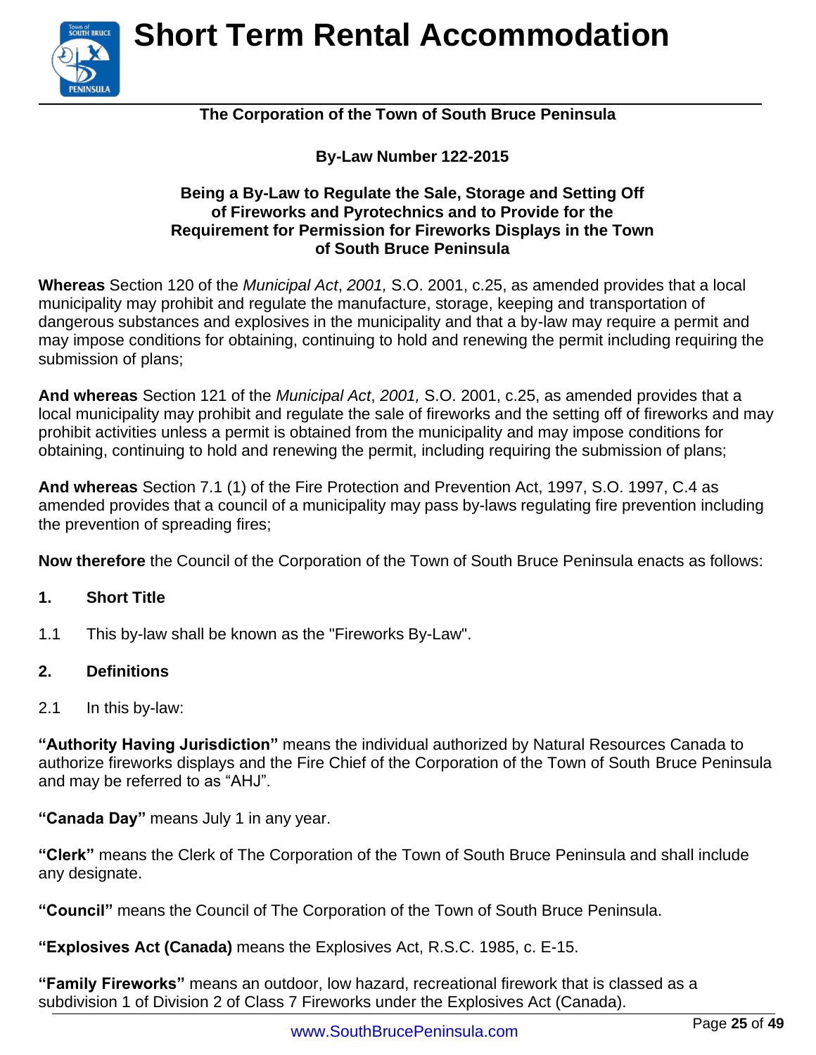**The Corporation of the Town of South Bruce Peninsula**

**By-Law Number 122-2015**

**Being a By-Law to Regulate the Sale, Storage and Setting Off of Fireworks and Pyrotechnics and to Provide for the Requirement for Permission for Fireworks Displays in the Town of South Bruce Peninsula**

**Whereas** Section 120 of the *Municipal Act*, *2001,* S.O. 2001, c.25, as amended provides that a local municipality may prohibit and regulate the manufacture, storage, keeping and transportation of dangerous substances and explosives in the municipality and that a by-law may require a permit and may impose conditions for obtaining, continuing to hold and renewing the permit including requiring the submission of plans;

**And whereas** Section 121 of the *Municipal Act*, *2001,* S.O. 2001, c.25, as amended provides that a local municipality may prohibit and regulate the sale of fireworks and the setting off of fireworks and may prohibit activities unless a permit is obtained from the municipality and may impose conditions for obtaining, continuing to hold and renewing the permit, including requiring the submission of plans;

**And whereas** Section 7.1 (1) of the Fire Protection and Prevention Act, 1997, S.O. 1997, C.4 as amended provides that a council of a municipality may pass by-laws regulating fire prevention including the prevention of spreading fires;

**Now therefore** the Council of the Corporation of the Town of South Bruce Peninsula enacts as follows:

## 1. Short Title

1.1 This by-law shall be known as the "Fireworks By-Law".

## 2. Definitions

2.1 In this by-law:

**"Authority Having Jurisdiction"** means the individual authorized by Natural Resources Canada to authorize fireworks displays and the Fire Chief of the Corporation of the Town of South Bruce Peninsula and may be referred to as "AHJ".

**"Canada Day"** means July 1 in any year.

**"Clerk"** means the Clerk of The Corporation of the Town of South Bruce Peninsula and shall include any designate.

**"Council"** means the Council of The Corporation of the Town of South Bruce Peninsula.

**"Explosives Act (Canada)** means the Explosives Act, R.S.C. 1985, c. E-15.

**"Family Fireworks"** means an outdoor, low hazard, recreational firework that is classed as a subdivision 1 of Division 2 of Class 7 Fireworks under the Explosives Act (Canada).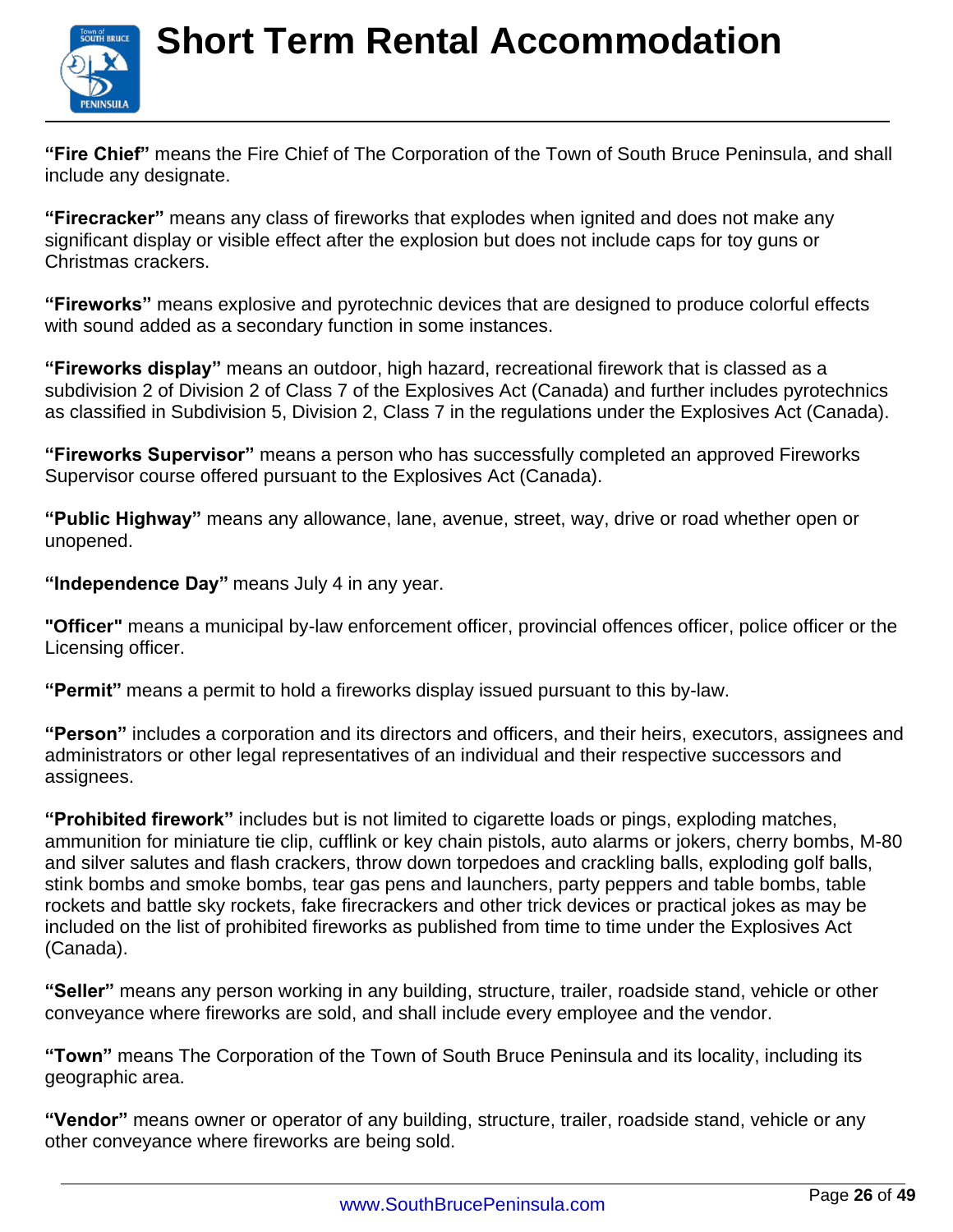**"Fire Chief"** means the Fire Chief of The Corporation of the Town of South Bruce Peninsula, and shall include any designate.

**"Firecracker"** means any class of fireworks that explodes when ignited and does not make any significant display or visible effect after the explosion but does not include caps for toy guns or Christmas crackers.

**"Fireworks"** means explosive and pyrotechnic devices that are designed to produce colorful effects with sound added as a secondary function in some instances.

**"Fireworks display"** means an outdoor, high hazard, recreational firework that is classed as a subdivision 2 of Division 2 of Class 7 of the Explosives Act (Canada) and further includes pyrotechnics as classified in Subdivision 5, Division 2, Class 7 in the regulations under the Explosives Act (Canada).

**"Fireworks Supervisor"** means a person who has successfully completed an approved Fireworks Supervisor course offered pursuant to the Explosives Act (Canada).

**"Public Highway"** means any allowance, lane, avenue, street, way, drive or road whether open or unopened.

**"Independence Day"** means July 4 in any year.

**"Officer"** means a municipal by-law enforcement officer, provincial offences officer, police officer or the Licensing officer.

**"Permit"** means a permit to hold a fireworks display issued pursuant to this by-law.

**"Person"** includes a corporation and its directors and officers, and their heirs, executors, assignees and administrators or other legal representatives of an individual and their respective successors and assignees.

**"Prohibited firework"** includes but is not limited to cigarette loads or pings, exploding matches, ammunition for miniature tie clip, cufflink or key chain pistols, auto alarms or jokers, cherry bombs, M-80 and silver salutes and flash crackers, throw down torpedoes and crackling balls, exploding golf balls, stink bombs and smoke bombs, tear gas pens and launchers, party peppers and table bombs, table rockets and battle sky rockets, fake firecrackers and other trick devices or practical jokes as may be included on the list of prohibited fireworks as published from time to time under the Explosives Act (Canada).

**"Seller"** means any person working in any building, structure, trailer, roadside stand, vehicle or other conveyance where fireworks are sold, and shall include every employee and the vendor.

**"Town"** means The Corporation of the Town of South Bruce Peninsula and its locality, including its geographic area.

**"Vendor"** means owner or operator of any building, structure, trailer, roadside stand, vehicle or any other conveyance where fireworks are being sold.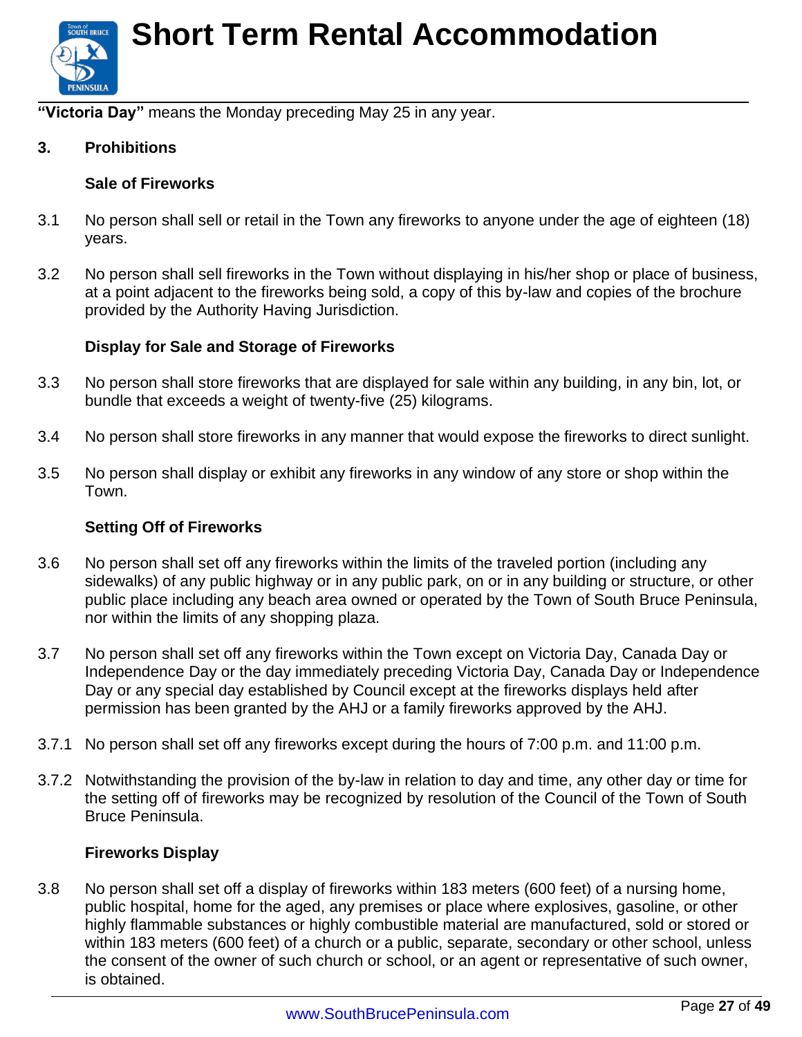**"Victoria Day"** means the Monday preceding May 25 in any year.

**3. Prohibitions**

**Sale of Fireworks**

3.1 No person shall sell or retail in the Town any fireworks to anyone under the age of eighteen (18) years.

3.2 No person shall sell fireworks in the Town without displaying in his/her shop or place of business, at a point adjacent to the fireworks being sold, a copy of this by-law and copies of the brochure provided by the Authority Having Jurisdiction.

**Display for Sale and Storage of Fireworks**

3.3 No person shall store fireworks that are displayed for sale within any building, in any bin, lot, or bundle that exceeds a weight of twenty-five (25) kilograms.

3.4 No person shall store fireworks in any manner that would expose the fireworks to direct sunlight.

3.5 No person shall display or exhibit any fireworks in any window of any store or shop within the Town.

**Setting Off of Fireworks**

3.6 No person shall set off any fireworks within the limits of the traveled portion (including any sidewalks) of any public highway or in any public park, on or in any building or structure, or other public place including any beach area owned or operated by the Town of South Bruce Peninsula, nor within the limits of any shopping plaza.

3.7 No person shall set off any fireworks within the Town except on Victoria Day, Canada Day or Independence Day or the day immediately preceding Victoria Day, Canada Day or Independence Day or any special day established by Council except at the fireworks displays held after permission has been granted by the AHJ or a family fireworks approved by the AHJ.

3.7.1 No person shall set off any fireworks except during the hours of 7:00 p.m. and 11:00 p.m.

3.7.2 Notwithstanding the provision of the by-law in relation to day and time, any other day or time for the setting off of fireworks may be recognized by resolution of the Council of the Town of South Bruce Peninsula.

**Fireworks Display**

3.8 No person shall set off a display of fireworks within 183 meters (600 feet) of a nursing home, public hospital, home for the aged, any premises or place where explosives, gasoline, or other highly flammable substances or highly combustible material are manufactured, sold or stored or within 183 meters (600 feet) of a church or a public, separate, secondary or other school, unless the consent of the owner of such church or school, or an agent or representative of such owner, is obtained.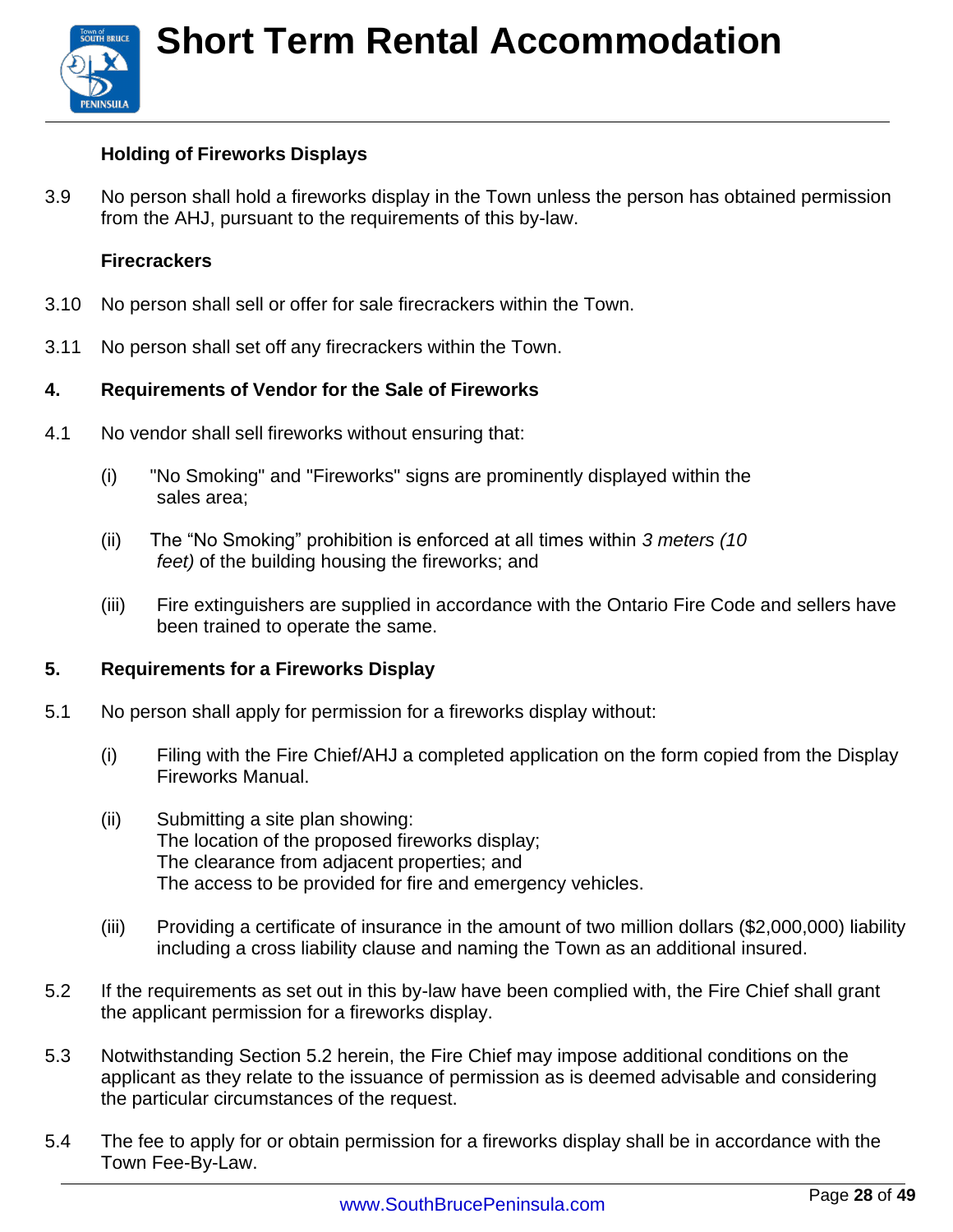**Holding of Fireworks Displays**

3.9 No person shall hold a fireworks display in the Town unless the person has obtained permission from the AHJ, pursuant to the requirements of this by-law.

**Firecrackers**

3.10 No person shall sell or offer for sale firecrackers within the Town.

3.11 No person shall set off any firecrackers within the Town.

## 4. Requirements of Vendor for the Sale of Fireworks

4.1 No vendor shall sell fireworks without ensuring that:

(i) "No Smoking" and "Fireworks" signs are prominently displayed within the sales area;

(ii) The "No Smoking" prohibition is enforced at all times within *3 meters (10 feet)* of the building housing the fireworks; and

(iii) Fire extinguishers are supplied in accordance with the Ontario Fire Code and sellers have been trained to operate the same.

## 5. Requirements for a Fireworks Display

5.1 No person shall apply for permission for a fireworks display without:

(i) Filing with the Fire Chief/AHJ a completed application on the form copied from the Display Fireworks Manual.

(ii) Submitting a site plan showing:
The location of the proposed fireworks display;
The clearance from adjacent properties; and
The access to be provided for fire and emergency vehicles.

(iii) Providing a certificate of insurance in the amount of two million dollars ($2,000,000) liability including a cross liability clause and naming the Town as an additional insured.

5.2 If the requirements as set out in this by-law have been complied with, the Fire Chief shall grant the applicant permission for a fireworks display.

5.3 Notwithstanding Section 5.2 herein, the Fire Chief may impose additional conditions on the applicant as they relate to the issuance of permission as is deemed advisable and considering the particular circumstances of the request.

5.4 The fee to apply for or obtain permission for a fireworks display shall be in accordance with the Town Fee-By-Law.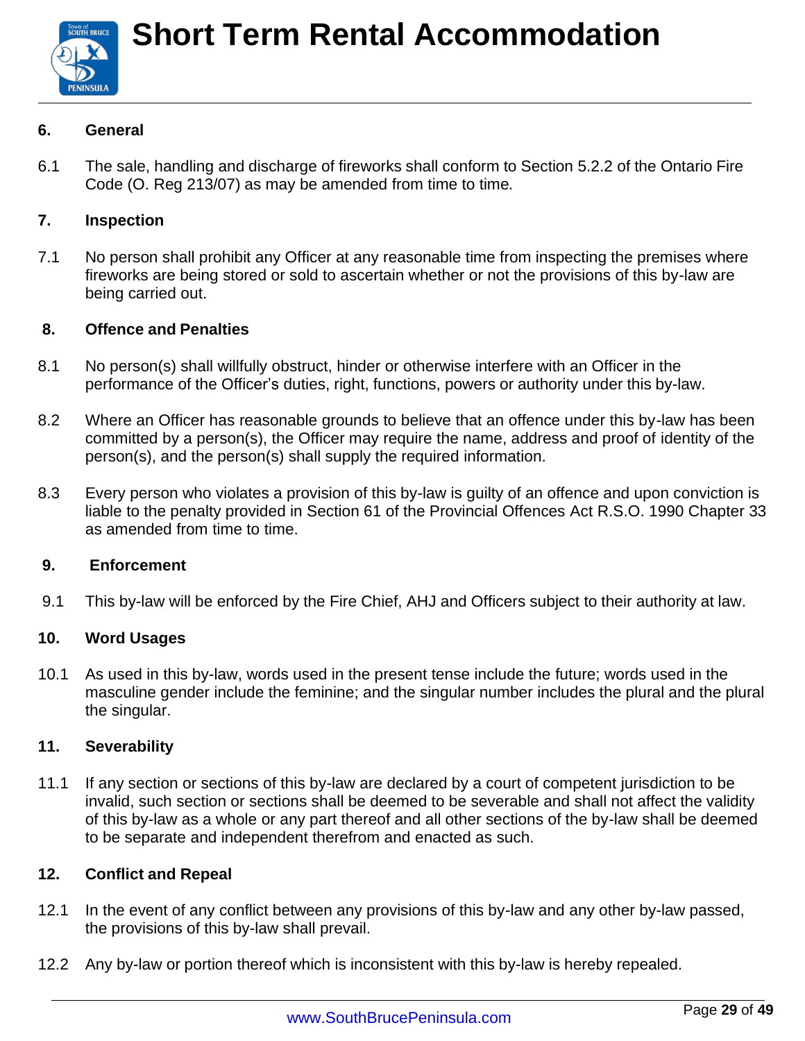## 6. General

6.1 The sale, handling and discharge of fireworks shall conform to Section 5.2.2 of the Ontario Fire Code (O. Reg 213/07) as may be amended from time to time.

## 7. Inspection

7.1 No person shall prohibit any Officer at any reasonable time from inspecting the premises where fireworks are being stored or sold to ascertain whether or not the provisions of this by-law are being carried out.

## 8. Offence and Penalties

8.1 No person(s) shall willfully obstruct, hinder or otherwise interfere with an Officer in the performance of the Officer's duties, right, functions, powers or authority under this by-law.

8.2 Where an Officer has reasonable grounds to believe that an offence under this by-law has been committed by a person(s), the Officer may require the name, address and proof of identity of the person(s), and the person(s) shall supply the required information.

8.3 Every person who violates a provision of this by-law is guilty of an offence and upon conviction is liable to the penalty provided in Section 61 of the Provincial Offences Act R.S.O. 1990 Chapter 33 as amended from time to time.

## 9. Enforcement

9.1 This by-law will be enforced by the Fire Chief, AHJ and Officers subject to their authority at law.

## 10. Word Usages

10.1 As used in this by-law, words used in the present tense include the future; words used in the masculine gender include the feminine; and the singular number includes the plural and the plural the singular.

## 11. Severability

11.1 If any section or sections of this by-law are declared by a court of competent jurisdiction to be invalid, such section or sections shall be deemed to be severable and shall not affect the validity of this by-law as a whole or any part thereof and all other sections of the by-law shall be deemed to be separate and independent therefrom and enacted as such.

## 12. Conflict and Repeal

12.1 In the event of any conflict between any provisions of this by-law and any other by-law passed, the provisions of this by-law shall prevail.

12.2 Any by-law or portion thereof which is inconsistent with this by-law is hereby repealed.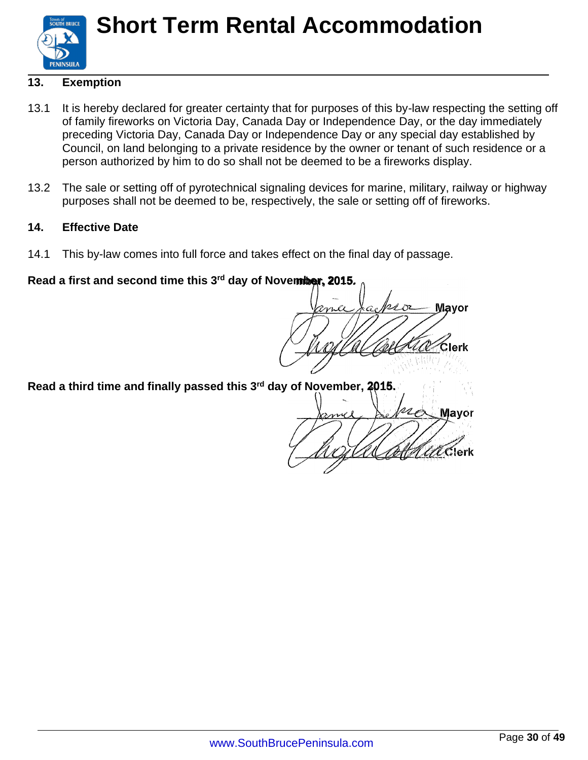## 13. Exemption

13.1 It is hereby declared for greater certainty that for purposes of this by-law respecting the setting off of family fireworks on Victoria Day, Canada Day or Independence Day, or the day immediately preceding Victoria Day, Canada Day or Independence Day or any special day established by Council, on land belonging to a private residence by the owner or tenant of such residence or a person authorized by him to do so shall not be deemed to be a fireworks display.

13.2 The sale or setting off of pyrotechnical signaling devices for marine, military, railway or highway purposes shall not be deemed to be, respectively, the sale or setting off of fireworks.

## 14. Effective Date

14.1 This by-law comes into full force and takes effect on the final day of passage.

**Read a first and second time this 3rd day of November, 2015.**

Mayor

Clerk

**Read a third time and finally passed this 3rd day of November, 2015.**

Mayor

Clerk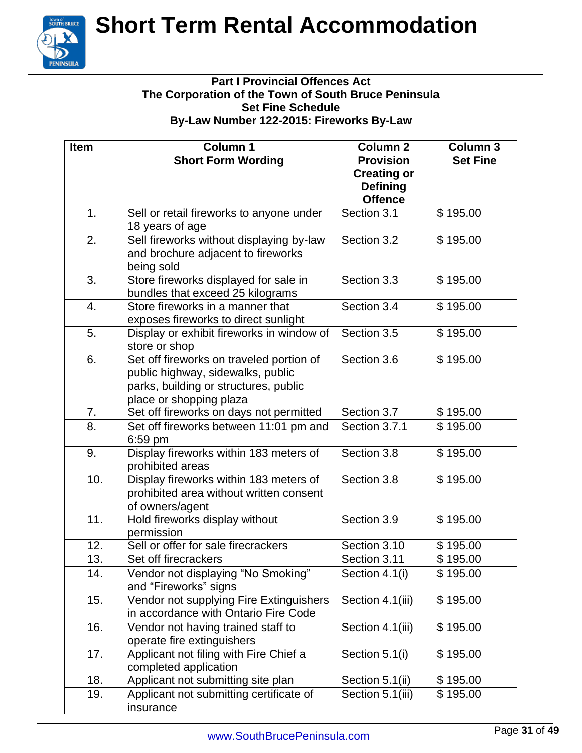# Short Term Rental Accommodation

**Part I Provincial Offences Act**
**The Corporation of the Town of South Bruce Peninsula**
**Set Fine Schedule**
**By-Law Number 122-2015: Fireworks By-Law**

| Item | Column 1<br>Short Form Wording | Column 2<br>Provision Creating or Defining Offence | Column 3<br>Set Fine |
|---|---|---|---|
| 1. | Sell or retail fireworks to anyone under 18 years of age | Section 3.1 | $ 195.00 |
| 2. | Sell fireworks without displaying by-law and brochure adjacent to fireworks being sold | Section 3.2 | $ 195.00 |
| 3. | Store fireworks displayed for sale in bundles that exceed 25 kilograms | Section 3.3 | $ 195.00 |
| 4. | Store fireworks in a manner that exposes fireworks to direct sunlight | Section 3.4 | $ 195.00 |
| 5. | Display or exhibit fireworks in window of store or shop | Section 3.5 | $ 195.00 |
| 6. | Set off fireworks on traveled portion of public highway, sidewalks, public parks, building or structures, public place or shopping plaza | Section 3.6 | $ 195.00 |
| 7. | Set off fireworks on days not permitted | Section 3.7 | $ 195.00 |
| 8. | Set off fireworks between 11:01 pm and 6:59 pm | Section 3.7.1 | $ 195.00 |
| 9. | Display fireworks within 183 meters of prohibited areas | Section 3.8 | $ 195.00 |
| 10. | Display fireworks within 183 meters of prohibited area without written consent of owners/agent | Section 3.8 | $ 195.00 |
| 11. | Hold fireworks display without permission | Section 3.9 | $ 195.00 |
| 12. | Sell or offer for sale firecrackers | Section 3.10 | $ 195.00 |
| 13. | Set off firecrackers | Section 3.11 | $ 195.00 |
| 14. | Vendor not displaying "No Smoking" and "Fireworks" signs | Section 4.1(i) | $ 195.00 |
| 15. | Vendor not supplying Fire Extinguishers in accordance with Ontario Fire Code | Section 4.1(iii) | $ 195.00 |
| 16. | Vendor not having trained staff to operate fire extinguishers | Section 4.1(iii) | $ 195.00 |
| 17. | Applicant not filing with Fire Chief a completed application | Section 5.1(i) | $ 195.00 |
| 18. | Applicant not submitting site plan | Section 5.1(ii) | $ 195.00 |
| 19. | Applicant not submitting certificate of insurance | Section 5.1(iii) | $ 195.00 |

www.SouthBrucePeninsula.com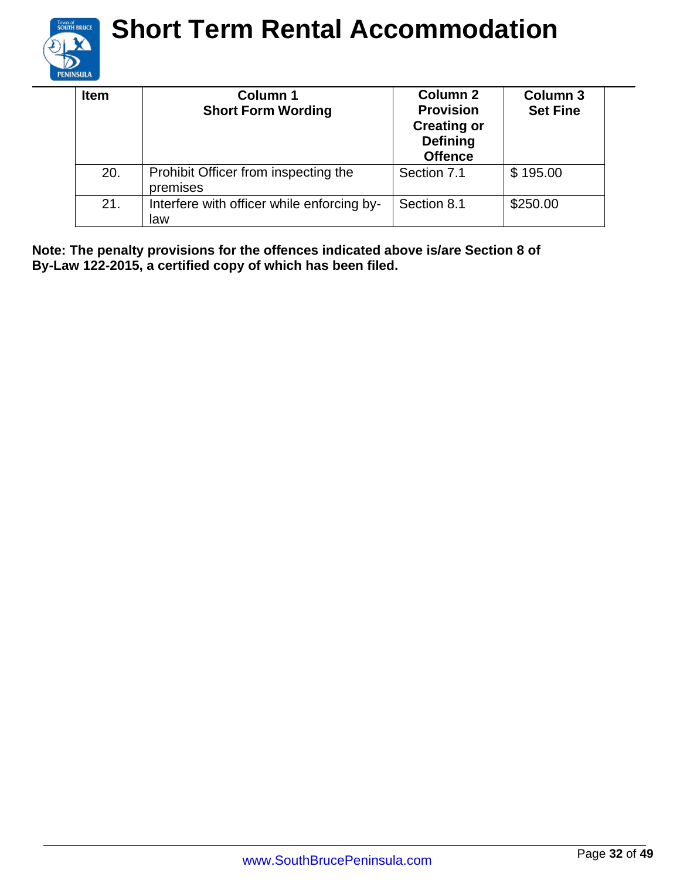| Item | Column 1 Short Form Wording | Column 2 Provision Creating or Defining Offence | Column 3 Set Fine |
|---|---|---|---|
| 20. | Prohibit Officer from inspecting the premises | Section 7.1 | $ 195.00 |
| 21. | Interfere with officer while enforcing by-law | Section 8.1 | $250.00 |

**Note: The penalty provisions for the offences indicated above is/are Section 8 of By-Law 122-2015, a certified copy of which has been filed.**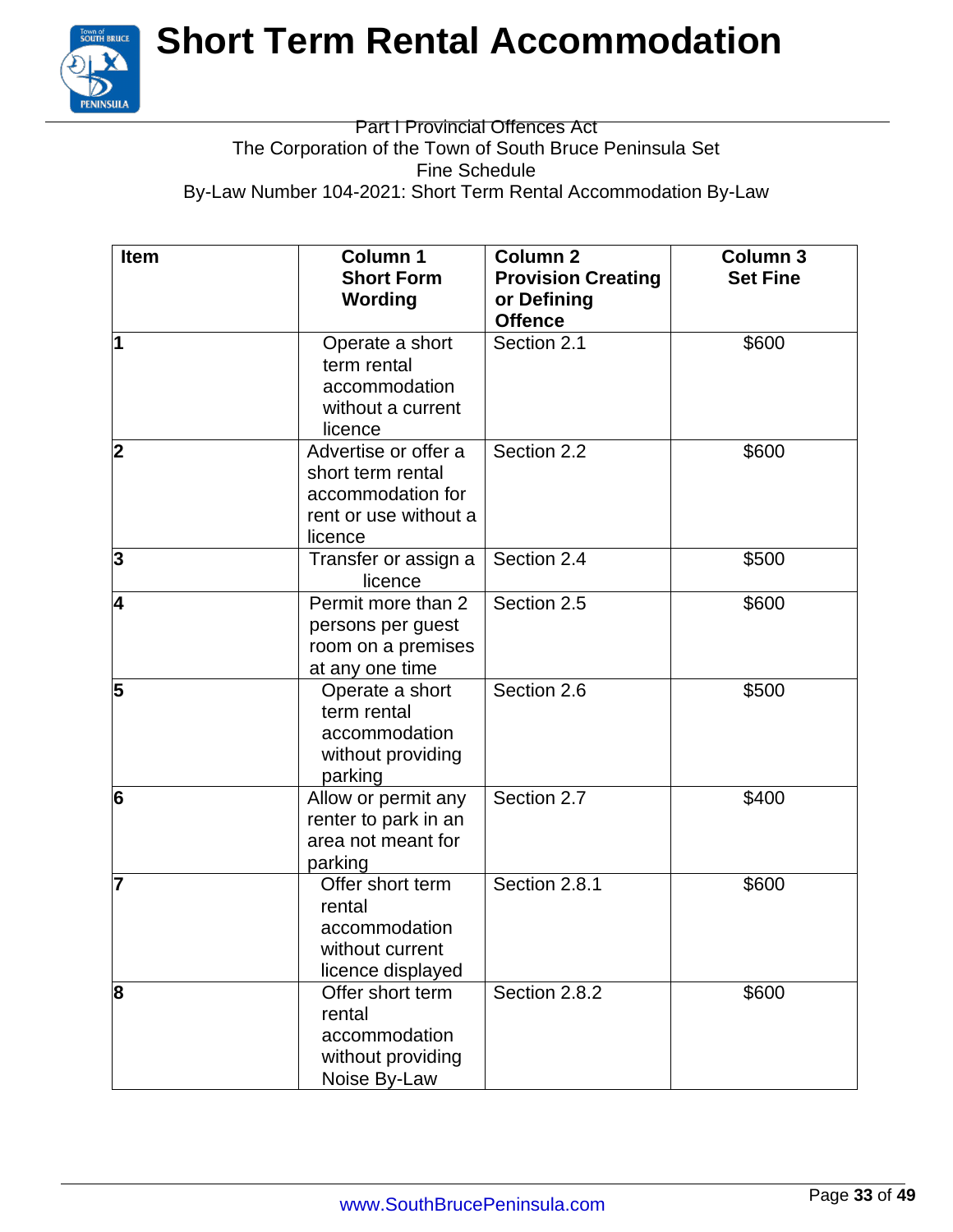# Short Term Rental Accommodation

Part I Provincial Offences Act
The Corporation of the Town of South Bruce Peninsula Set Fine Schedule
By-Law Number 104-2021: Short Term Rental Accommodation By-Law

| Item | Column 1 Short Form Wording | Column 2 Provision Creating or Defining Offence | Column 3 Set Fine |
|---|---|---|---|
| 1 | Operate a short term rental accommodation without a current licence | Section 2.1 | $600 |
| 2 | Advertise or offer a short term rental accommodation for rent or use without a licence | Section 2.2 | $600 |
| 3 | Transfer or assign a licence | Section 2.4 | $500 |
| 4 | Permit more than 2 persons per guest room on a premises at any one time | Section 2.5 | $600 |
| 5 | Operate a short term rental accommodation without providing parking | Section 2.6 | $500 |
| 6 | Allow or permit any renter to park in an area not meant for parking | Section 2.7 | $400 |
| 7 | Offer short term rental accommodation without current licence displayed | Section 2.8.1 | $600 |
| 8 | Offer short term rental accommodation without providing Noise By-Law | Section 2.8.2 | $600 |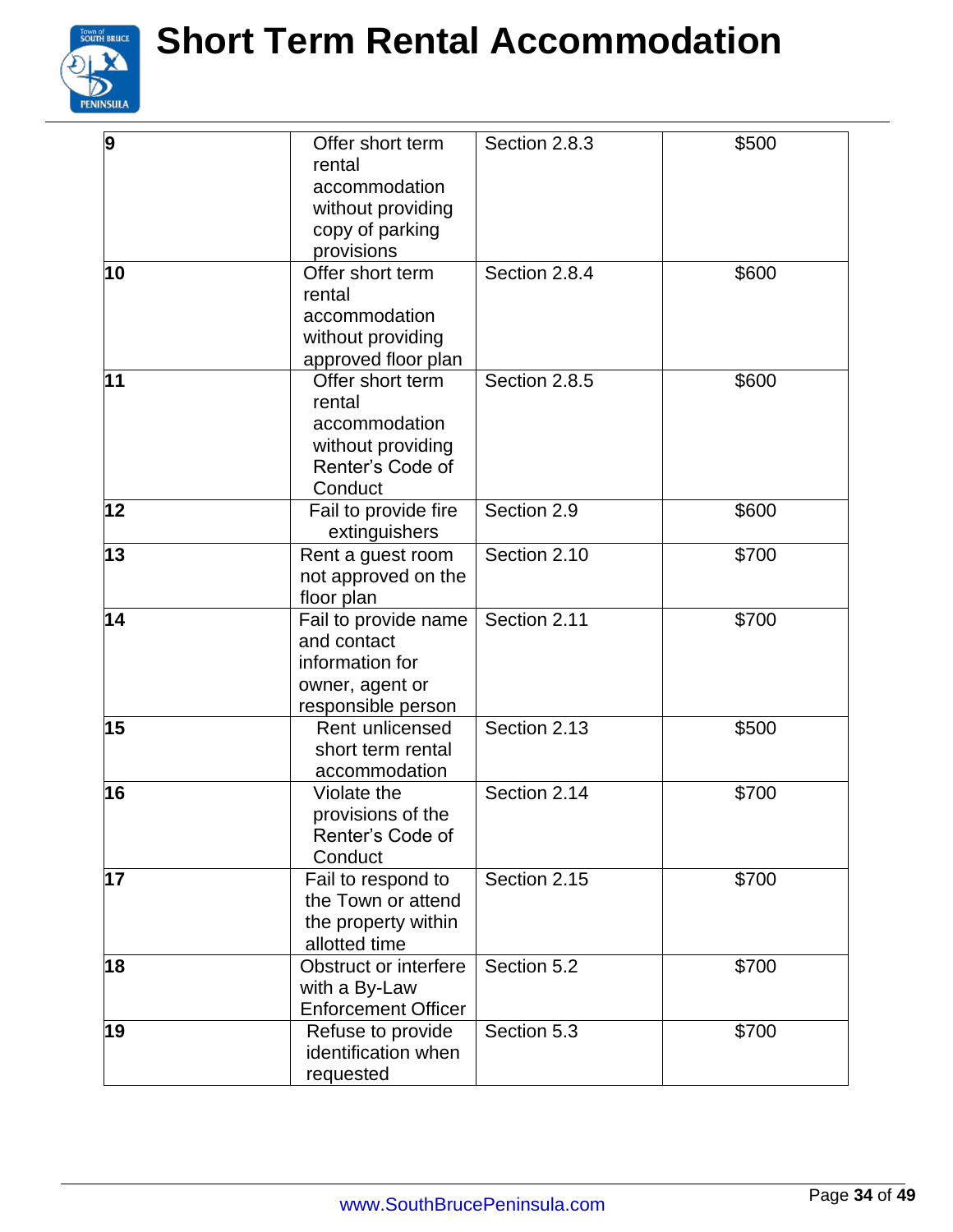| | | | |
|---|---|---|---|
| **9** | Offer short term rental accommodation without providing copy of parking provisions | Section 2.8.3 | $500 |
| **10** | Offer short term rental accommodation without providing approved floor plan | Section 2.8.4 | $600 |
| **11** | Offer short term rental accommodation without providing Renter's Code of Conduct | Section 2.8.5 | $600 |
| **12** | Fail to provide fire extinguishers | Section 2.9 | $600 |
| **13** | Rent a guest room not approved on the floor plan | Section 2.10 | $700 |
| **14** | Fail to provide name and contact information for owner, agent or responsible person | Section 2.11 | $700 |
| **15** | Rent unlicensed short term rental accommodation | Section 2.13 | $500 |
| **16** | Violate the provisions of the Renter's Code of Conduct | Section 2.14 | $700 |
| **17** | Fail to respond to the Town or attend the property within allotted time | Section 2.15 | $700 |
| **18** | Obstruct or interfere with a By-Law Enforcement Officer | Section 5.2 | $700 |
| **19** | Refuse to provide identification when requested | Section 5.3 | $700 |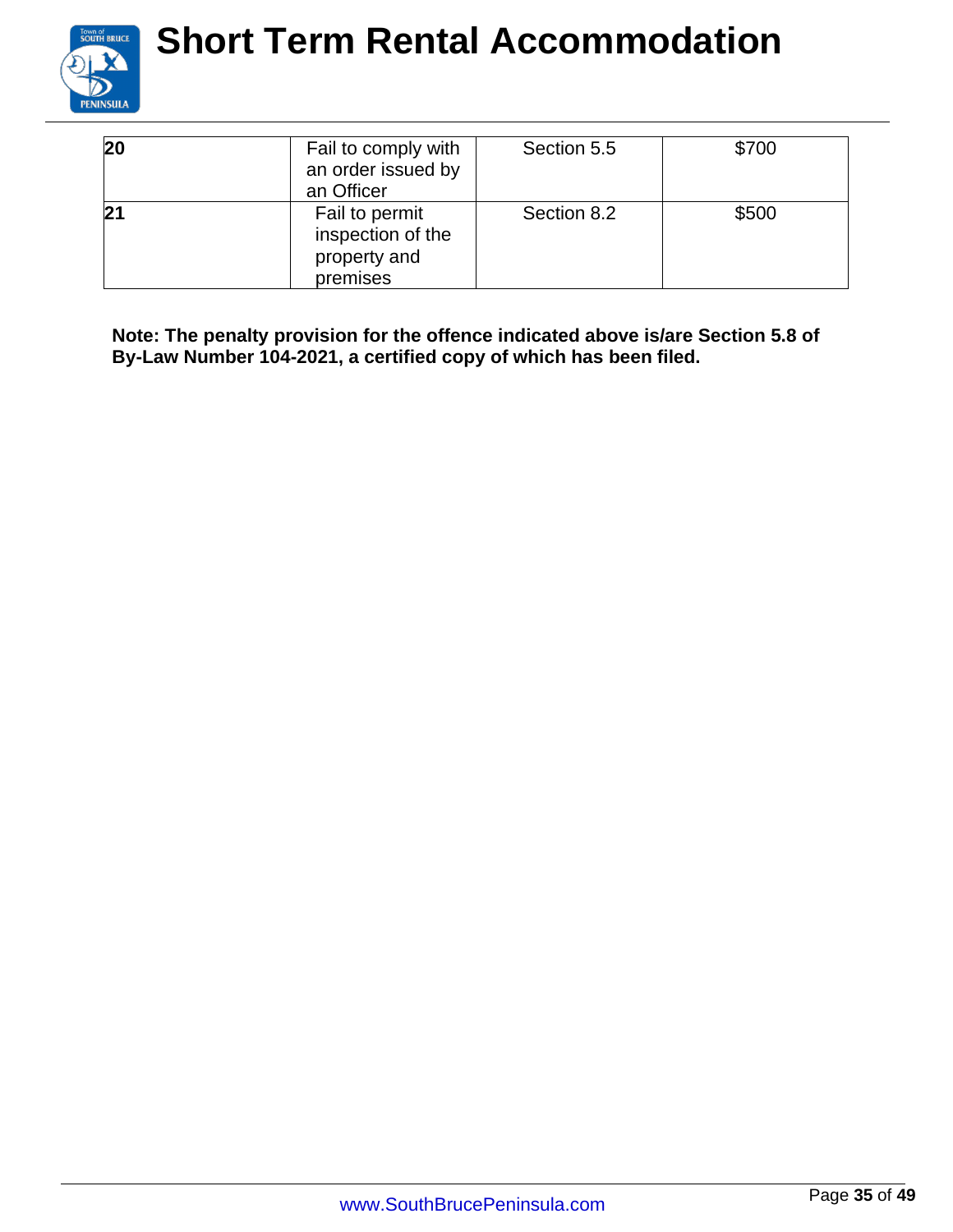| **20** | Fail to comply with an order issued by an Officer | Section 5.5 | $700 |
|---|---|---|---|
| **21** | Fail to permit inspection of the property and premises | Section 8.2 | $500 |

**Note: The penalty provision for the offence indicated above is/are Section 5.8 of By-Law Number 104-2021, a certified copy of which has been filed.**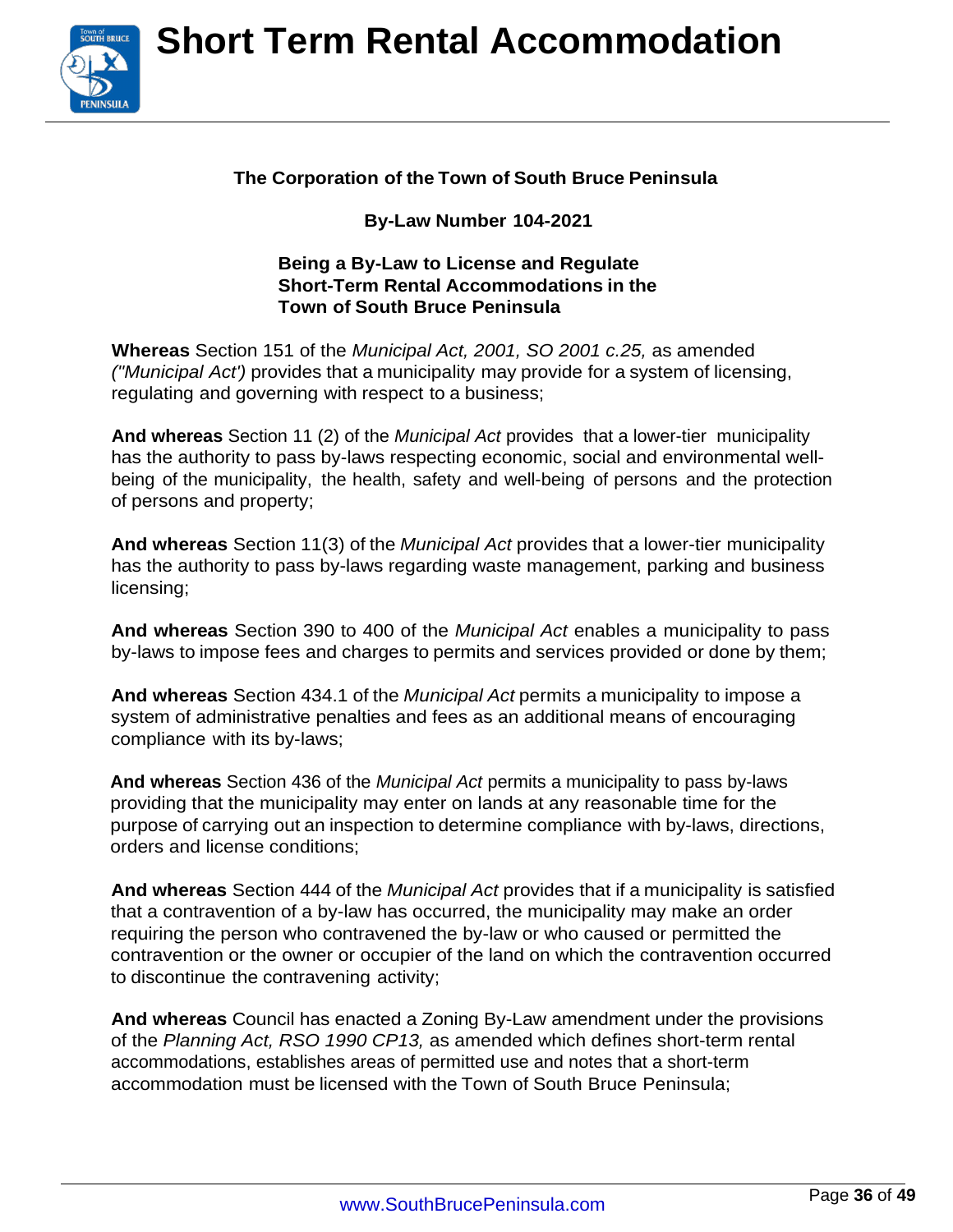**The Corporation of the Town of South Bruce Peninsula**

**By-Law Number 104-2021**

**Being a By-Law to License and Regulate Short-Term Rental Accommodations in the Town of South Bruce Peninsula**

**Whereas** Section 151 of the *Municipal Act, 2001, SO 2001 c.25,* as amended *("Municipal Act')* provides that a municipality may provide for a system of licensing, regulating and governing with respect to a business;

**And whereas** Section 11 (2) of the *Municipal Act* provides that a lower-tier municipality has the authority to pass by-laws respecting economic, social and environmental well-being of the municipality, the health, safety and well-being of persons and the protection of persons and property;

**And whereas** Section 11(3) of the *Municipal Act* provides that a lower-tier municipality has the authority to pass by-laws regarding waste management, parking and business licensing;

**And whereas** Section 390 to 400 of the *Municipal Act* enables a municipality to pass by-laws to impose fees and charges to permits and services provided or done by them;

**And whereas** Section 434.1 of the *Municipal Act* permits a municipality to impose a system of administrative penalties and fees as an additional means of encouraging compliance with its by-laws;

**And whereas** Section 436 of the *Municipal Act* permits a municipality to pass by-laws providing that the municipality may enter on lands at any reasonable time for the purpose of carrying out an inspection to determine compliance with by-laws, directions, orders and license conditions;

**And whereas** Section 444 of the *Municipal Act* provides that if a municipality is satisfied that a contravention of a by-law has occurred, the municipality may make an order requiring the person who contravened the by-law or who caused or permitted the contravention or the owner or occupier of the land on which the contravention occurred to discontinue the contravening activity;

**And whereas** Council has enacted a Zoning By-Law amendment under the provisions of the *Planning Act, RSO 1990 CP13,* as amended which defines short-term rental accommodations, establishes areas of permitted use and notes that a short-term accommodation must be licensed with the Town of South Bruce Peninsula;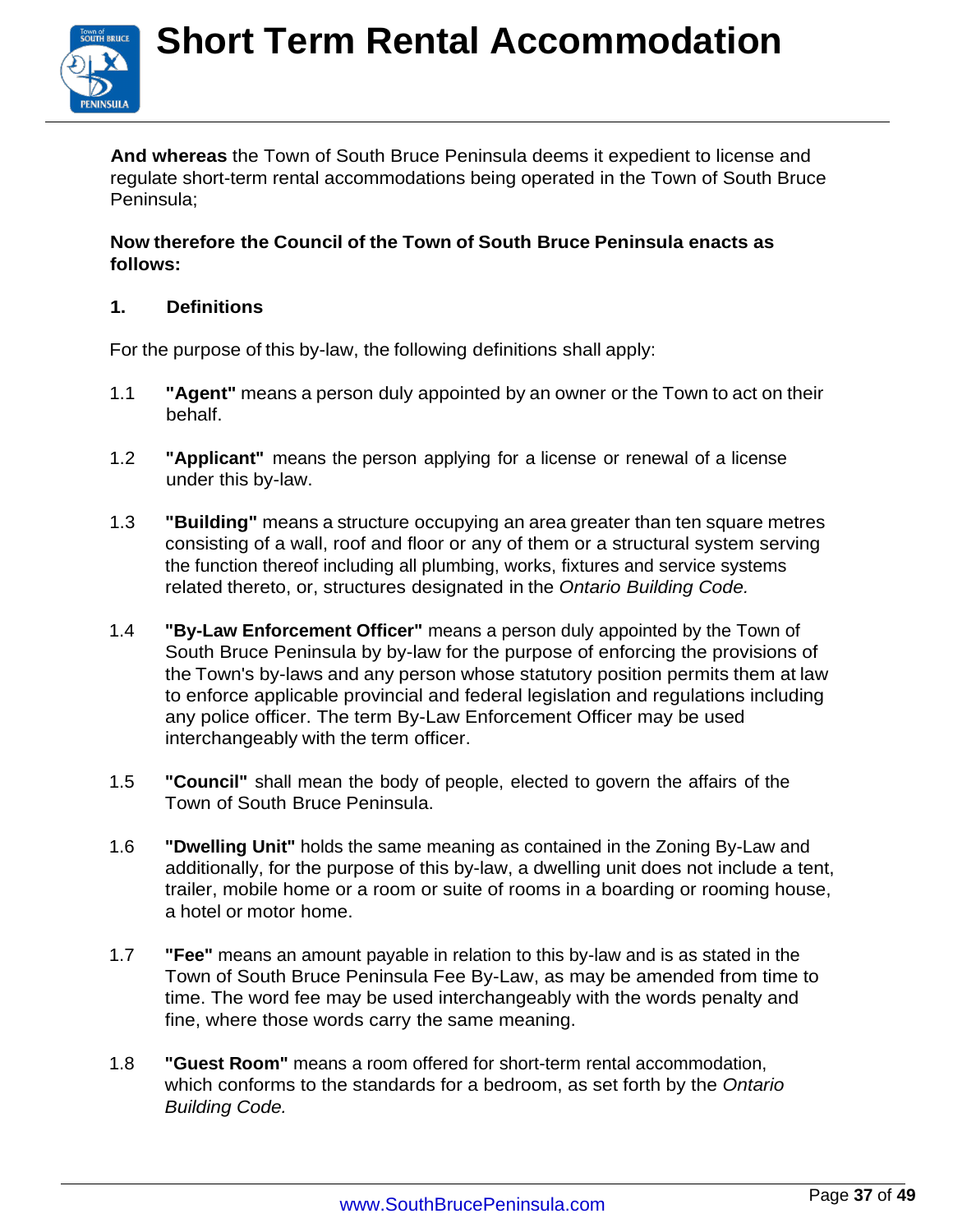**And whereas** the Town of South Bruce Peninsula deems it expedient to license and regulate short-term rental accommodations being operated in the Town of South Bruce Peninsula;

**Now therefore the Council of the Town of South Bruce Peninsula enacts as follows:**

## 1. Definitions

For the purpose of this by-law, the following definitions shall apply:

1.1 **"Agent"** means a person duly appointed by an owner or the Town to act on their behalf.

1.2 **"Applicant"** means the person applying for a license or renewal of a license under this by-law.

1.3 **"Building"** means a structure occupying an area greater than ten square metres consisting of a wall, roof and floor or any of them or a structural system serving the function thereof including all plumbing, works, fixtures and service systems related thereto, or, structures designated in the *Ontario Building Code.*

1.4 **"By-Law Enforcement Officer"** means a person duly appointed by the Town of South Bruce Peninsula by by-law for the purpose of enforcing the provisions of the Town's by-laws and any person whose statutory position permits them at law to enforce applicable provincial and federal legislation and regulations including any police officer. The term By-Law Enforcement Officer may be used interchangeably with the term officer.

1.5 **"Council"** shall mean the body of people, elected to govern the affairs of the Town of South Bruce Peninsula.

1.6 **"Dwelling Unit"** holds the same meaning as contained in the Zoning By-Law and additionally, for the purpose of this by-law, a dwelling unit does not include a tent, trailer, mobile home or a room or suite of rooms in a boarding or rooming house, a hotel or motor home.

1.7 **"Fee"** means an amount payable in relation to this by-law and is as stated in the Town of South Bruce Peninsula Fee By-Law, as may be amended from time to time. The word fee may be used interchangeably with the words penalty and fine, where those words carry the same meaning.

1.8 **"Guest Room"** means a room offered for short-term rental accommodation, which conforms to the standards for a bedroom, as set forth by the *Ontario Building Code.*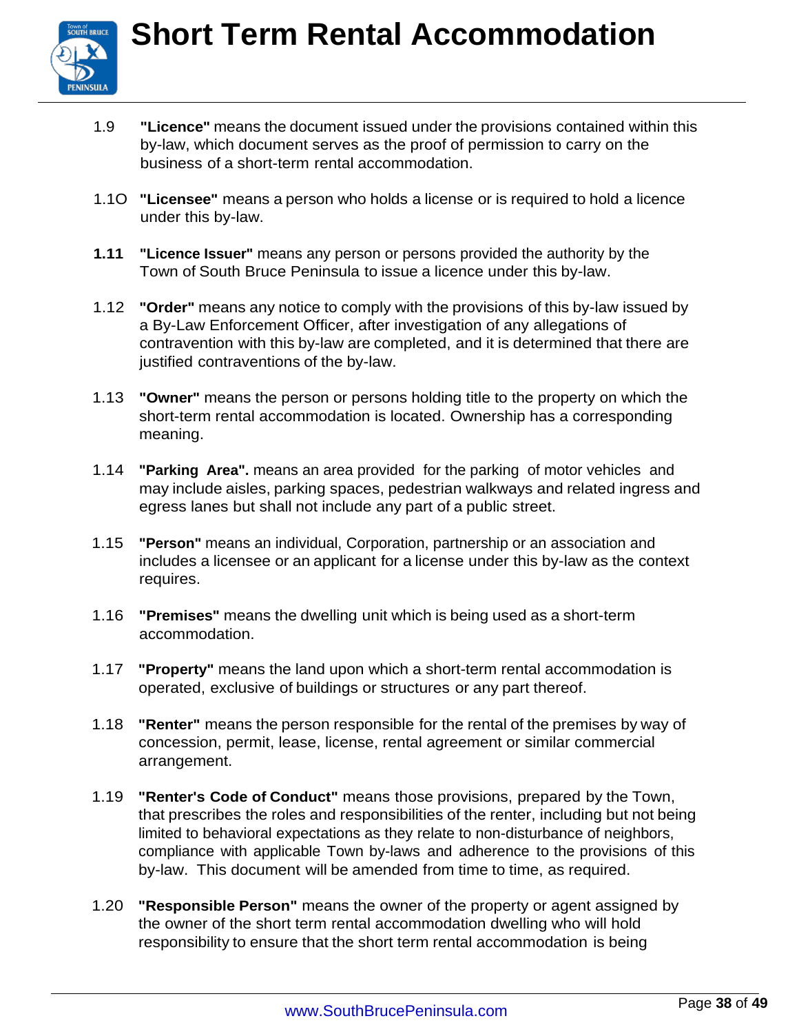1.9 **"Licence"** means the document issued under the provisions contained within this by-law, which document serves as the proof of permission to carry on the business of a short-term rental accommodation.

1.1O **"Licensee"** means a person who holds a license or is required to hold a licence under this by-law.

**1.11** **"Licence Issuer"** means any person or persons provided the authority by the Town of South Bruce Peninsula to issue a licence under this by-law.

1.12 **"Order"** means any notice to comply with the provisions of this by-law issued by a By-Law Enforcement Officer, after investigation of any allegations of contravention with this by-law are completed, and it is determined that there are justified contraventions of the by-law.

1.13 **"Owner"** means the person or persons holding title to the property on which the short-term rental accommodation is located. Ownership has a corresponding meaning.

1.14 **"Parking Area".** means an area provided for the parking of motor vehicles and may include aisles, parking spaces, pedestrian walkways and related ingress and egress lanes but shall not include any part of a public street.

1.15 **"Person"** means an individual, Corporation, partnership or an association and includes a licensee or an applicant for a license under this by-law as the context requires.

1.16 **"Premises"** means the dwelling unit which is being used as a short-term accommodation.

1.17 **"Property"** means the land upon which a short-term rental accommodation is operated, exclusive of buildings or structures or any part thereof.

1.18 **"Renter"** means the person responsible for the rental of the premises by way of concession, permit, lease, license, rental agreement or similar commercial arrangement.

1.19 **"Renter's Code of Conduct"** means those provisions, prepared by the Town, that prescribes the roles and responsibilities of the renter, including but not being limited to behavioral expectations as they relate to non-disturbance of neighbors, compliance with applicable Town by-laws and adherence to the provisions of this by-law. This document will be amended from time to time, as required.

1.20 **"Responsible Person"** means the owner of the property or agent assigned by the owner of the short term rental accommodation dwelling who will hold responsibility to ensure that the short term rental accommodation is being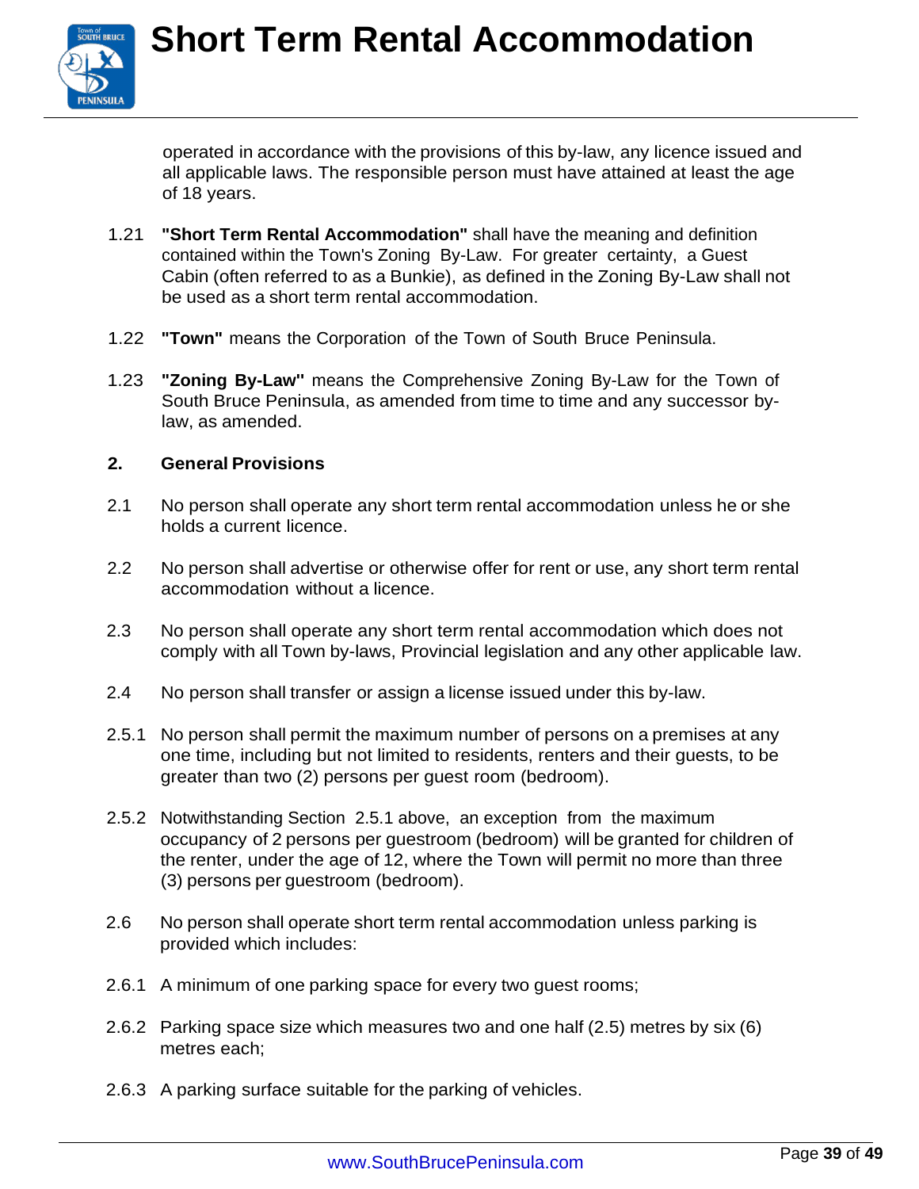operated in accordance with the provisions of this by-law, any licence issued and all applicable laws. The responsible person must have attained at least the age of 18 years.

1.21 **"Short Term Rental Accommodation"** shall have the meaning and definition contained within the Town's Zoning By-Law. For greater certainty, a Guest Cabin (often referred to as a Bunkie), as defined in the Zoning By-Law shall not be used as a short term rental accommodation.

1.22 **"Town"** means the Corporation of the Town of South Bruce Peninsula.

1.23 **"Zoning By-Law"** means the Comprehensive Zoning By-Law for the Town of South Bruce Peninsula, as amended from time to time and any successor by-law, as amended.

## 2. General Provisions

2.1 No person shall operate any short term rental accommodation unless he or she holds a current licence.

2.2 No person shall advertise or otherwise offer for rent or use, any short term rental accommodation without a licence.

2.3 No person shall operate any short term rental accommodation which does not comply with all Town by-laws, Provincial legislation and any other applicable law.

2.4 No person shall transfer or assign a license issued under this by-law.

2.5.1 No person shall permit the maximum number of persons on a premises at any one time, including but not limited to residents, renters and their guests, to be greater than two (2) persons per guest room (bedroom).

2.5.2 Notwithstanding Section 2.5.1 above, an exception from the maximum occupancy of 2 persons per guestroom (bedroom) will be granted for children of the renter, under the age of 12, where the Town will permit no more than three (3) persons per guestroom (bedroom).

2.6 No person shall operate short term rental accommodation unless parking is provided which includes:

2.6.1 A minimum of one parking space for every two guest rooms;

2.6.2 Parking space size which measures two and one half (2.5) metres by six (6) metres each;

2.6.3 A parking surface suitable for the parking of vehicles.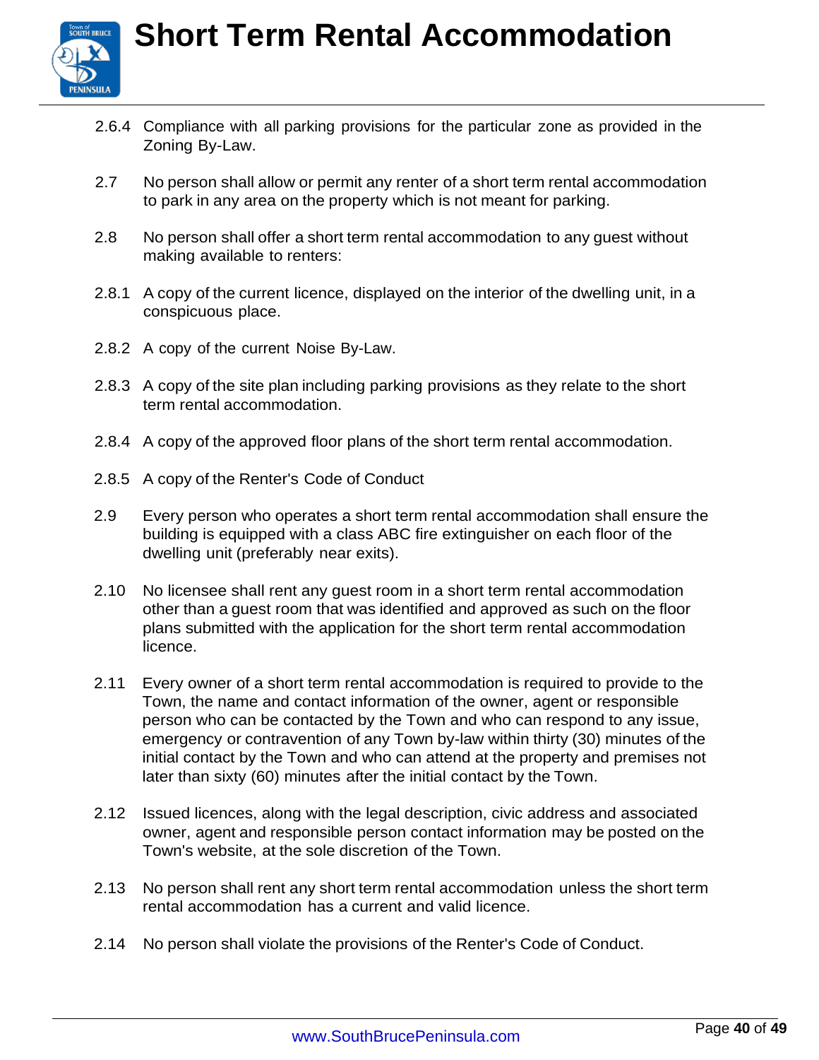2.6.4 Compliance with all parking provisions for the particular zone as provided in the Zoning By-Law.

2.7 No person shall allow or permit any renter of a short term rental accommodation to park in any area on the property which is not meant for parking.

2.8 No person shall offer a short term rental accommodation to any guest without making available to renters:

2.8.1 A copy of the current licence, displayed on the interior of the dwelling unit, in a conspicuous place.

2.8.2 A copy of the current Noise By-Law.

2.8.3 A copy of the site plan including parking provisions as they relate to the short term rental accommodation.

2.8.4 A copy of the approved floor plans of the short term rental accommodation.

2.8.5 A copy of the Renter's Code of Conduct

2.9 Every person who operates a short term rental accommodation shall ensure the building is equipped with a class ABC fire extinguisher on each floor of the dwelling unit (preferably near exits).

2.10 No licensee shall rent any guest room in a short term rental accommodation other than a guest room that was identified and approved as such on the floor plans submitted with the application for the short term rental accommodation licence.

2.11 Every owner of a short term rental accommodation is required to provide to the Town, the name and contact information of the owner, agent or responsible person who can be contacted by the Town and who can respond to any issue, emergency or contravention of any Town by-law within thirty (30) minutes of the initial contact by the Town and who can attend at the property and premises not later than sixty (60) minutes after the initial contact by the Town.

2.12 Issued licences, along with the legal description, civic address and associated owner, agent and responsible person contact information may be posted on the Town's website, at the sole discretion of the Town.

2.13 No person shall rent any short term rental accommodation unless the short term rental accommodation has a current and valid licence.

2.14 No person shall violate the provisions of the Renter's Code of Conduct.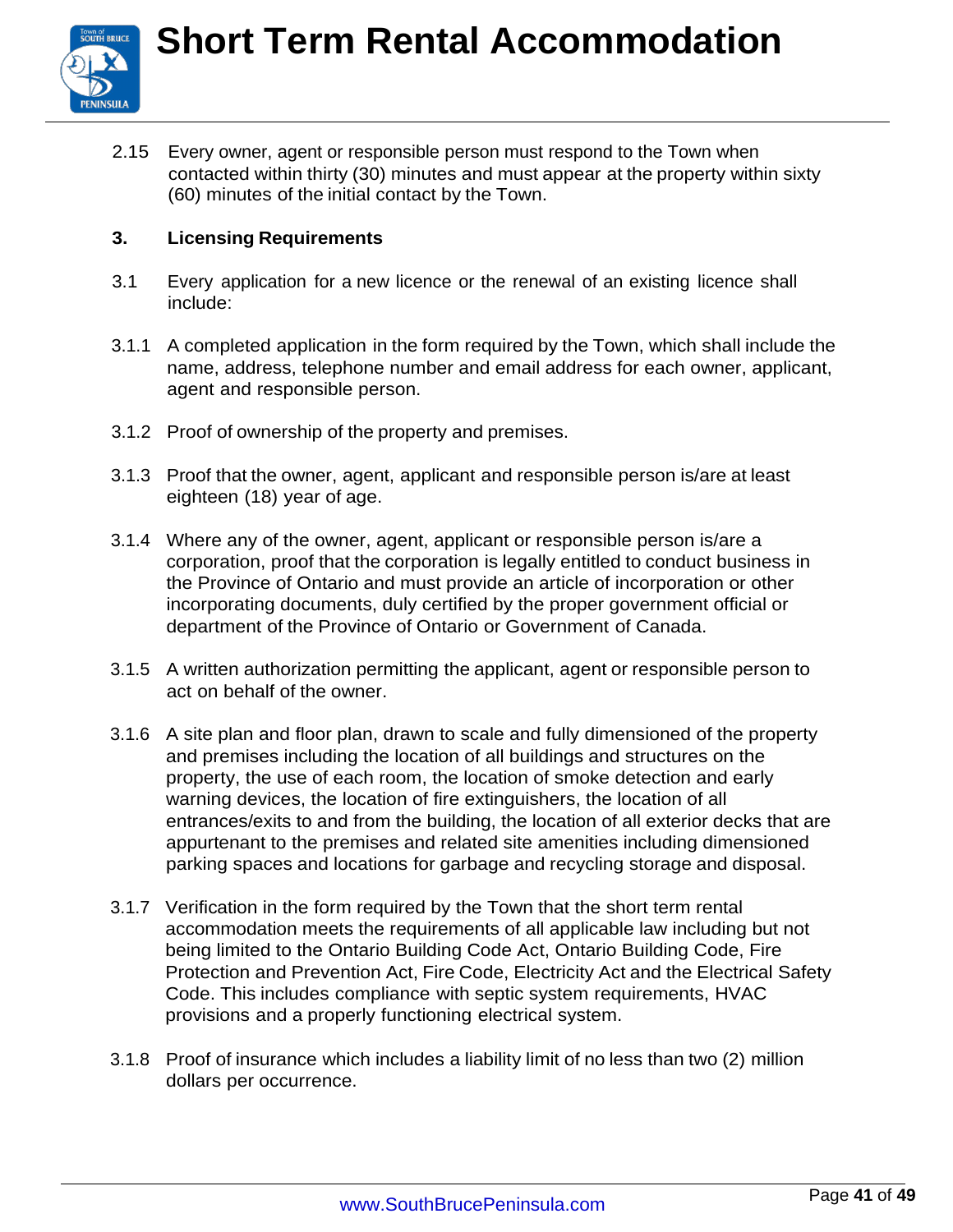2.15 Every owner, agent or responsible person must respond to the Town when contacted within thirty (30) minutes and must appear at the property within sixty (60) minutes of the initial contact by the Town.

## 3. Licensing Requirements

3.1 Every application for a new licence or the renewal of an existing licence shall include:

3.1.1 A completed application in the form required by the Town, which shall include the name, address, telephone number and email address for each owner, applicant, agent and responsible person.

3.1.2 Proof of ownership of the property and premises.

3.1.3 Proof that the owner, agent, applicant and responsible person is/are at least eighteen (18) year of age.

3.1.4 Where any of the owner, agent, applicant or responsible person is/are a corporation, proof that the corporation is legally entitled to conduct business in the Province of Ontario and must provide an article of incorporation or other incorporating documents, duly certified by the proper government official or department of the Province of Ontario or Government of Canada.

3.1.5 A written authorization permitting the applicant, agent or responsible person to act on behalf of the owner.

3.1.6 A site plan and floor plan, drawn to scale and fully dimensioned of the property and premises including the location of all buildings and structures on the property, the use of each room, the location of smoke detection and early warning devices, the location of fire extinguishers, the location of all entrances/exits to and from the building, the location of all exterior decks that are appurtenant to the premises and related site amenities including dimensioned parking spaces and locations for garbage and recycling storage and disposal.

3.1.7 Verification in the form required by the Town that the short term rental accommodation meets the requirements of all applicable law including but not being limited to the Ontario Building Code Act, Ontario Building Code, Fire Protection and Prevention Act, Fire Code, Electricity Act and the Electrical Safety Code. This includes compliance with septic system requirements, HVAC provisions and a properly functioning electrical system.

3.1.8 Proof of insurance which includes a liability limit of no less than two (2) million dollars per occurrence.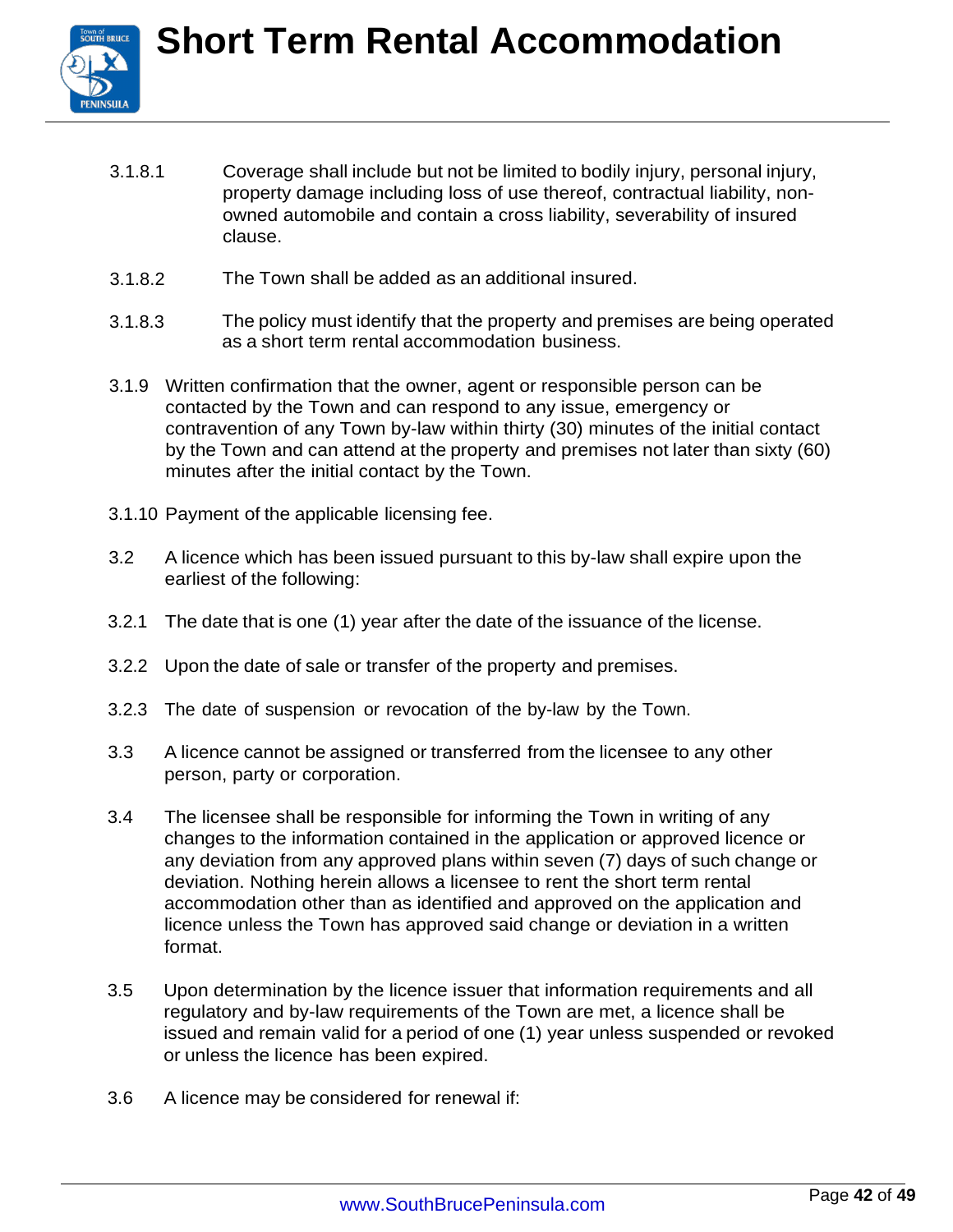3.1.8.1 Coverage shall include but not be limited to bodily injury, personal injury, property damage including loss of use thereof, contractual liability, non-owned automobile and contain a cross liability, severability of insured clause.

3.1.8.2 The Town shall be added as an additional insured.

3.1.8.3 The policy must identify that the property and premises are being operated as a short term rental accommodation business.

3.1.9 Written confirmation that the owner, agent or responsible person can be contacted by the Town and can respond to any issue, emergency or contravention of any Town by-law within thirty (30) minutes of the initial contact by the Town and can attend at the property and premises not later than sixty (60) minutes after the initial contact by the Town.

3.1.10 Payment of the applicable licensing fee.

3.2 A licence which has been issued pursuant to this by-law shall expire upon the earliest of the following:

3.2.1 The date that is one (1) year after the date of the issuance of the license.

3.2.2 Upon the date of sale or transfer of the property and premises.

3.2.3 The date of suspension or revocation of the by-law by the Town.

3.3 A licence cannot be assigned or transferred from the licensee to any other person, party or corporation.

3.4 The licensee shall be responsible for informing the Town in writing of any changes to the information contained in the application or approved licence or any deviation from any approved plans within seven (7) days of such change or deviation. Nothing herein allows a licensee to rent the short term rental accommodation other than as identified and approved on the application and licence unless the Town has approved said change or deviation in a written format.

3.5 Upon determination by the licence issuer that information requirements and all regulatory and by-law requirements of the Town are met, a licence shall be issued and remain valid for a period of one (1) year unless suspended or revoked or unless the licence has been expired.

3.6 A licence may be considered for renewal if: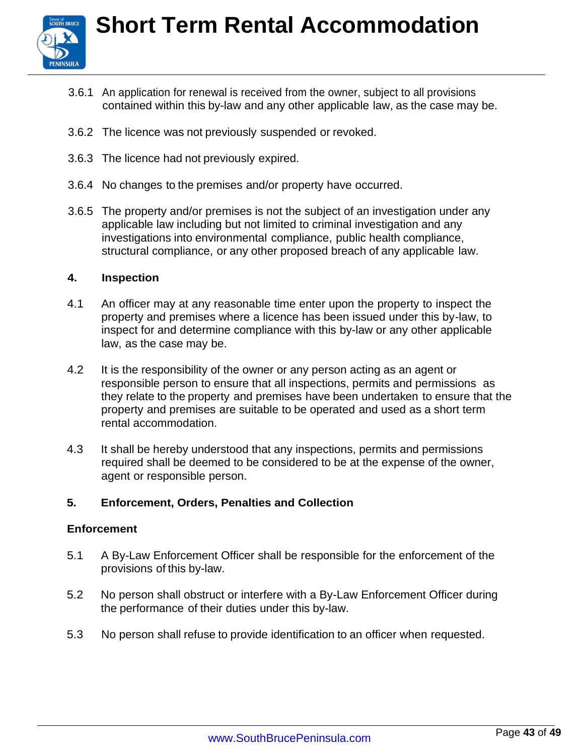3.6.1 An application for renewal is received from the owner, subject to all provisions contained within this by-law and any other applicable law, as the case may be.

3.6.2 The licence was not previously suspended or revoked.

3.6.3 The licence had not previously expired.

3.6.4 No changes to the premises and/or property have occurred.

3.6.5 The property and/or premises is not the subject of an investigation under any applicable law including but not limited to criminal investigation and any investigations into environmental compliance, public health compliance, structural compliance, or any other proposed breach of any applicable law.

## 4. Inspection

4.1 An officer may at any reasonable time enter upon the property to inspect the property and premises where a licence has been issued under this by-law, to inspect for and determine compliance with this by-law or any other applicable law, as the case may be.

4.2 It is the responsibility of the owner or any person acting as an agent or responsible person to ensure that all inspections, permits and permissions as they relate to the property and premises have been undertaken to ensure that the property and premises are suitable to be operated and used as a short term rental accommodation.

4.3 It shall be hereby understood that any inspections, permits and permissions required shall be deemed to be considered to be at the expense of the owner, agent or responsible person.

## 5. Enforcement, Orders, Penalties and Collection

### Enforcement

5.1 A By-Law Enforcement Officer shall be responsible for the enforcement of the provisions of this by-law.

5.2 No person shall obstruct or interfere with a By-Law Enforcement Officer during the performance of their duties under this by-law.

5.3 No person shall refuse to provide identification to an officer when requested.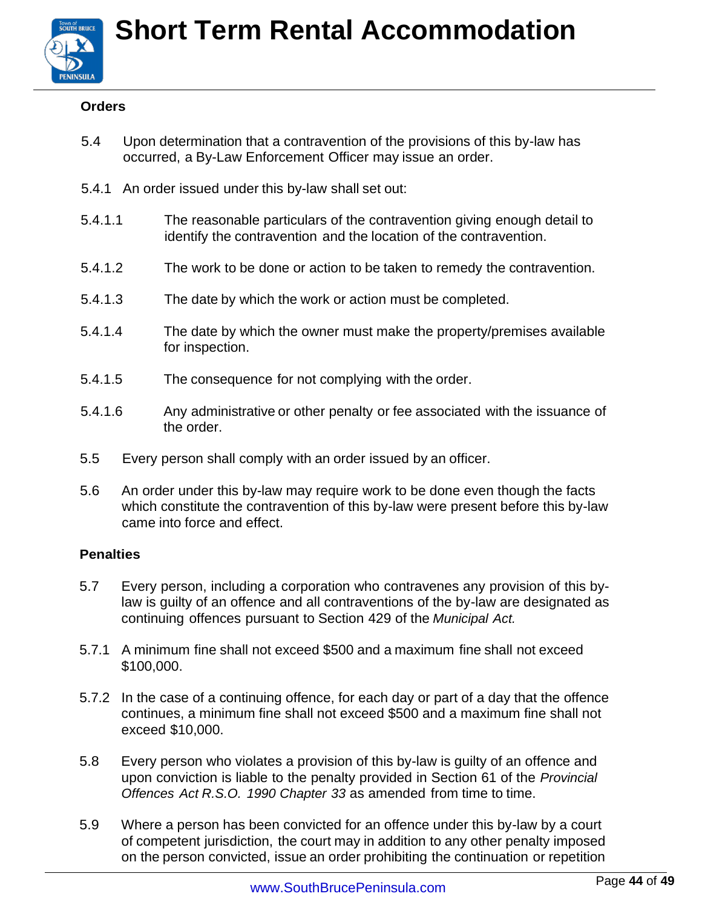### Orders

5.4 Upon determination that a contravention of the provisions of this by-law has occurred, a By-Law Enforcement Officer may issue an order.

5.4.1 An order issued under this by-law shall set out:

5.4.1.1 The reasonable particulars of the contravention giving enough detail to identify the contravention and the location of the contravention.

5.4.1.2 The work to be done or action to be taken to remedy the contravention.

5.4.1.3 The date by which the work or action must be completed.

5.4.1.4 The date by which the owner must make the property/premises available for inspection.

5.4.1.5 The consequence for not complying with the order.

5.4.1.6 Any administrative or other penalty or fee associated with the issuance of the order.

5.5 Every person shall comply with an order issued by an officer.

5.6 An order under this by-law may require work to be done even though the facts which constitute the contravention of this by-law were present before this by-law came into force and effect.

### Penalties

5.7 Every person, including a corporation who contravenes any provision of this by-law is guilty of an offence and all contraventions of the by-law are designated as continuing offences pursuant to Section 429 of the *Municipal Act.*

5.7.1 A minimum fine shall not exceed $500 and a maximum fine shall not exceed $100,000.

5.7.2 In the case of a continuing offence, for each day or part of a day that the offence continues, a minimum fine shall not exceed $500 and a maximum fine shall not exceed $10,000.

5.8 Every person who violates a provision of this by-law is guilty of an offence and upon conviction is liable to the penalty provided in Section 61 of the *Provincial Offences Act R.S.O. 1990 Chapter 33* as amended from time to time.

5.9 Where a person has been convicted for an offence under this by-law by a court of competent jurisdiction, the court may in addition to any other penalty imposed on the person convicted, issue an order prohibiting the continuation or repetition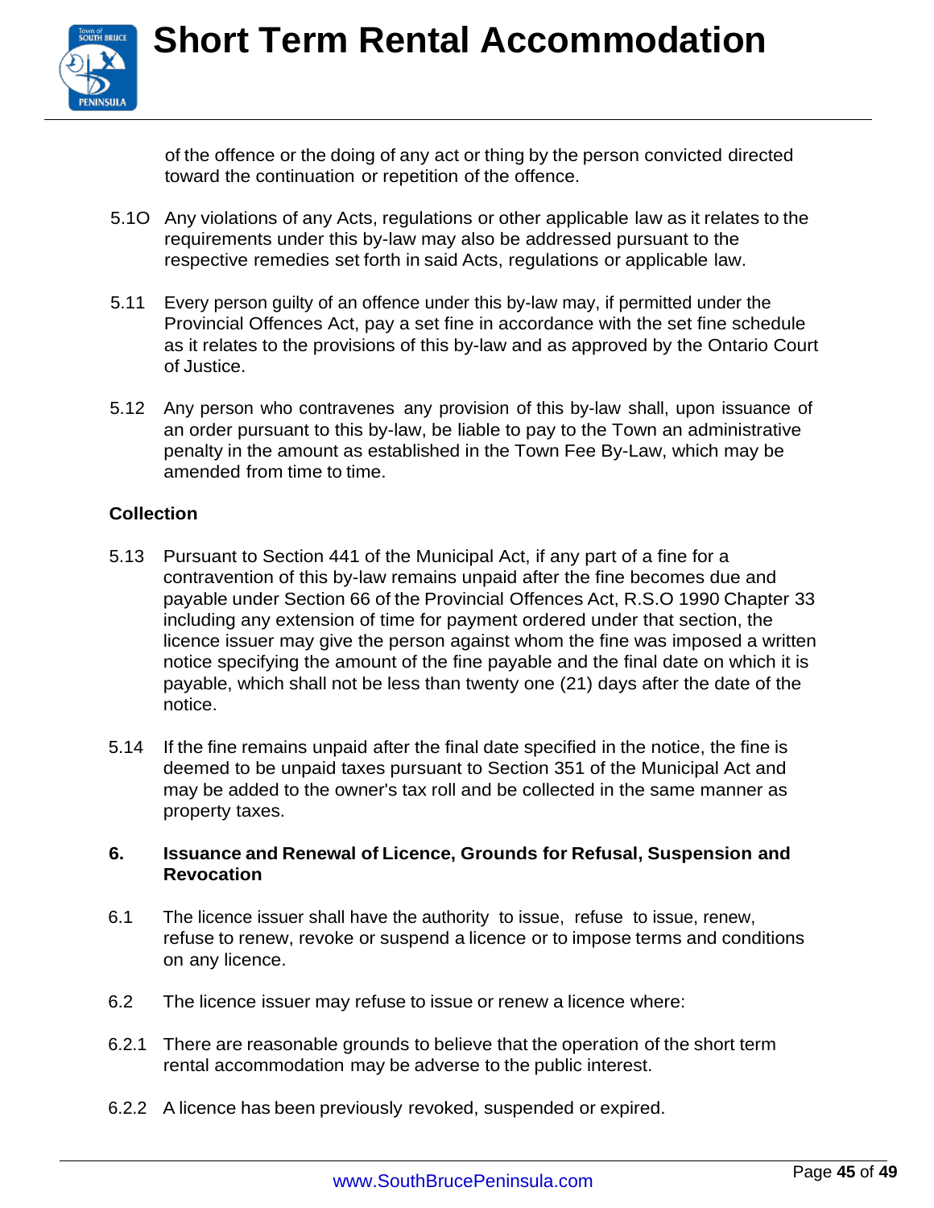of the offence or the doing of any act or thing by the person convicted directed toward the continuation or repetition of the offence.

5.1O Any violations of any Acts, regulations or other applicable law as it relates to the requirements under this by-law may also be addressed pursuant to the respective remedies set forth in said Acts, regulations or applicable law.

5.11 Every person guilty of an offence under this by-law may, if permitted under the Provincial Offences Act, pay a set fine in accordance with the set fine schedule as it relates to the provisions of this by-law and as approved by the Ontario Court of Justice.

5.12 Any person who contravenes any provision of this by-law shall, upon issuance of an order pursuant to this by-law, be liable to pay to the Town an administrative penalty in the amount as established in the Town Fee By-Law, which may be amended from time to time.

**Collection**

5.13 Pursuant to Section 441 of the Municipal Act, if any part of a fine for a contravention of this by-law remains unpaid after the fine becomes due and payable under Section 66 of the Provincial Offences Act, R.S.O 1990 Chapter 33 including any extension of time for payment ordered under that section, the licence issuer may give the person against whom the fine was imposed a written notice specifying the amount of the fine payable and the final date on which it is payable, which shall not be less than twenty one (21) days after the date of the notice.

5.14 If the fine remains unpaid after the final date specified in the notice, the fine is deemed to be unpaid taxes pursuant to Section 351 of the Municipal Act and may be added to the owner's tax roll and be collected in the same manner as property taxes.

**6. Issuance and Renewal of Licence, Grounds for Refusal, Suspension and Revocation**

6.1 The licence issuer shall have the authority to issue, refuse to issue, renew, refuse to renew, revoke or suspend a licence or to impose terms and conditions on any licence.

6.2 The licence issuer may refuse to issue or renew a licence where:

6.2.1 There are reasonable grounds to believe that the operation of the short term rental accommodation may be adverse to the public interest.

6.2.2 A licence has been previously revoked, suspended or expired.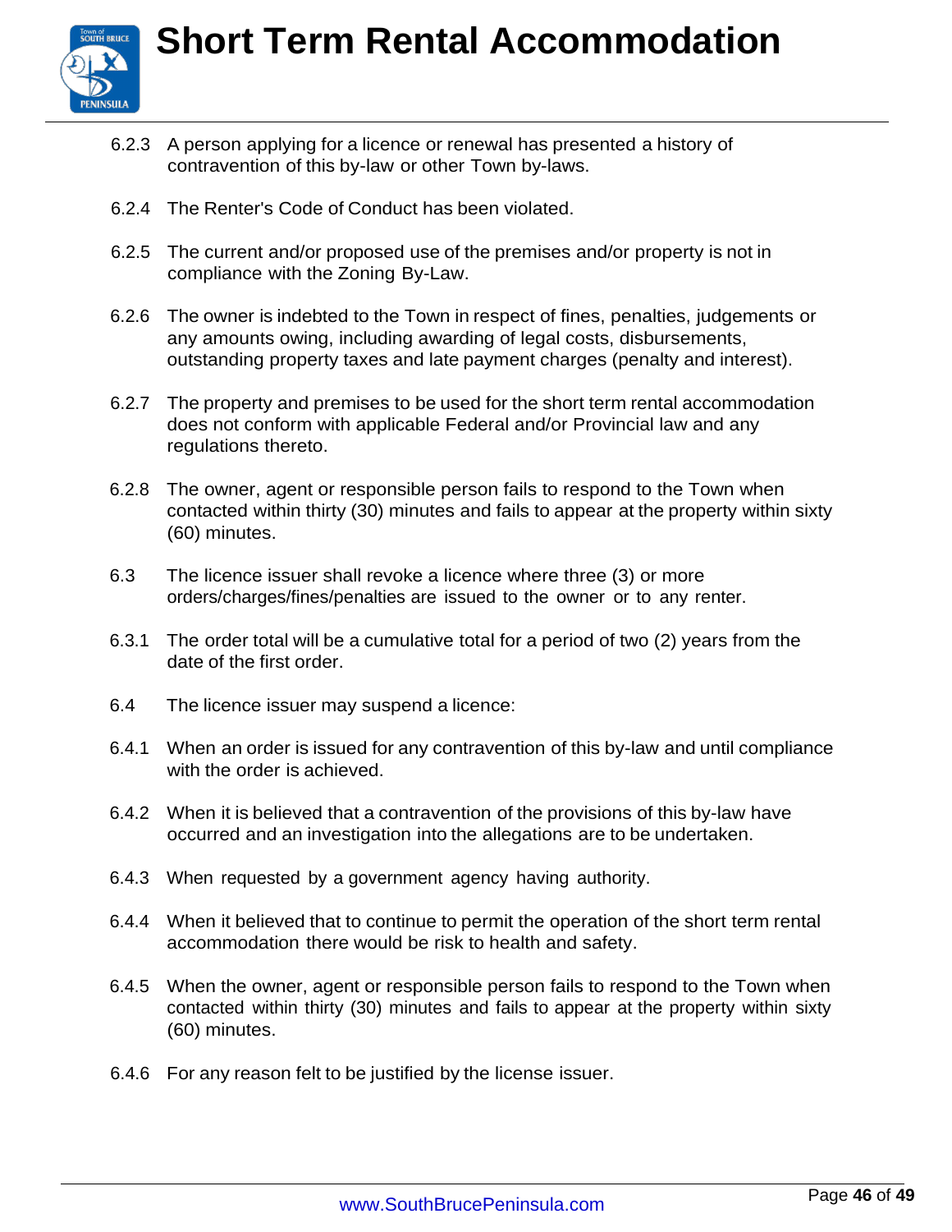6.2.3 A person applying for a licence or renewal has presented a history of contravention of this by-law or other Town by-laws.

6.2.4 The Renter's Code of Conduct has been violated.

6.2.5 The current and/or proposed use of the premises and/or property is not in compliance with the Zoning By-Law.

6.2.6 The owner is indebted to the Town in respect of fines, penalties, judgements or any amounts owing, including awarding of legal costs, disbursements, outstanding property taxes and late payment charges (penalty and interest).

6.2.7 The property and premises to be used for the short term rental accommodation does not conform with applicable Federal and/or Provincial law and any regulations thereto.

6.2.8 The owner, agent or responsible person fails to respond to the Town when contacted within thirty (30) minutes and fails to appear at the property within sixty (60) minutes.

6.3 The licence issuer shall revoke a licence where three (3) or more orders/charges/fines/penalties are issued to the owner or to any renter.

6.3.1 The order total will be a cumulative total for a period of two (2) years from the date of the first order.

6.4 The licence issuer may suspend a licence:

6.4.1 When an order is issued for any contravention of this by-law and until compliance with the order is achieved.

6.4.2 When it is believed that a contravention of the provisions of this by-law have occurred and an investigation into the allegations are to be undertaken.

6.4.3 When requested by a government agency having authority.

6.4.4 When it believed that to continue to permit the operation of the short term rental accommodation there would be risk to health and safety.

6.4.5 When the owner, agent or responsible person fails to respond to the Town when contacted within thirty (30) minutes and fails to appear at the property within sixty (60) minutes.

6.4.6 For any reason felt to be justified by the license issuer.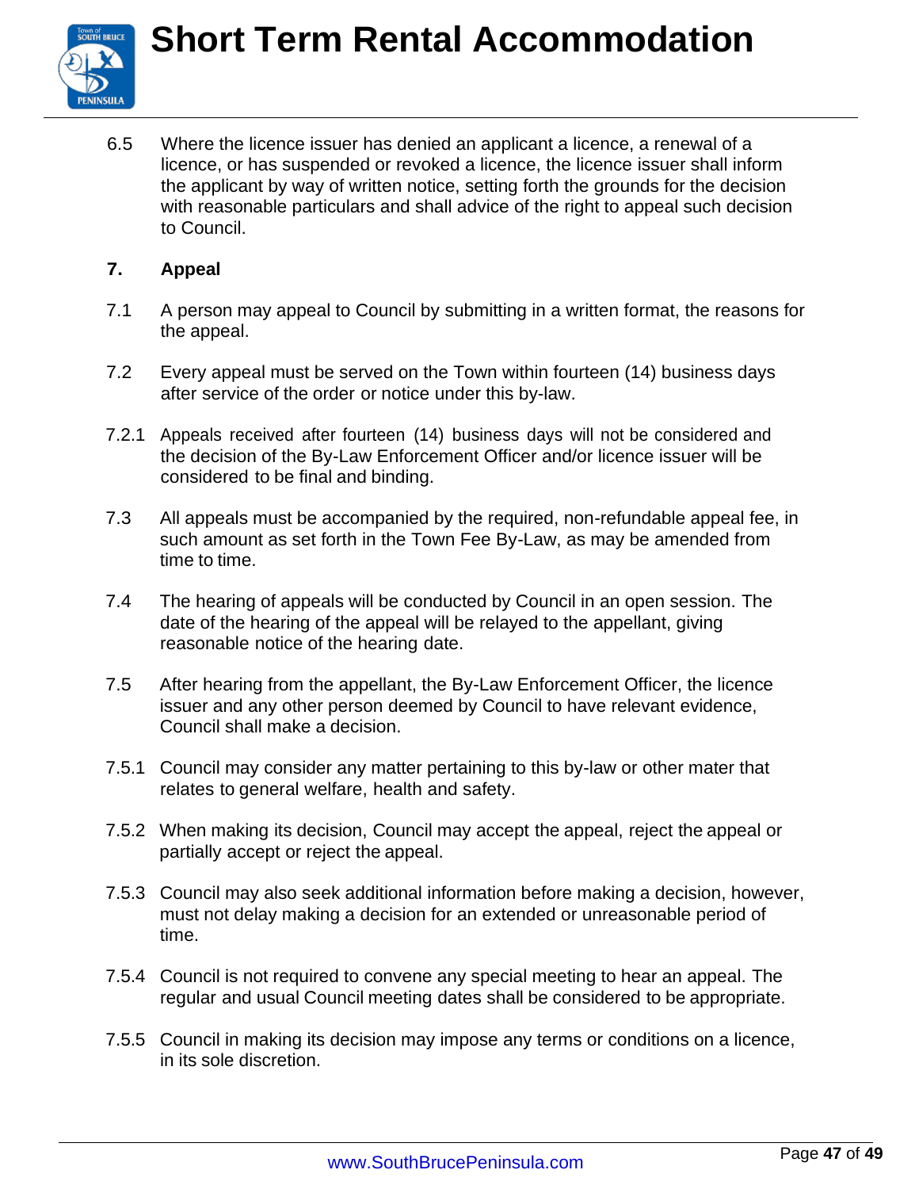6.5 Where the licence issuer has denied an applicant a licence, a renewal of a licence, or has suspended or revoked a licence, the licence issuer shall inform the applicant by way of written notice, setting forth the grounds for the decision with reasonable particulars and shall advice of the right to appeal such decision to Council.

## 7. Appeal

7.1 A person may appeal to Council by submitting in a written format, the reasons for the appeal.

7.2 Every appeal must be served on the Town within fourteen (14) business days after service of the order or notice under this by-law.

7.2.1 Appeals received after fourteen (14) business days will not be considered and the decision of the By-Law Enforcement Officer and/or licence issuer will be considered to be final and binding.

7.3 All appeals must be accompanied by the required, non-refundable appeal fee, in such amount as set forth in the Town Fee By-Law, as may be amended from time to time.

7.4 The hearing of appeals will be conducted by Council in an open session. The date of the hearing of the appeal will be relayed to the appellant, giving reasonable notice of the hearing date.

7.5 After hearing from the appellant, the By-Law Enforcement Officer, the licence issuer and any other person deemed by Council to have relevant evidence, Council shall make a decision.

7.5.1 Council may consider any matter pertaining to this by-law or other mater that relates to general welfare, health and safety.

7.5.2 When making its decision, Council may accept the appeal, reject the appeal or partially accept or reject the appeal.

7.5.3 Council may also seek additional information before making a decision, however, must not delay making a decision for an extended or unreasonable period of time.

7.5.4 Council is not required to convene any special meeting to hear an appeal. The regular and usual Council meeting dates shall be considered to be appropriate.

7.5.5 Council in making its decision may impose any terms or conditions on a licence, in its sole discretion.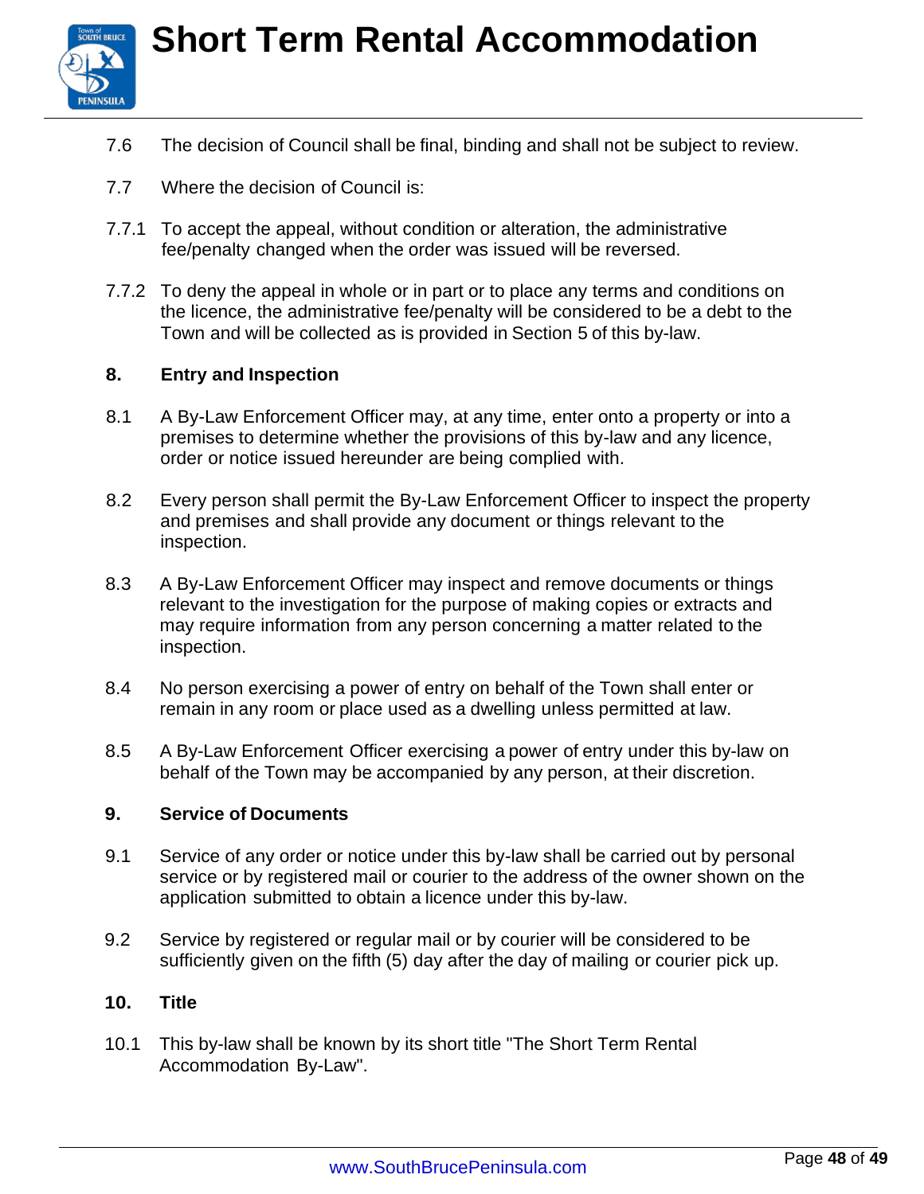7.6 The decision of Council shall be final, binding and shall not be subject to review.

7.7 Where the decision of Council is:

7.7.1 To accept the appeal, without condition or alteration, the administrative fee/penalty changed when the order was issued will be reversed.

7.7.2 To deny the appeal in whole or in part or to place any terms and conditions on the licence, the administrative fee/penalty will be considered to be a debt to the Town and will be collected as is provided in Section 5 of this by-law.

## 8. Entry and Inspection

8.1 A By-Law Enforcement Officer may, at any time, enter onto a property or into a premises to determine whether the provisions of this by-law and any licence, order or notice issued hereunder are being complied with.

8.2 Every person shall permit the By-Law Enforcement Officer to inspect the property and premises and shall provide any document or things relevant to the inspection.

8.3 A By-Law Enforcement Officer may inspect and remove documents or things relevant to the investigation for the purpose of making copies or extracts and may require information from any person concerning a matter related to the inspection.

8.4 No person exercising a power of entry on behalf of the Town shall enter or remain in any room or place used as a dwelling unless permitted at law.

8.5 A By-Law Enforcement Officer exercising a power of entry under this by-law on behalf of the Town may be accompanied by any person, at their discretion.

## 9. Service of Documents

9.1 Service of any order or notice under this by-law shall be carried out by personal service or by registered mail or courier to the address of the owner shown on the application submitted to obtain a licence under this by-law.

9.2 Service by registered or regular mail or by courier will be considered to be sufficiently given on the fifth (5) day after the day of mailing or courier pick up.

## 10. Title

10.1 This by-law shall be known by its short title "The Short Term Rental Accommodation By-Law".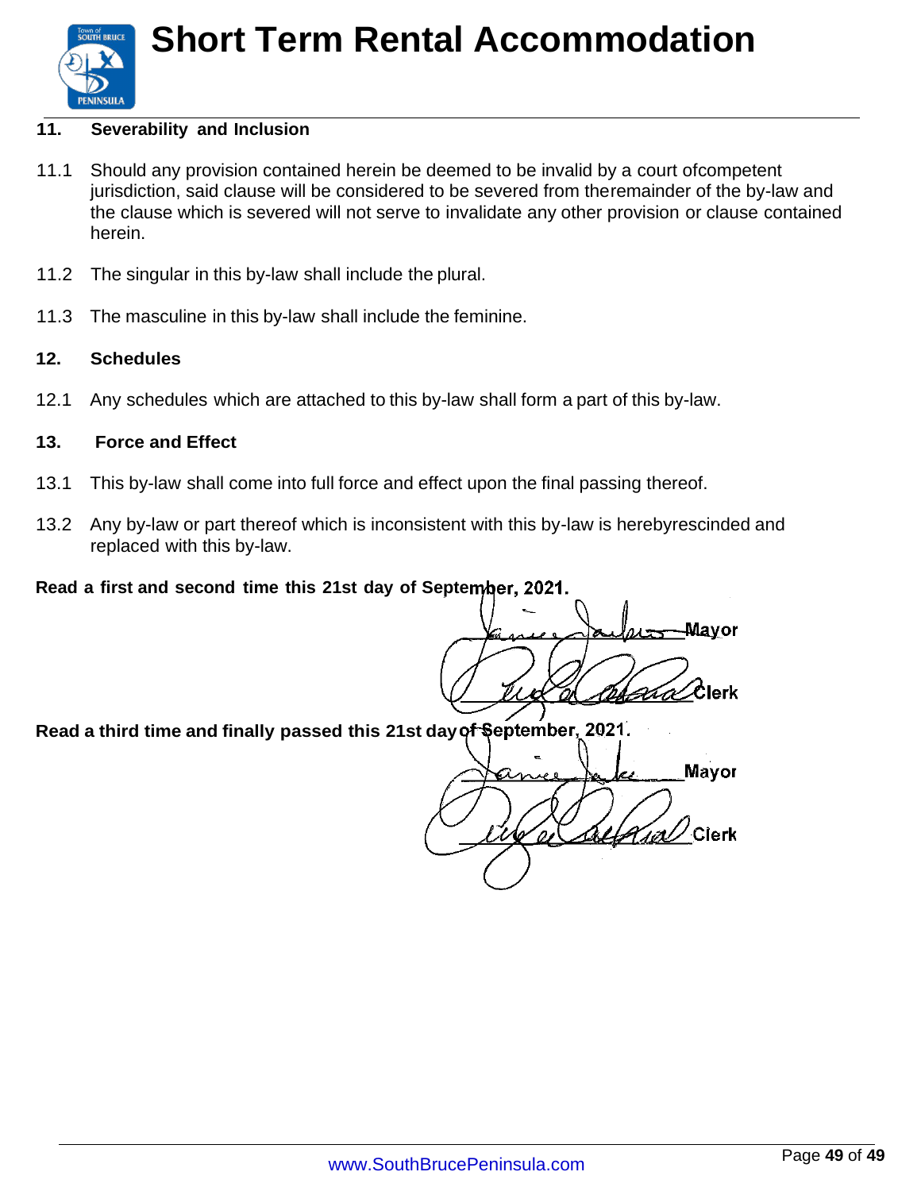### 11. Severability and Inclusion

11.1 Should any provision contained herein be deemed to be invalid by a court ofcompetent jurisdiction, said clause will be considered to be severed from theremainder of the by-law and the clause which is severed will not serve to invalidate any other provision or clause contained herein.

11.2 The singular in this by-law shall include the plural.

11.3 The masculine in this by-law shall include the feminine.

### 12. Schedules

12.1 Any schedules which are attached to this by-law shall form a part of this by-law.

### 13. Force and Effect

13.1 This by-law shall come into full force and effect upon the final passing thereof.

13.2 Any by-law or part thereof which is inconsistent with this by-law is herebyrescinded and replaced with this by-law.

**Read a first and second time this 21st day of September, 2021.**

_______________ **Mayor**

_______________ **Clerk**

**Read a third time and finally passed this 21st day of September, 2021.**

_______________ **Mayor**

_______________ **Clerk**